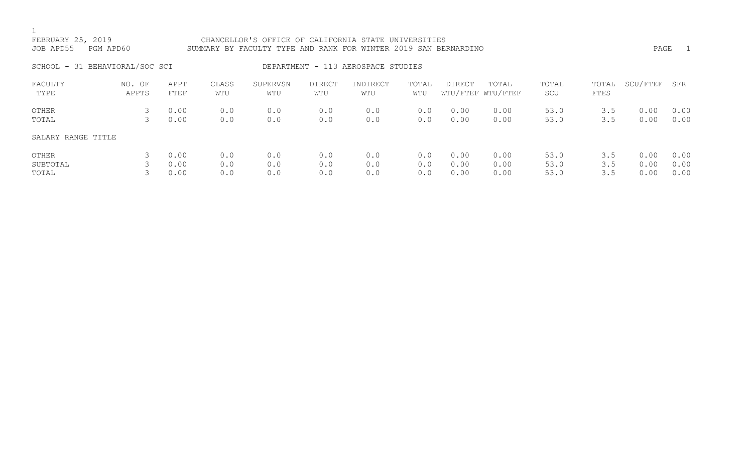CHANCELLOR'S OFFICE OF CALIFORNIA STATE UNIVERSITIES

SUMMARY BY FACULTY TYPE AND RANK FOR WINTER 2019 SAN BERNARDINO

FEBRUARY 25, 2019

JOB APD55 PGM APD60

SCHOOL - 31 BEHAVIORAL/SOC SCI

DEPARTMENT - 113 AEROSPACE STUDIES

| FACULTY TYPE | NO. OF APPTS | APPT FTEF | CLASS WTU | SUPERVSN WTU | DIRECT WTU | INDIRECT WTU | TOTAL WTU | DIRECT WTU/FTEF | TOTAL WTU/FTEF | TOTAL SCU | TOTAL FTES | SCU/FTEF | SFR |
|---|---|---|---|---|---|---|---|---|---|---|---|---|---|
| OTHER | 3 | 0.00 | 0.0 | 0.0 | 0.0 | 0.0 | 0.0 | 0.00 | 0.00 | 53.0 | 3.5 | 0.00 | 0.00 |
| TOTAL | 3 | 0.00 | 0.0 | 0.0 | 0.0 | 0.0 | 0.0 | 0.00 | 0.00 | 53.0 | 3.5 | 0.00 | 0.00 |
| SALARY RANGE TITLE | | | | | | | | | | | | | |
| OTHER | 3 | 0.00 | 0.0 | 0.0 | 0.0 | 0.0 | 0.0 | 0.00 | 0.00 | 53.0 | 3.5 | 0.00 | 0.00 |
| SUBTOTAL | 3 | 0.00 | 0.0 | 0.0 | 0.0 | 0.0 | 0.0 | 0.00 | 0.00 | 53.0 | 3.5 | 0.00 | 0.00 |
| TOTAL | 3 | 0.00 | 0.0 | 0.0 | 0.0 | 0.0 | 0.0 | 0.00 | 0.00 | 53.0 | 3.5 | 0.00 | 0.00 |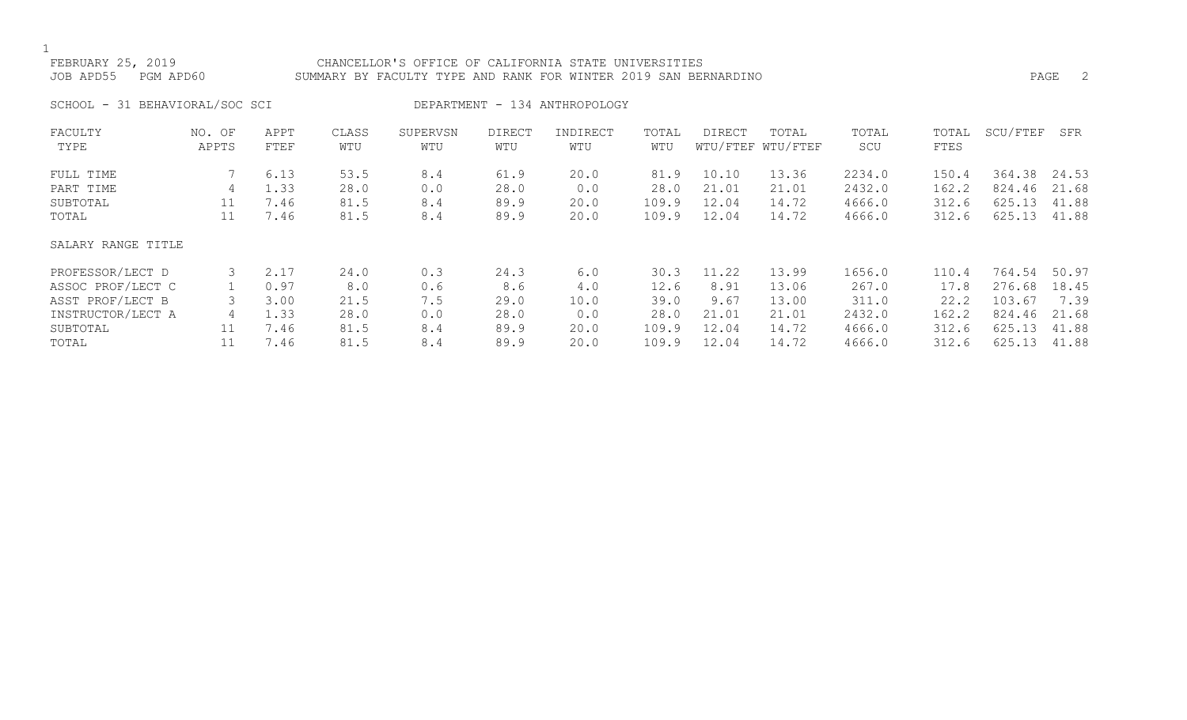FEBRUARY 25, 2019 CHANCELLOR'S OFFICE OF CALIFORNIA STATE UNIVERSITIES
JOB APD55 PGM APD60 SUMMARY BY FACULTY TYPE AND RANK FOR WINTER 2019 SAN BERNARDINO

SCHOOL - 31 BEHAVIORAL/SOC SCI DEPARTMENT - 134 ANTHROPOLOGY

| FACULTY TYPE | NO. OF APPTS | APPT FTEF | CLASS WTU | SUPERVSN WTU | DIRECT WTU | INDIRECT WTU | TOTAL WTU | DIRECT WTU/FTEF | TOTAL WTU/FTEF | TOTAL SCU | TOTAL FTES | SCU/FTEF | SFR |
|---|---|---|---|---|---|---|---|---|---|---|---|---|---|
| FULL TIME | 7 | 6.13 | 53.5 | 8.4 | 61.9 | 20.0 | 81.9 | 10.10 | 13.36 | 2234.0 | 150.4 | 364.38 | 24.53 |
| PART TIME | 4 | 1.33 | 28.0 | 0.0 | 28.0 | 0.0 | 28.0 | 21.01 | 21.01 | 2432.0 | 162.2 | 824.46 | 21.68 |
| SUBTOTAL | 11 | 7.46 | 81.5 | 8.4 | 89.9 | 20.0 | 109.9 | 12.04 | 14.72 | 4666.0 | 312.6 | 625.13 | 41.88 |
| TOTAL | 11 | 7.46 | 81.5 | 8.4 | 89.9 | 20.0 | 109.9 | 12.04 | 14.72 | 4666.0 | 312.6 | 625.13 | 41.88 |

| SALARY RANGE TITLE | NO. OF APPTS | APPT FTEF | CLASS WTU | SUPERVSN WTU | DIRECT WTU | INDIRECT WTU | TOTAL WTU | DIRECT WTU/FTEF | TOTAL WTU/FTEF | TOTAL SCU | TOTAL FTES | SCU/FTEF | SFR |
|---|---|---|---|---|---|---|---|---|---|---|---|---|---|
| PROFESSOR/LECT D | 3 | 2.17 | 24.0 | 0.3 | 24.3 | 6.0 | 30.3 | 11.22 | 13.99 | 1656.0 | 110.4 | 764.54 | 50.97 |
| ASSOC PROF/LECT C | 1 | 0.97 | 8.0 | 0.6 | 8.6 | 4.0 | 12.6 | 8.91 | 13.06 | 267.0 | 17.8 | 276.68 | 18.45 |
| ASST PROF/LECT B | 3 | 3.00 | 21.5 | 7.5 | 29.0 | 10.0 | 39.0 | 9.67 | 13.00 | 311.0 | 22.2 | 103.67 | 7.39 |
| INSTRUCTOR/LECT A | 4 | 1.33 | 28.0 | 0.0 | 28.0 | 0.0 | 28.0 | 21.01 | 21.01 | 2432.0 | 162.2 | 824.46 | 21.68 |
| SUBTOTAL | 11 | 7.46 | 81.5 | 8.4 | 89.9 | 20.0 | 109.9 | 12.04 | 14.72 | 4666.0 | 312.6 | 625.13 | 41.88 |
| TOTAL | 11 | 7.46 | 81.5 | 8.4 | 89.9 | 20.0 | 109.9 | 12.04 | 14.72 | 4666.0 | 312.6 | 625.13 | 41.88 |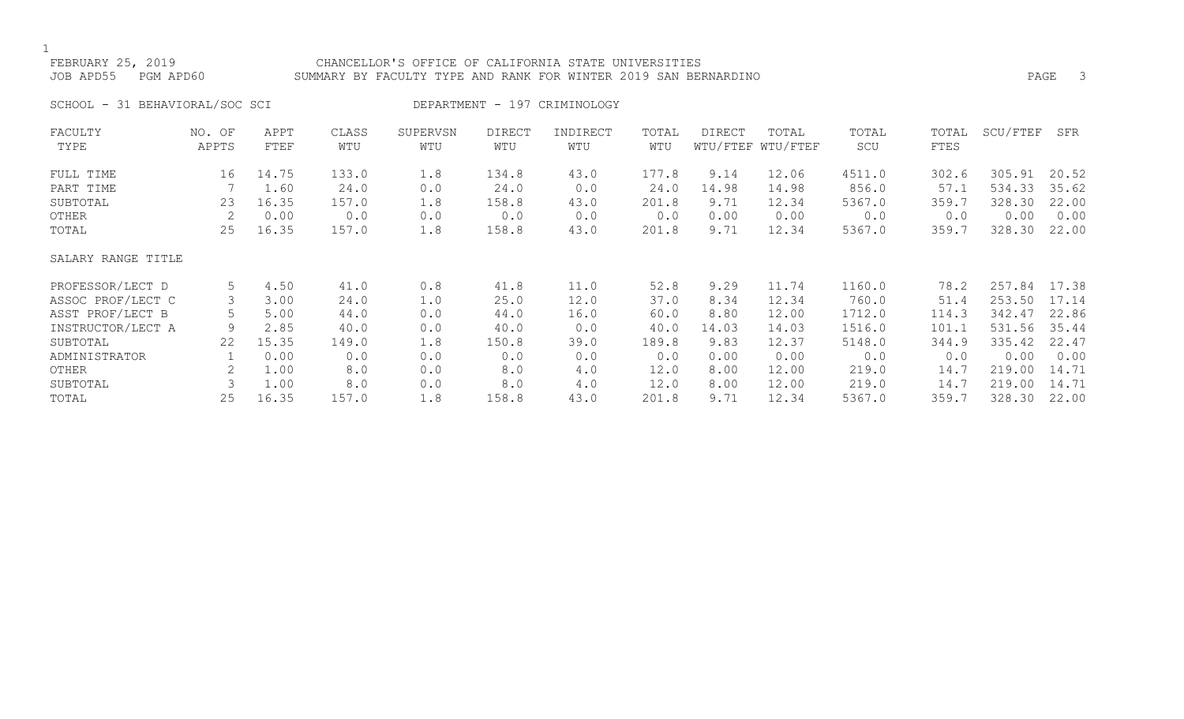FEBRUARY 25, 2019 CHANCELLOR'S OFFICE OF CALIFORNIA STATE UNIVERSITIES
JOB APD55 PGM APD60 SUMMARY BY FACULTY TYPE AND RANK FOR WINTER 2019 SAN BERNARDINO

SCHOOL - 31 BEHAVIORAL/SOC SCI DEPARTMENT - 197 CRIMINOLOGY

| FACULTY TYPE | NO. OF APPTS | APPT FTEF | CLASS WTU | SUPERVSN WTU | DIRECT WTU | INDIRECT WTU | TOTAL WTU | DIRECT WTU/FTEF | TOTAL WTU/FTEF | TOTAL SCU | TOTAL FTES | SCU/FTEF | SFR |
|---|---|---|---|---|---|---|---|---|---|---|---|---|---|
| FULL TIME | 16 | 14.75 | 133.0 | 1.8 | 134.8 | 43.0 | 177.8 | 9.14 | 12.06 | 4511.0 | 302.6 | 305.91 | 20.52 |
| PART TIME | 7 | 1.60 | 24.0 | 0.0 | 24.0 | 0.0 | 24.0 | 14.98 | 14.98 | 856.0 | 57.1 | 534.33 | 35.62 |
| SUBTOTAL | 23 | 16.35 | 157.0 | 1.8 | 158.8 | 43.0 | 201.8 | 9.71 | 12.34 | 5367.0 | 359.7 | 328.30 | 22.00 |
| OTHER | 2 | 0.00 | 0.0 | 0.0 | 0.0 | 0.0 | 0.0 | 0.00 | 0.00 | 0.0 | 0.0 | 0.00 | 0.00 |
| TOTAL | 25 | 16.35 | 157.0 | 1.8 | 158.8 | 43.0 | 201.8 | 9.71 | 12.34 | 5367.0 | 359.7 | 328.30 | 22.00 |
| SALARY RANGE TITLE | | | | | | | | | | | | | |
| PROFESSOR/LECT D | 5 | 4.50 | 41.0 | 0.8 | 41.8 | 11.0 | 52.8 | 9.29 | 11.74 | 1160.0 | 78.2 | 257.84 | 17.38 |
| ASSOC PROF/LECT C | 3 | 3.00 | 24.0 | 1.0 | 25.0 | 12.0 | 37.0 | 8.34 | 12.34 | 760.0 | 51.4 | 253.50 | 17.14 |
| ASST PROF/LECT B | 5 | 5.00 | 44.0 | 0.0 | 44.0 | 16.0 | 60.0 | 8.80 | 12.00 | 1712.0 | 114.3 | 342.47 | 22.86 |
| INSTRUCTOR/LECT A | 9 | 2.85 | 40.0 | 0.0 | 40.0 | 0.0 | 40.0 | 14.03 | 14.03 | 1516.0 | 101.1 | 531.56 | 35.44 |
| SUBTOTAL | 22 | 15.35 | 149.0 | 1.8 | 150.8 | 39.0 | 189.8 | 9.83 | 12.37 | 5148.0 | 344.9 | 335.42 | 22.47 |
| ADMINISTRATOR | 1 | 0.00 | 0.0 | 0.0 | 0.0 | 0.0 | 0.0 | 0.00 | 0.00 | 0.0 | 0.0 | 0.00 | 0.00 |
| OTHER | 2 | 1.00 | 8.0 | 0.0 | 8.0 | 4.0 | 12.0 | 8.00 | 12.00 | 219.0 | 14.7 | 219.00 | 14.71 |
| SUBTOTAL | 3 | 1.00 | 8.0 | 0.0 | 8.0 | 4.0 | 12.0 | 8.00 | 12.00 | 219.0 | 14.7 | 219.00 | 14.71 |
| TOTAL | 25 | 16.35 | 157.0 | 1.8 | 158.8 | 43.0 | 201.8 | 9.71 | 12.34 | 5367.0 | 359.7 | 328.30 | 22.00 |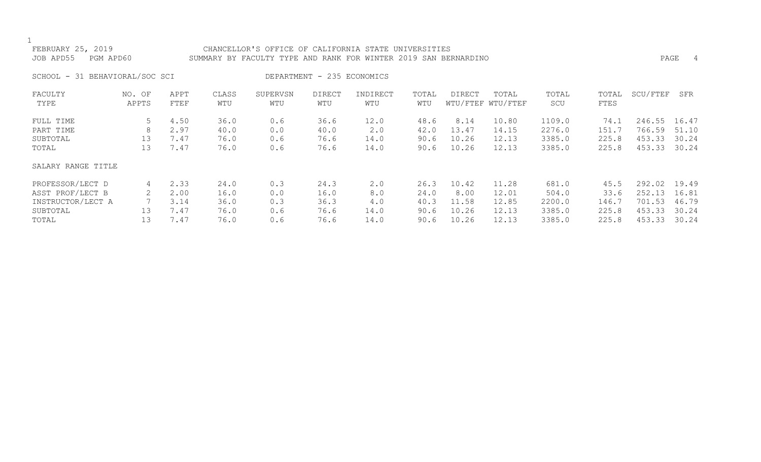FEBRUARY 25, 2019 CHANCELLOR'S OFFICE OF CALIFORNIA STATE UNIVERSITIES
JOB APD55 PGM APD60 SUMMARY BY FACULTY TYPE AND RANK FOR WINTER 2019 SAN BERNARDINO

SCHOOL - 31 BEHAVIORAL/SOC SCI DEPARTMENT - 235 ECONOMICS

| FACULTY TYPE | NO. OF APPTS | APPT FTEF | CLASS WTU | SUPERVSN WTU | DIRECT WTU | INDIRECT WTU | TOTAL WTU | DIRECT WTU/FTEF | TOTAL WTU/FTEF | TOTAL SCU | TOTAL FTES | SCU/FTEF | SFR |
|---|---|---|---|---|---|---|---|---|---|---|---|---|---|
| FULL TIME | 5 | 4.50 | 36.0 | 0.6 | 36.6 | 12.0 | 48.6 | 8.14 | 10.80 | 1109.0 | 74.1 | 246.55 | 16.47 |
| PART TIME | 8 | 2.97 | 40.0 | 0.0 | 40.0 | 2.0 | 42.0 | 13.47 | 14.15 | 2276.0 | 151.7 | 766.59 | 51.10 |
| SUBTOTAL | 13 | 7.47 | 76.0 | 0.6 | 76.6 | 14.0 | 90.6 | 10.26 | 12.13 | 3385.0 | 225.8 | 453.33 | 30.24 |
| TOTAL | 13 | 7.47 | 76.0 | 0.6 | 76.6 | 14.0 | 90.6 | 10.26 | 12.13 | 3385.0 | 225.8 | 453.33 | 30.24 |

SALARY RANGE TITLE

| SALARY RANGE TITLE | NO. OF APPTS | APPT FTEF | CLASS WTU | SUPERVSN WTU | DIRECT WTU | INDIRECT WTU | TOTAL WTU | DIRECT WTU/FTEF | TOTAL WTU/FTEF | TOTAL SCU | TOTAL FTES | SCU/FTEF | SFR |
|---|---|---|---|---|---|---|---|---|---|---|---|---|---|
| PROFESSOR/LECT D | 4 | 2.33 | 24.0 | 0.3 | 24.3 | 2.0 | 26.3 | 10.42 | 11.28 | 681.0 | 45.5 | 292.02 | 19.49 |
| ASST PROF/LECT B | 2 | 2.00 | 16.0 | 0.0 | 16.0 | 8.0 | 24.0 | 8.00 | 12.01 | 504.0 | 33.6 | 252.13 | 16.81 |
| INSTRUCTOR/LECT A | 7 | 3.14 | 36.0 | 0.3 | 36.3 | 4.0 | 40.3 | 11.58 | 12.85 | 2200.0 | 146.7 | 701.53 | 46.79 |
| SUBTOTAL | 13 | 7.47 | 76.0 | 0.6 | 76.6 | 14.0 | 90.6 | 10.26 | 12.13 | 3385.0 | 225.8 | 453.33 | 30.24 |
| TOTAL | 13 | 7.47 | 76.0 | 0.6 | 76.6 | 14.0 | 90.6 | 10.26 | 12.13 | 3385.0 | 225.8 | 453.33 | 30.24 |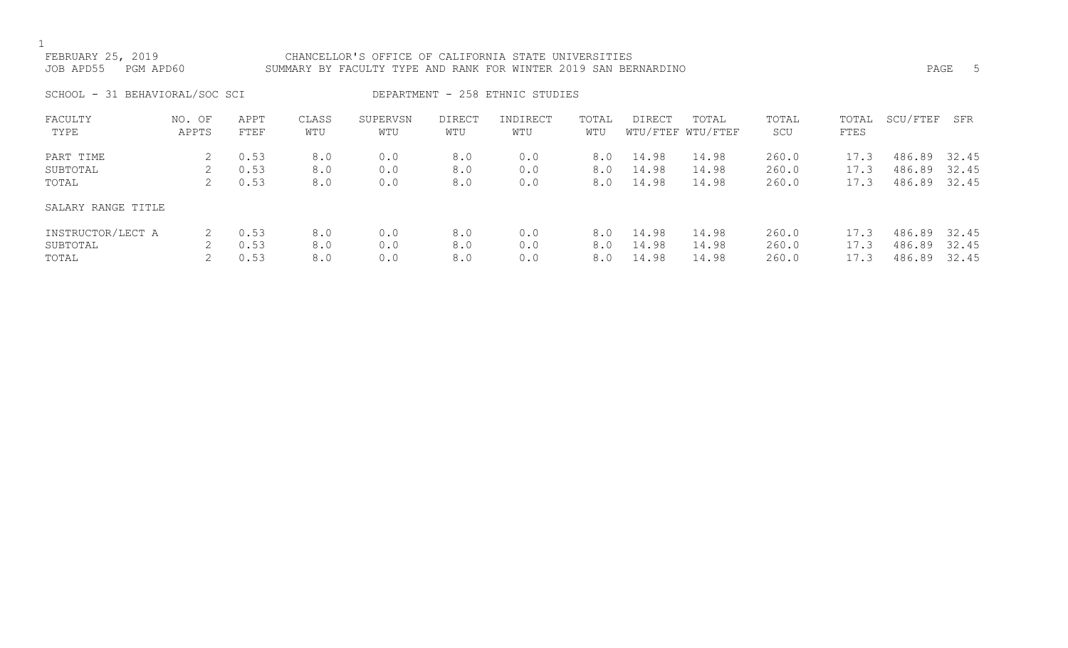FEBRUARY 25, 2019 — CHANCELLOR'S OFFICE OF CALIFORNIA STATE UNIVERSITIES

JOB APD55 PGM APD60 — SUMMARY BY FACULTY TYPE AND RANK FOR WINTER 2019 SAN BERNARDINO

SCHOOL - 31 BEHAVIORAL/SOC SCI — DEPARTMENT - 258 ETHNIC STUDIES

| FACULTY TYPE | NO. OF APPTS | APPT FTEF | CLASS WTU | SUPERVSN WTU | DIRECT WTU | INDIRECT WTU | TOTAL WTU | DIRECT WTU/FTEF | TOTAL WTU/FTEF | TOTAL SCU | TOTAL FTES | SCU/FTEF | SFR |
|---|---|---|---|---|---|---|---|---|---|---|---|---|---|
| PART TIME | 2 | 0.53 | 8.0 | 0.0 | 8.0 | 0.0 | 8.0 | 14.98 | 14.98 | 260.0 | 17.3 | 486.89 | 32.45 |
| SUBTOTAL | 2 | 0.53 | 8.0 | 0.0 | 8.0 | 0.0 | 8.0 | 14.98 | 14.98 | 260.0 | 17.3 | 486.89 | 32.45 |
| TOTAL | 2 | 0.53 | 8.0 | 0.0 | 8.0 | 0.0 | 8.0 | 14.98 | 14.98 | 260.0 | 17.3 | 486.89 | 32.45 |
| SALARY RANGE TITLE | | | | | | | | | | | | | |
| INSTRUCTOR/LECT A | 2 | 0.53 | 8.0 | 0.0 | 8.0 | 0.0 | 8.0 | 14.98 | 14.98 | 260.0 | 17.3 | 486.89 | 32.45 |
| SUBTOTAL | 2 | 0.53 | 8.0 | 0.0 | 8.0 | 0.0 | 8.0 | 14.98 | 14.98 | 260.0 | 17.3 | 486.89 | 32.45 |
| TOTAL | 2 | 0.53 | 8.0 | 0.0 | 8.0 | 0.0 | 8.0 | 14.98 | 14.98 | 260.0 | 17.3 | 486.89 | 32.45 |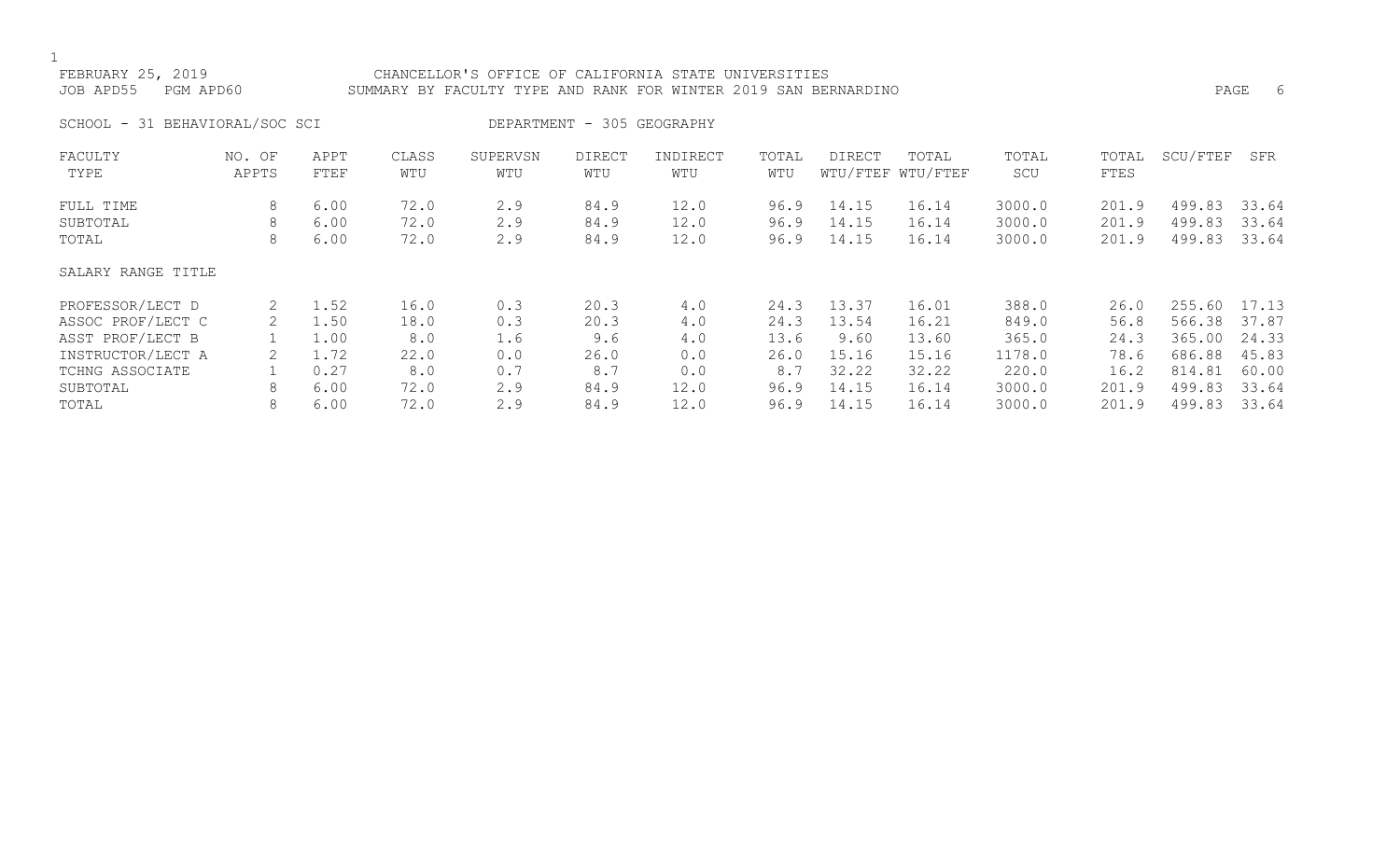FEBRUARY 25, 2019 CHANCELLOR'S OFFICE OF CALIFORNIA STATE UNIVERSITIES
JOB APD55 PGM APD60 SUMMARY BY FACULTY TYPE AND RANK FOR WINTER 2019 SAN BERNARDINO

SCHOOL - 31 BEHAVIORAL/SOC SCI DEPARTMENT - 305 GEOGRAPHY

| FACULTY TYPE | NO. OF APPTS | APPT FTEF | CLASS WTU | SUPERVSN WTU | DIRECT WTU | INDIRECT WTU | TOTAL WTU | DIRECT WTU/FTEF | TOTAL WTU/FTEF | TOTAL SCU | TOTAL FTES | SCU/FTEF | SFR |
|---|---|---|---|---|---|---|---|---|---|---|---|---|---|
| FULL TIME | 8 | 6.00 | 72.0 | 2.9 | 84.9 | 12.0 | 96.9 | 14.15 | 16.14 | 3000.0 | 201.9 | 499.83 | 33.64 |
| SUBTOTAL | 8 | 6.00 | 72.0 | 2.9 | 84.9 | 12.0 | 96.9 | 14.15 | 16.14 | 3000.0 | 201.9 | 499.83 | 33.64 |
| TOTAL | 8 | 6.00 | 72.0 | 2.9 | 84.9 | 12.0 | 96.9 | 14.15 | 16.14 | 3000.0 | 201.9 | 499.83 | 33.64 |
| SALARY RANGE TITLE | | | | | | | | | | | | | |
| PROFESSOR/LECT D | 2 | 1.52 | 16.0 | 0.3 | 20.3 | 4.0 | 24.3 | 13.37 | 16.01 | 388.0 | 26.0 | 255.60 | 17.13 |
| ASSOC PROF/LECT C | 2 | 1.50 | 18.0 | 0.3 | 20.3 | 4.0 | 24.3 | 13.54 | 16.21 | 849.0 | 56.8 | 566.38 | 37.87 |
| ASST PROF/LECT B | 1 | 1.00 | 8.0 | 1.6 | 9.6 | 4.0 | 13.6 | 9.60 | 13.60 | 365.0 | 24.3 | 365.00 | 24.33 |
| INSTRUCTOR/LECT A | 2 | 1.72 | 22.0 | 0.0 | 26.0 | 0.0 | 26.0 | 15.16 | 15.16 | 1178.0 | 78.6 | 686.88 | 45.83 |
| TCHNG ASSOCIATE | 1 | 0.27 | 8.0 | 0.7 | 8.7 | 0.0 | 8.7 | 32.22 | 32.22 | 220.0 | 16.2 | 814.81 | 60.00 |
| SUBTOTAL | 8 | 6.00 | 72.0 | 2.9 | 84.9 | 12.0 | 96.9 | 14.15 | 16.14 | 3000.0 | 201.9 | 499.83 | 33.64 |
| TOTAL | 8 | 6.00 | 72.0 | 2.9 | 84.9 | 12.0 | 96.9 | 14.15 | 16.14 | 3000.0 | 201.9 | 499.83 | 33.64 |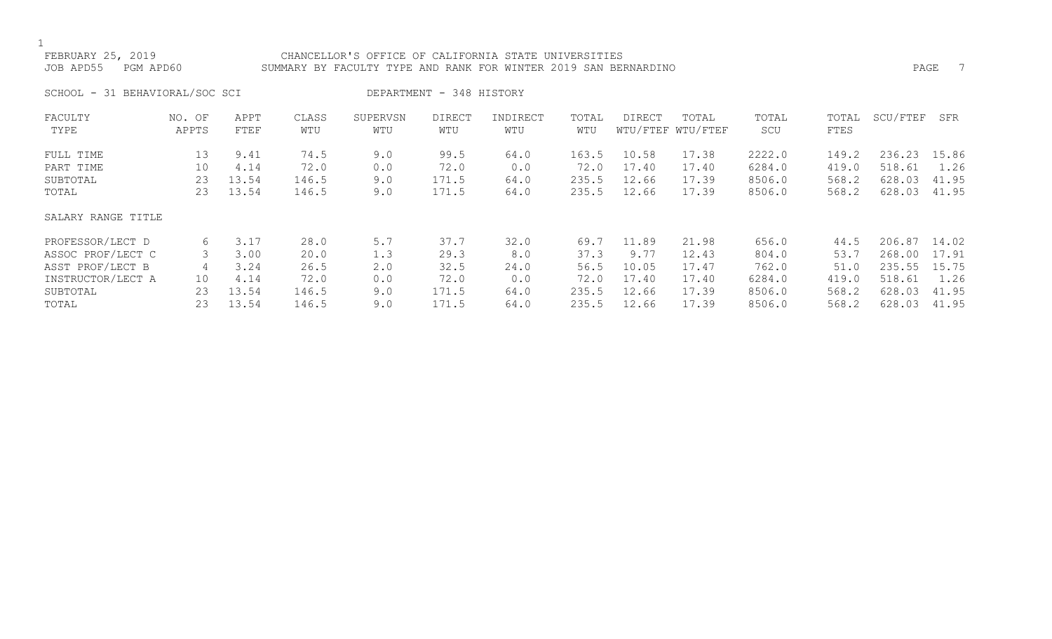FEBRUARY 25, 2019 CHANCELLOR'S OFFICE OF CALIFORNIA STATE UNIVERSITIES
JOB APD55 PGM APD60 SUMMARY BY FACULTY TYPE AND RANK FOR WINTER 2019 SAN BERNARDINO

SCHOOL - 31 BEHAVIORAL/SOC SCI DEPARTMENT - 348 HISTORY

| FACULTY TYPE | NO. OF APPTS | APPT FTEF | CLASS WTU | SUPERVSN WTU | DIRECT WTU | INDIRECT WTU | TOTAL WTU | DIRECT WTU/FTEF | TOTAL WTU/FTEF | TOTAL SCU | TOTAL FTES | SCU/FTEF | SFR |
|---|---|---|---|---|---|---|---|---|---|---|---|---|---|
| FULL TIME | 13 | 9.41 | 74.5 | 9.0 | 99.5 | 64.0 | 163.5 | 10.58 | 17.38 | 2222.0 | 149.2 | 236.23 | 15.86 |
| PART TIME | 10 | 4.14 | 72.0 | 0.0 | 72.0 | 0.0 | 72.0 | 17.40 | 17.40 | 6284.0 | 419.0 | 518.61 | 1.26 |
| SUBTOTAL | 23 | 13.54 | 146.5 | 9.0 | 171.5 | 64.0 | 235.5 | 12.66 | 17.39 | 8506.0 | 568.2 | 628.03 | 41.95 |
| TOTAL | 23 | 13.54 | 146.5 | 9.0 | 171.5 | 64.0 | 235.5 | 12.66 | 17.39 | 8506.0 | 568.2 | 628.03 | 41.95 |
| SALARY RANGE TITLE | | | | | | | | | | | | | |
| PROFESSOR/LECT D | 6 | 3.17 | 28.0 | 5.7 | 37.7 | 32.0 | 69.7 | 11.89 | 21.98 | 656.0 | 44.5 | 206.87 | 14.02 |
| ASSOC PROF/LECT C | 3 | 3.00 | 20.0 | 1.3 | 29.3 | 8.0 | 37.3 | 9.77 | 12.43 | 804.0 | 53.7 | 268.00 | 17.91 |
| ASST PROF/LECT B | 4 | 3.24 | 26.5 | 2.0 | 32.5 | 24.0 | 56.5 | 10.05 | 17.47 | 762.0 | 51.0 | 235.55 | 15.75 |
| INSTRUCTOR/LECT A | 10 | 4.14 | 72.0 | 0.0 | 72.0 | 0.0 | 72.0 | 17.40 | 17.40 | 6284.0 | 419.0 | 518.61 | 1.26 |
| SUBTOTAL | 23 | 13.54 | 146.5 | 9.0 | 171.5 | 64.0 | 235.5 | 12.66 | 17.39 | 8506.0 | 568.2 | 628.03 | 41.95 |
| TOTAL | 23 | 13.54 | 146.5 | 9.0 | 171.5 | 64.0 | 235.5 | 12.66 | 17.39 | 8506.0 | 568.2 | 628.03 | 41.95 |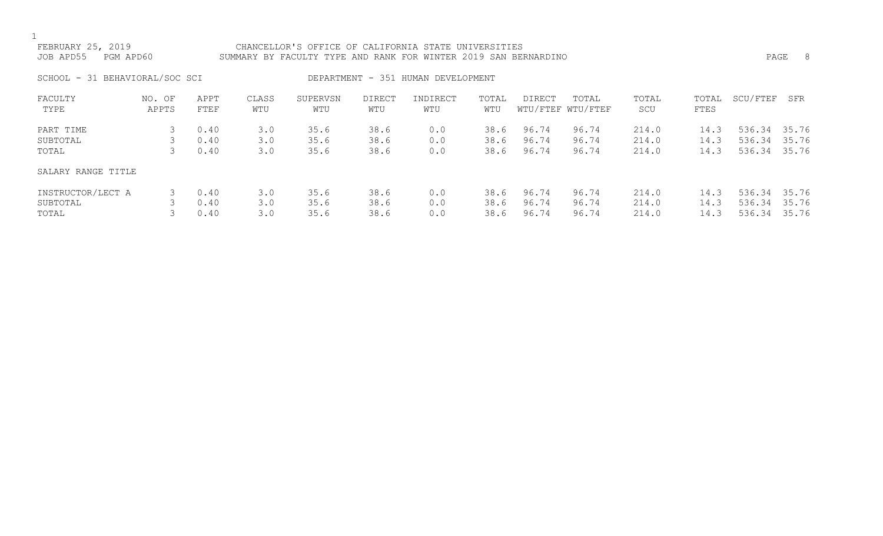FEBRUARY 25, 2019 CHANCELLOR'S OFFICE OF CALIFORNIA STATE UNIVERSITIES
JOB APD55 PGM APD60 SUMMARY BY FACULTY TYPE AND RANK FOR WINTER 2019 SAN BERNARDINO

SCHOOL - 31 BEHAVIORAL/SOC SCI DEPARTMENT - 351 HUMAN DEVELOPMENT

| FACULTY TYPE | NO. OF APPTS | APPT FTEF | CLASS WTU | SUPERVSN WTU | DIRECT WTU | INDIRECT WTU | TOTAL WTU | DIRECT WTU/FTEF | TOTAL WTU/FTEF | TOTAL SCU | TOTAL FTES | SCU/FTEF | SFR |
|---|---|---|---|---|---|---|---|---|---|---|---|---|---|
| PART TIME | 3 | 0.40 | 3.0 | 35.6 | 38.6 | 0.0 | 38.6 | 96.74 | 96.74 | 214.0 | 14.3 | 536.34 | 35.76 |
| SUBTOTAL | 3 | 0.40 | 3.0 | 35.6 | 38.6 | 0.0 | 38.6 | 96.74 | 96.74 | 214.0 | 14.3 | 536.34 | 35.76 |
| TOTAL | 3 | 0.40 | 3.0 | 35.6 | 38.6 | 0.0 | 38.6 | 96.74 | 96.74 | 214.0 | 14.3 | 536.34 | 35.76 |
| SALARY RANGE TITLE | | | | | | | | | | | | | |
| INSTRUCTOR/LECT A | 3 | 0.40 | 3.0 | 35.6 | 38.6 | 0.0 | 38.6 | 96.74 | 96.74 | 214.0 | 14.3 | 536.34 | 35.76 |
| SUBTOTAL | 3 | 0.40 | 3.0 | 35.6 | 38.6 | 0.0 | 38.6 | 96.74 | 96.74 | 214.0 | 14.3 | 536.34 | 35.76 |
| TOTAL | 3 | 0.40 | 3.0 | 35.6 | 38.6 | 0.0 | 38.6 | 96.74 | 96.74 | 214.0 | 14.3 | 536.34 | 35.76 |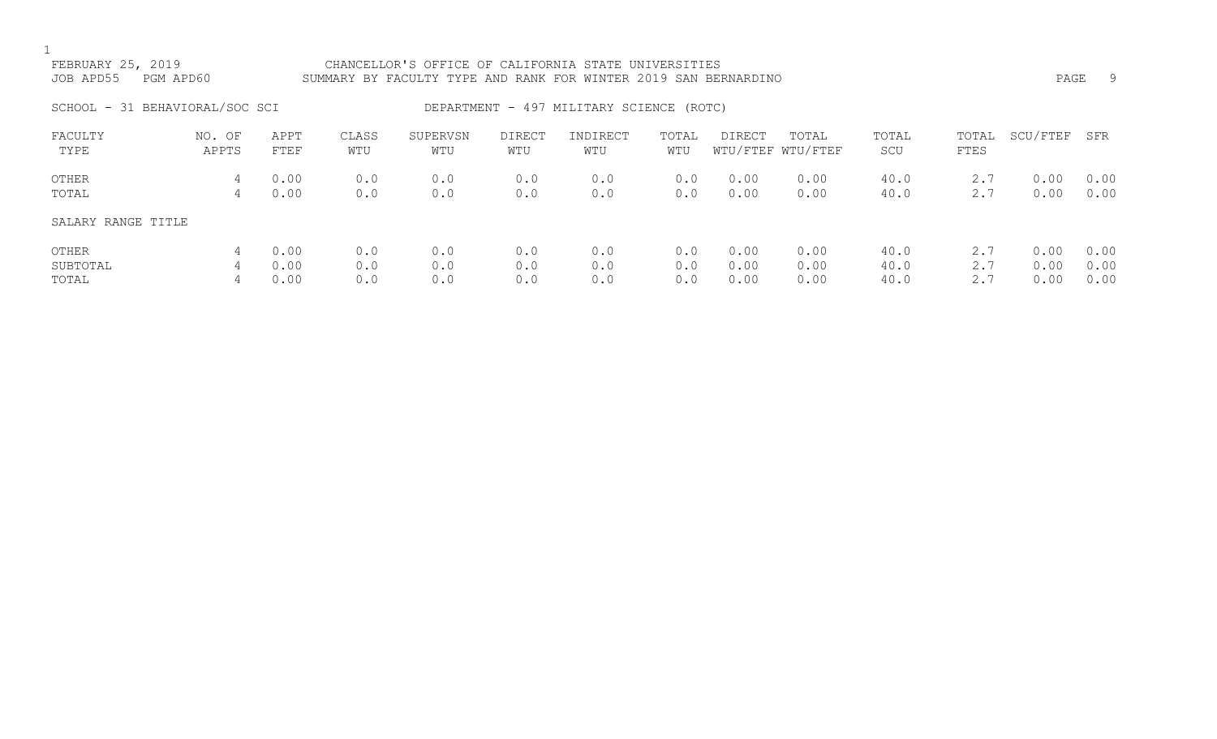FEBRUARY 25, 2019 CHANCELLOR'S OFFICE OF CALIFORNIA STATE UNIVERSITIES
JOB APD55 PGM APD60 SUMMARY BY FACULTY TYPE AND RANK FOR WINTER 2019 SAN BERNARDINO

SCHOOL - 31 BEHAVIORAL/SOC SCI DEPARTMENT - 497 MILITARY SCIENCE (ROTC)

| FACULTY TYPE | NO. OF APPTS | APPT FTEF | CLASS WTU | SUPERVSN WTU | DIRECT WTU | INDIRECT WTU | TOTAL WTU | DIRECT WTU/FTEF | TOTAL WTU/FTEF | TOTAL SCU | TOTAL FTES | SCU/FTEF | SFR |
|---|---|---|---|---|---|---|---|---|---|---|---|---|---|
| OTHER | 4 | 0.00 | 0.0 | 0.0 | 0.0 | 0.0 | 0.0 | 0.00 | 0.00 | 40.0 | 2.7 | 0.00 | 0.00 |
| TOTAL | 4 | 0.00 | 0.0 | 0.0 | 0.0 | 0.0 | 0.0 | 0.00 | 0.00 | 40.0 | 2.7 | 0.00 | 0.00 |
| SALARY RANGE TITLE | | | | | | | | | | | | | |
| OTHER | 4 | 0.00 | 0.0 | 0.0 | 0.0 | 0.0 | 0.0 | 0.00 | 0.00 | 40.0 | 2.7 | 0.00 | 0.00 |
| SUBTOTAL | 4 | 0.00 | 0.0 | 0.0 | 0.0 | 0.0 | 0.0 | 0.00 | 0.00 | 40.0 | 2.7 | 0.00 | 0.00 |
| TOTAL | 4 | 0.00 | 0.0 | 0.0 | 0.0 | 0.0 | 0.0 | 0.00 | 0.00 | 40.0 | 2.7 | 0.00 | 0.00 |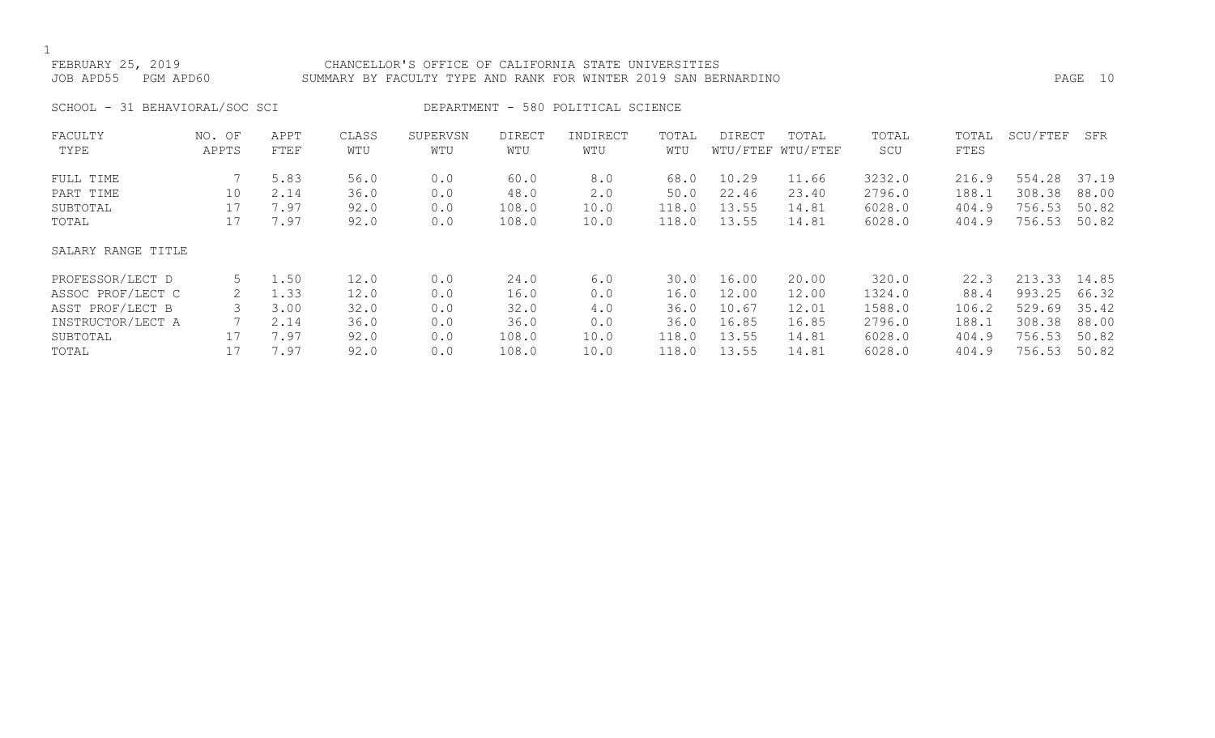FEBRUARY 25, 2019 CHANCELLOR'S OFFICE OF CALIFORNIA STATE UNIVERSITIES
JOB APD55 PGM APD60 SUMMARY BY FACULTY TYPE AND RANK FOR WINTER 2019 SAN BERNARDINO

SCHOOL - 31 BEHAVIORAL/SOC SCI DEPARTMENT - 580 POLITICAL SCIENCE

| FACULTY TYPE | NO. OF APPTS | APPT FTEF | CLASS WTU | SUPERVSN WTU | DIRECT WTU | INDIRECT WTU | TOTAL WTU | DIRECT WTU/FTEF | TOTAL WTU/FTEF | TOTAL SCU | TOTAL FTES | SCU/FTEF | SFR |
|---|---|---|---|---|---|---|---|---|---|---|---|---|---|
| FULL TIME | 7 | 5.83 | 56.0 | 0.0 | 60.0 | 8.0 | 68.0 | 10.29 | 11.66 | 3232.0 | 216.9 | 554.28 | 37.19 |
| PART TIME | 10 | 2.14 | 36.0 | 0.0 | 48.0 | 2.0 | 50.0 | 22.46 | 23.40 | 2796.0 | 188.1 | 308.38 | 88.00 |
| SUBTOTAL | 17 | 7.97 | 92.0 | 0.0 | 108.0 | 10.0 | 118.0 | 13.55 | 14.81 | 6028.0 | 404.9 | 756.53 | 50.82 |
| TOTAL | 17 | 7.97 | 92.0 | 0.0 | 108.0 | 10.0 | 118.0 | 13.55 | 14.81 | 6028.0 | 404.9 | 756.53 | 50.82 |
| SALARY RANGE TITLE | | | | | | | | | | | | | |
| PROFESSOR/LECT D | 5 | 1.50 | 12.0 | 0.0 | 24.0 | 6.0 | 30.0 | 16.00 | 20.00 | 320.0 | 22.3 | 213.33 | 14.85 |
| ASSOC PROF/LECT C | 2 | 1.33 | 12.0 | 0.0 | 16.0 | 0.0 | 16.0 | 12.00 | 12.00 | 1324.0 | 88.4 | 993.25 | 66.32 |
| ASST PROF/LECT B | 3 | 3.00 | 32.0 | 0.0 | 32.0 | 4.0 | 36.0 | 10.67 | 12.01 | 1588.0 | 106.2 | 529.69 | 35.42 |
| INSTRUCTOR/LECT A | 7 | 2.14 | 36.0 | 0.0 | 36.0 | 0.0 | 36.0 | 16.85 | 16.85 | 2796.0 | 188.1 | 308.38 | 88.00 |
| SUBTOTAL | 17 | 7.97 | 92.0 | 0.0 | 108.0 | 10.0 | 118.0 | 13.55 | 14.81 | 6028.0 | 404.9 | 756.53 | 50.82 |
| TOTAL | 17 | 7.97 | 92.0 | 0.0 | 108.0 | 10.0 | 118.0 | 13.55 | 14.81 | 6028.0 | 404.9 | 756.53 | 50.82 |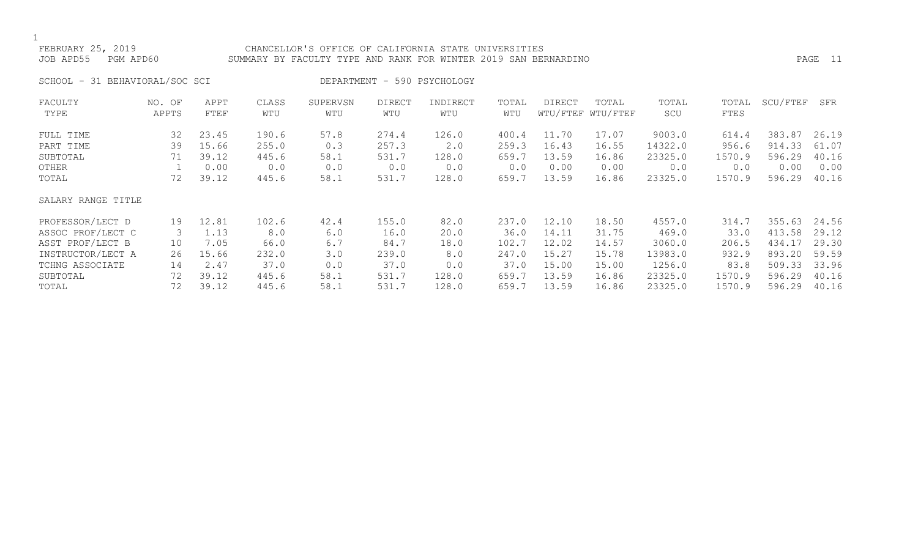FEBRUARY 25, 2019 — CHANCELLOR'S OFFICE OF CALIFORNIA STATE UNIVERSITIES

JOB APD55 PGM APD60 — SUMMARY BY FACULTY TYPE AND RANK FOR WINTER 2019 SAN BERNARDINO

SCHOOL - 31 BEHAVIORAL/SOC SCI — DEPARTMENT - 590 PSYCHOLOGY

| FACULTY TYPE | NO. OF APPTS | APPT FTEF | CLASS WTU | SUPERVSN WTU | DIRECT WTU | INDIRECT WTU | TOTAL WTU | DIRECT WTU/FTEF | TOTAL WTU/FTEF | TOTAL SCU | TOTAL FTES | SCU/FTEF | SFR |
|---|---|---|---|---|---|---|---|---|---|---|---|---|---|
| FULL TIME | 32 | 23.45 | 190.6 | 57.8 | 274.4 | 126.0 | 400.4 | 11.70 | 17.07 | 9003.0 | 614.4 | 383.87 | 26.19 |
| PART TIME | 39 | 15.66 | 255.0 | 0.3 | 257.3 | 2.0 | 259.3 | 16.43 | 16.55 | 14322.0 | 956.6 | 914.33 | 61.07 |
| SUBTOTAL | 71 | 39.12 | 445.6 | 58.1 | 531.7 | 128.0 | 659.7 | 13.59 | 16.86 | 23325.0 | 1570.9 | 596.29 | 40.16 |
| OTHER | 1 | 0.00 | 0.0 | 0.0 | 0.0 | 0.0 | 0.0 | 0.00 | 0.00 | 0.0 | 0.0 | 0.00 | 0.00 |
| TOTAL | 72 | 39.12 | 445.6 | 58.1 | 531.7 | 128.0 | 659.7 | 13.59 | 16.86 | 23325.0 | 1570.9 | 596.29 | 40.16 |
| **SALARY RANGE TITLE** | | | | | | | | | | | | | |
| PROFESSOR/LECT D | 19 | 12.81 | 102.6 | 42.4 | 155.0 | 82.0 | 237.0 | 12.10 | 18.50 | 4557.0 | 314.7 | 355.63 | 24.56 |
| ASSOC PROF/LECT C | 3 | 1.13 | 8.0 | 6.0 | 16.0 | 20.0 | 36.0 | 14.11 | 31.75 | 469.0 | 33.0 | 413.58 | 29.12 |
| ASST PROF/LECT B | 10 | 7.05 | 66.0 | 6.7 | 84.7 | 18.0 | 102.7 | 12.02 | 14.57 | 3060.0 | 206.5 | 434.17 | 29.30 |
| INSTRUCTOR/LECT A | 26 | 15.66 | 232.0 | 3.0 | 239.0 | 8.0 | 247.0 | 15.27 | 15.78 | 13983.0 | 932.9 | 893.20 | 59.59 |
| TCHNG ASSOCIATE | 14 | 2.47 | 37.0 | 0.0 | 37.0 | 0.0 | 37.0 | 15.00 | 15.00 | 1256.0 | 83.8 | 509.33 | 33.96 |
| SUBTOTAL | 72 | 39.12 | 445.6 | 58.1 | 531.7 | 128.0 | 659.7 | 13.59 | 16.86 | 23325.0 | 1570.9 | 596.29 | 40.16 |
| TOTAL | 72 | 39.12 | 445.6 | 58.1 | 531.7 | 128.0 | 659.7 | 13.59 | 16.86 | 23325.0 | 1570.9 | 596.29 | 40.16 |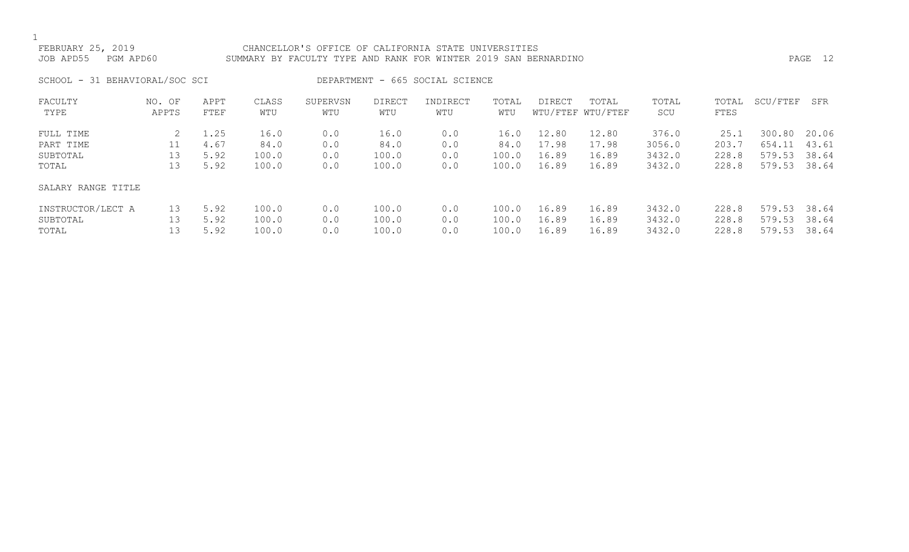FEBRUARY 25, 2019 CHANCELLOR'S OFFICE OF CALIFORNIA STATE UNIVERSITIES
JOB APD55 PGM APD60 SUMMARY BY FACULTY TYPE AND RANK FOR WINTER 2019 SAN BERNARDINO

SCHOOL - 31 BEHAVIORAL/SOC SCI DEPARTMENT - 665 SOCIAL SCIENCE

| FACULTY TYPE | NO. OF APPTS | APPT FTEF | CLASS WTU | SUPERVSN WTU | DIRECT WTU | INDIRECT WTU | TOTAL WTU | DIRECT WTU/FTEF | TOTAL WTU/FTEF | TOTAL SCU | TOTAL FTES | SCU/FTEF | SFR |
|---|---|---|---|---|---|---|---|---|---|---|---|---|---|
| FULL TIME | 2 | 1.25 | 16.0 | 0.0 | 16.0 | 0.0 | 16.0 | 12.80 | 12.80 | 376.0 | 25.1 | 300.80 | 20.06 |
| PART TIME | 11 | 4.67 | 84.0 | 0.0 | 84.0 | 0.0 | 84.0 | 17.98 | 17.98 | 3056.0 | 203.7 | 654.11 | 43.61 |
| SUBTOTAL | 13 | 5.92 | 100.0 | 0.0 | 100.0 | 0.0 | 100.0 | 16.89 | 16.89 | 3432.0 | 228.8 | 579.53 | 38.64 |
| TOTAL | 13 | 5.92 | 100.0 | 0.0 | 100.0 | 0.0 | 100.0 | 16.89 | 16.89 | 3432.0 | 228.8 | 579.53 | 38.64 |
| SALARY RANGE TITLE | | | | | | | | | | | | | |
| INSTRUCTOR/LECT A | 13 | 5.92 | 100.0 | 0.0 | 100.0 | 0.0 | 100.0 | 16.89 | 16.89 | 3432.0 | 228.8 | 579.53 | 38.64 |
| SUBTOTAL | 13 | 5.92 | 100.0 | 0.0 | 100.0 | 0.0 | 100.0 | 16.89 | 16.89 | 3432.0 | 228.8 | 579.53 | 38.64 |
| TOTAL | 13 | 5.92 | 100.0 | 0.0 | 100.0 | 0.0 | 100.0 | 16.89 | 16.89 | 3432.0 | 228.8 | 579.53 | 38.64 |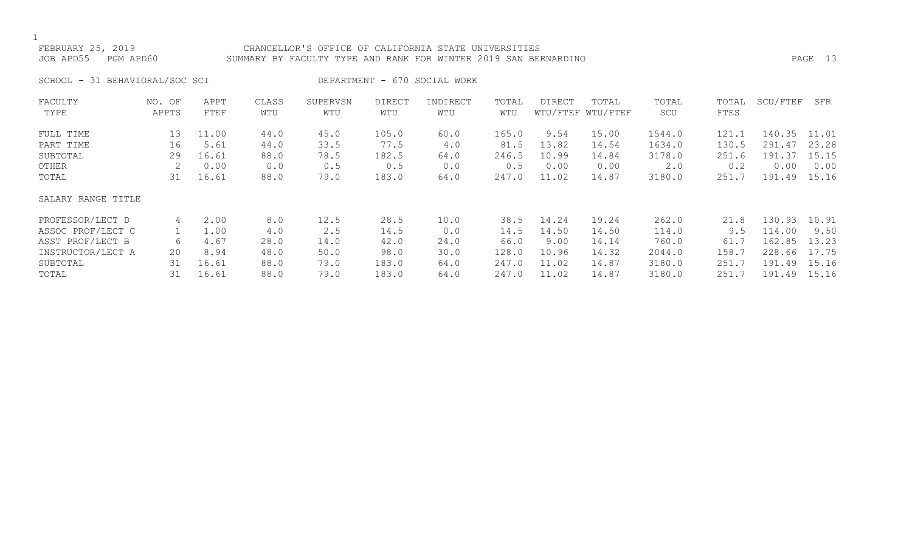FEBRUARY 25, 2019 CHANCELLOR'S OFFICE OF CALIFORNIA STATE UNIVERSITIES
JOB APD55 PGM APD60 SUMMARY BY FACULTY TYPE AND RANK FOR WINTER 2019 SAN BERNARDINO

SCHOOL - 31 BEHAVIORAL/SOC SCI DEPARTMENT - 670 SOCIAL WORK

| FACULTY TYPE | NO. OF APPTS | APPT FTEF | CLASS WTU | SUPERVSN WTU | DIRECT WTU | INDIRECT WTU | TOTAL WTU | DIRECT WTU/FTEF | TOTAL WTU/FTEF | TOTAL SCU | TOTAL FTES | SCU/FTEF | SFR |
|---|---|---|---|---|---|---|---|---|---|---|---|---|---|
| FULL TIME | 13 | 11.00 | 44.0 | 45.0 | 105.0 | 60.0 | 165.0 | 9.54 | 15.00 | 1544.0 | 121.1 | 140.35 | 11.01 |
| PART TIME | 16 | 5.61 | 44.0 | 33.5 | 77.5 | 4.0 | 81.5 | 13.82 | 14.54 | 1634.0 | 130.5 | 291.47 | 23.28 |
| SUBTOTAL | 29 | 16.61 | 88.0 | 78.5 | 182.5 | 64.0 | 246.5 | 10.99 | 14.84 | 3178.0 | 251.6 | 191.37 | 15.15 |
| OTHER | 2 | 0.00 | 0.0 | 0.5 | 0.5 | 0.0 | 0.5 | 0.00 | 0.00 | 2.0 | 0.2 | 0.00 | 0.00 |
| TOTAL | 31 | 16.61 | 88.0 | 79.0 | 183.0 | 64.0 | 247.0 | 11.02 | 14.87 | 3180.0 | 251.7 | 191.49 | 15.16 |
| SALARY RANGE TITLE | | | | | | | | | | | | | |
| PROFESSOR/LECT D | 4 | 2.00 | 8.0 | 12.5 | 28.5 | 10.0 | 38.5 | 14.24 | 19.24 | 262.0 | 21.8 | 130.93 | 10.91 |
| ASSOC PROF/LECT C | 1 | 1.00 | 4.0 | 2.5 | 14.5 | 0.0 | 14.5 | 14.50 | 14.50 | 114.0 | 9.5 | 114.00 | 9.50 |
| ASST PROF/LECT B | 6 | 4.67 | 28.0 | 14.0 | 42.0 | 24.0 | 66.0 | 9.00 | 14.14 | 760.0 | 61.7 | 162.85 | 13.23 |
| INSTRUCTOR/LECT A | 20 | 8.94 | 48.0 | 50.0 | 98.0 | 30.0 | 128.0 | 10.96 | 14.32 | 2044.0 | 158.7 | 228.66 | 17.75 |
| SUBTOTAL | 31 | 16.61 | 88.0 | 79.0 | 183.0 | 64.0 | 247.0 | 11.02 | 14.87 | 3180.0 | 251.7 | 191.49 | 15.16 |
| TOTAL | 31 | 16.61 | 88.0 | 79.0 | 183.0 | 64.0 | 247.0 | 11.02 | 14.87 | 3180.0 | 251.7 | 191.49 | 15.16 |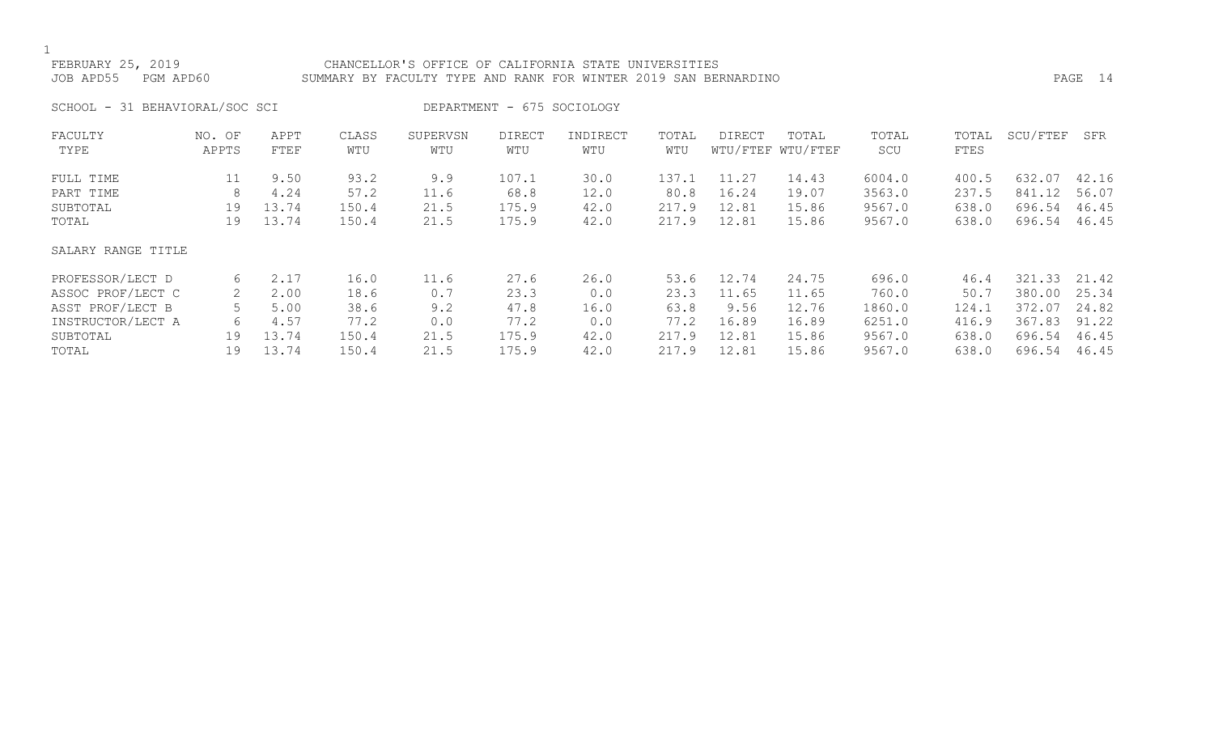FEBRUARY 25, 2019 CHANCELLOR'S OFFICE OF CALIFORNIA STATE UNIVERSITIES
JOB APD55 PGM APD60 SUMMARY BY FACULTY TYPE AND RANK FOR WINTER 2019 SAN BERNARDINO

SCHOOL - 31 BEHAVIORAL/SOC SCI DEPARTMENT - 675 SOCIOLOGY

| FACULTY TYPE | NO. OF APPTS | APPT FTEF | CLASS WTU | SUPERVSN WTU | DIRECT WTU | INDIRECT WTU | TOTAL WTU | DIRECT WTU/FTEF | TOTAL WTU/FTEF | TOTAL SCU | TOTAL FTES | SCU/FTEF | SFR |
|---|---|---|---|---|---|---|---|---|---|---|---|---|---|
| FULL TIME | 11 | 9.50 | 93.2 | 9.9 | 107.1 | 30.0 | 137.1 | 11.27 | 14.43 | 6004.0 | 400.5 | 632.07 | 42.16 |
| PART TIME | 8 | 4.24 | 57.2 | 11.6 | 68.8 | 12.0 | 80.8 | 16.24 | 19.07 | 3563.0 | 237.5 | 841.12 | 56.07 |
| SUBTOTAL | 19 | 13.74 | 150.4 | 21.5 | 175.9 | 42.0 | 217.9 | 12.81 | 15.86 | 9567.0 | 638.0 | 696.54 | 46.45 |
| TOTAL | 19 | 13.74 | 150.4 | 21.5 | 175.9 | 42.0 | 217.9 | 12.81 | 15.86 | 9567.0 | 638.0 | 696.54 | 46.45 |
| SALARY RANGE TITLE | | | | | | | | | | | | | |
| PROFESSOR/LECT D | 6 | 2.17 | 16.0 | 11.6 | 27.6 | 26.0 | 53.6 | 12.74 | 24.75 | 696.0 | 46.4 | 321.33 | 21.42 |
| ASSOC PROF/LECT C | 2 | 2.00 | 18.6 | 0.7 | 23.3 | 0.0 | 23.3 | 11.65 | 11.65 | 760.0 | 50.7 | 380.00 | 25.34 |
| ASST PROF/LECT B | 5 | 5.00 | 38.6 | 9.2 | 47.8 | 16.0 | 63.8 | 9.56 | 12.76 | 1860.0 | 124.1 | 372.07 | 24.82 |
| INSTRUCTOR/LECT A | 6 | 4.57 | 77.2 | 0.0 | 77.2 | 0.0 | 77.2 | 16.89 | 16.89 | 6251.0 | 416.9 | 367.83 | 91.22 |
| SUBTOTAL | 19 | 13.74 | 150.4 | 21.5 | 175.9 | 42.0 | 217.9 | 12.81 | 15.86 | 9567.0 | 638.0 | 696.54 | 46.45 |
| TOTAL | 19 | 13.74 | 150.4 | 21.5 | 175.9 | 42.0 | 217.9 | 12.81 | 15.86 | 9567.0 | 638.0 | 696.54 | 46.45 |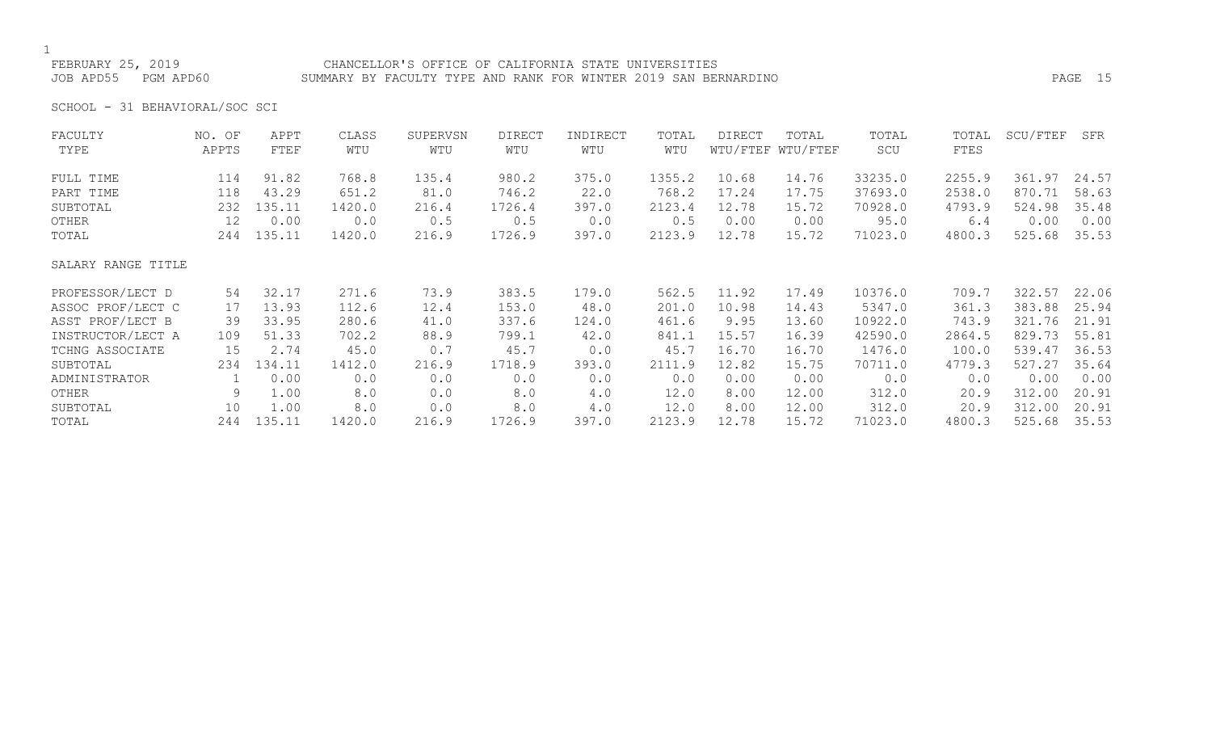FEBRUARY 25, 2019 CHANCELLOR'S OFFICE OF CALIFORNIA STATE UNIVERSITIES
JOB APD55 PGM APD60 SUMMARY BY FACULTY TYPE AND RANK FOR WINTER 2019 SAN BERNARDINO

SCHOOL - 31 BEHAVIORAL/SOC SCI

| FACULTY TYPE | NO. OF APPTS | APPT FTEF | CLASS WTU | SUPERVSN WTU | DIRECT WTU | INDIRECT WTU | TOTAL WTU | DIRECT WTU/FTEF | TOTAL WTU/FTEF | TOTAL SCU | TOTAL FTES | SCU/FTEF | SFR |
|---|---|---|---|---|---|---|---|---|---|---|---|---|---|
| FULL TIME | 114 | 91.82 | 768.8 | 135.4 | 980.2 | 375.0 | 1355.2 | 10.68 | 14.76 | 33235.0 | 2255.9 | 361.97 | 24.57 |
| PART TIME | 118 | 43.29 | 651.2 | 81.0 | 746.2 | 22.0 | 768.2 | 17.24 | 17.75 | 37693.0 | 2538.0 | 870.71 | 58.63 |
| SUBTOTAL | 232 | 135.11 | 1420.0 | 216.4 | 1726.4 | 397.0 | 2123.4 | 12.78 | 15.72 | 70928.0 | 4793.9 | 524.98 | 35.48 |
| OTHER | 12 | 0.00 | 0.0 | 0.5 | 0.5 | 0.0 | 0.5 | 0.00 | 0.00 | 95.0 | 6.4 | 0.00 | 0.00 |
| TOTAL | 244 | 135.11 | 1420.0 | 216.9 | 1726.9 | 397.0 | 2123.9 | 12.78 | 15.72 | 71023.0 | 4800.3 | 525.68 | 35.53 |
| SALARY RANGE TITLE | | | | | | | | | | | | | |
| PROFESSOR/LECT D | 54 | 32.17 | 271.6 | 73.9 | 383.5 | 179.0 | 562.5 | 11.92 | 17.49 | 10376.0 | 709.7 | 322.57 | 22.06 |
| ASSOC PROF/LECT C | 17 | 13.93 | 112.6 | 12.4 | 153.0 | 48.0 | 201.0 | 10.98 | 14.43 | 5347.0 | 361.3 | 383.88 | 25.94 |
| ASST PROF/LECT B | 39 | 33.95 | 280.6 | 41.0 | 337.6 | 124.0 | 461.6 | 9.95 | 13.60 | 10922.0 | 743.9 | 321.76 | 21.91 |
| INSTRUCTOR/LECT A | 109 | 51.33 | 702.2 | 88.9 | 799.1 | 42.0 | 841.1 | 15.57 | 16.39 | 42590.0 | 2864.5 | 829.73 | 55.81 |
| TCHNG ASSOCIATE | 15 | 2.74 | 45.0 | 0.7 | 45.7 | 0.0 | 45.7 | 16.70 | 16.70 | 1476.0 | 100.0 | 539.47 | 36.53 |
| SUBTOTAL | 234 | 134.11 | 1412.0 | 216.9 | 1718.9 | 393.0 | 2111.9 | 12.82 | 15.75 | 70711.0 | 4779.3 | 527.27 | 35.64 |
| ADMINISTRATOR | 1 | 0.00 | 0.0 | 0.0 | 0.0 | 0.0 | 0.0 | 0.00 | 0.00 | 0.0 | 0.0 | 0.00 | 0.00 |
| OTHER | 9 | 1.00 | 8.0 | 0.0 | 8.0 | 4.0 | 12.0 | 8.00 | 12.00 | 312.0 | 20.9 | 312.00 | 20.91 |
| SUBTOTAL | 10 | 1.00 | 8.0 | 0.0 | 8.0 | 4.0 | 12.0 | 8.00 | 12.00 | 312.0 | 20.9 | 312.00 | 20.91 |
| TOTAL | 244 | 135.11 | 1420.0 | 216.9 | 1726.9 | 397.0 | 2123.9 | 12.78 | 15.72 | 71023.0 | 4800.3 | 525.68 | 35.53 |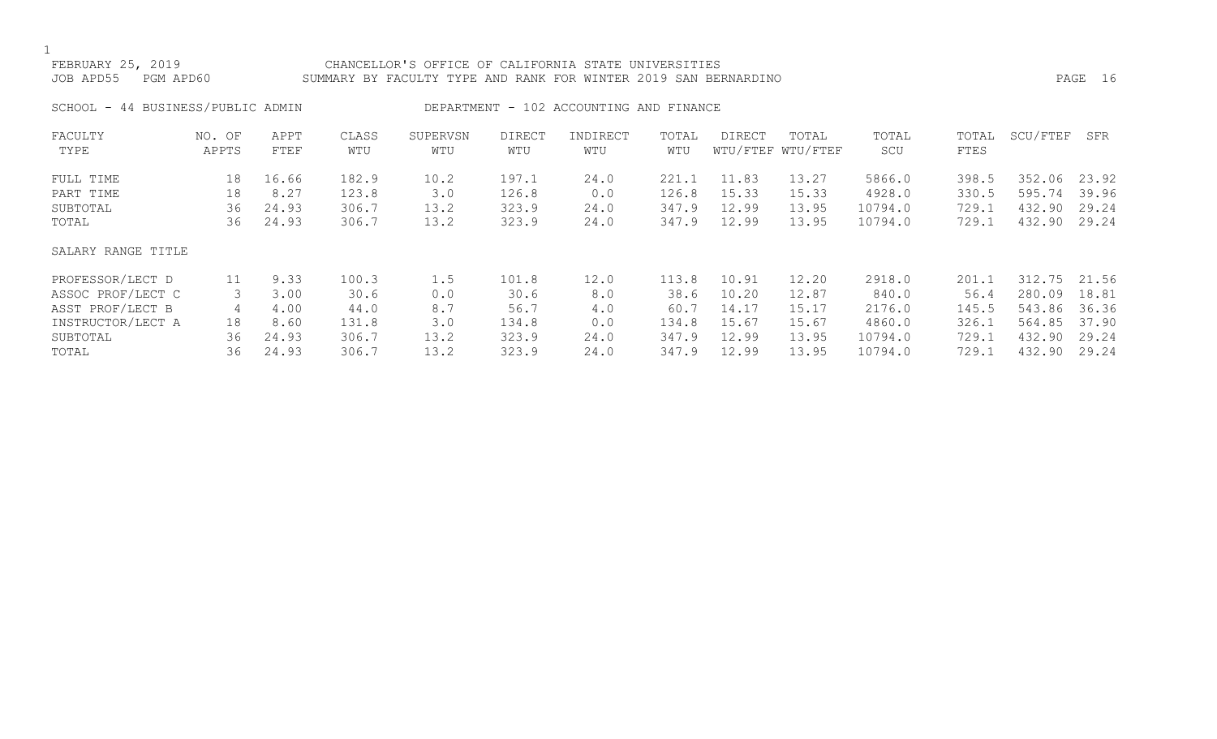FEBRUARY 25, 2019 CHANCELLOR'S OFFICE OF CALIFORNIA STATE UNIVERSITIES
JOB APD55 PGM APD60 SUMMARY BY FACULTY TYPE AND RANK FOR WINTER 2019 SAN BERNARDINO

SCHOOL - 44 BUSINESS/PUBLIC ADMIN DEPARTMENT - 102 ACCOUNTING AND FINANCE

| FACULTY TYPE | NO. OF APPTS | APPT FTEF | CLASS WTU | SUPERVSN WTU | DIRECT WTU | INDIRECT WTU | TOTAL WTU | DIRECT WTU/FTEF | TOTAL WTU/FTEF | TOTAL SCU | TOTAL FTES | SCU/FTEF | SFR |
|---|---|---|---|---|---|---|---|---|---|---|---|---|---|
| FULL TIME | 18 | 16.66 | 182.9 | 10.2 | 197.1 | 24.0 | 221.1 | 11.83 | 13.27 | 5866.0 | 398.5 | 352.06 | 23.92 |
| PART TIME | 18 | 8.27 | 123.8 | 3.0 | 126.8 | 0.0 | 126.8 | 15.33 | 15.33 | 4928.0 | 330.5 | 595.74 | 39.96 |
| SUBTOTAL | 36 | 24.93 | 306.7 | 13.2 | 323.9 | 24.0 | 347.9 | 12.99 | 13.95 | 10794.0 | 729.1 | 432.90 | 29.24 |
| TOTAL | 36 | 24.93 | 306.7 | 13.2 | 323.9 | 24.0 | 347.9 | 12.99 | 13.95 | 10794.0 | 729.1 | 432.90 | 29.24 |

| SALARY RANGE TITLE | NO. OF APPTS | APPT FTEF | CLASS WTU | SUPERVSN WTU | DIRECT WTU | INDIRECT WTU | TOTAL WTU | DIRECT WTU/FTEF | TOTAL WTU/FTEF | TOTAL SCU | TOTAL FTES | SCU/FTEF | SFR |
|---|---|---|---|---|---|---|---|---|---|---|---|---|---|
| PROFESSOR/LECT D | 11 | 9.33 | 100.3 | 1.5 | 101.8 | 12.0 | 113.8 | 10.91 | 12.20 | 2918.0 | 201.1 | 312.75 | 21.56 |
| ASSOC PROF/LECT C | 3 | 3.00 | 30.6 | 0.0 | 30.6 | 8.0 | 38.6 | 10.20 | 12.87 | 840.0 | 56.4 | 280.09 | 18.81 |
| ASST PROF/LECT B | 4 | 4.00 | 44.0 | 8.7 | 56.7 | 4.0 | 60.7 | 14.17 | 15.17 | 2176.0 | 145.5 | 543.86 | 36.36 |
| INSTRUCTOR/LECT A | 18 | 8.60 | 131.8 | 3.0 | 134.8 | 0.0 | 134.8 | 15.67 | 15.67 | 4860.0 | 326.1 | 564.85 | 37.90 |
| SUBTOTAL | 36 | 24.93 | 306.7 | 13.2 | 323.9 | 24.0 | 347.9 | 12.99 | 13.95 | 10794.0 | 729.1 | 432.90 | 29.24 |
| TOTAL | 36 | 24.93 | 306.7 | 13.2 | 323.9 | 24.0 | 347.9 | 12.99 | 13.95 | 10794.0 | 729.1 | 432.90 | 29.24 |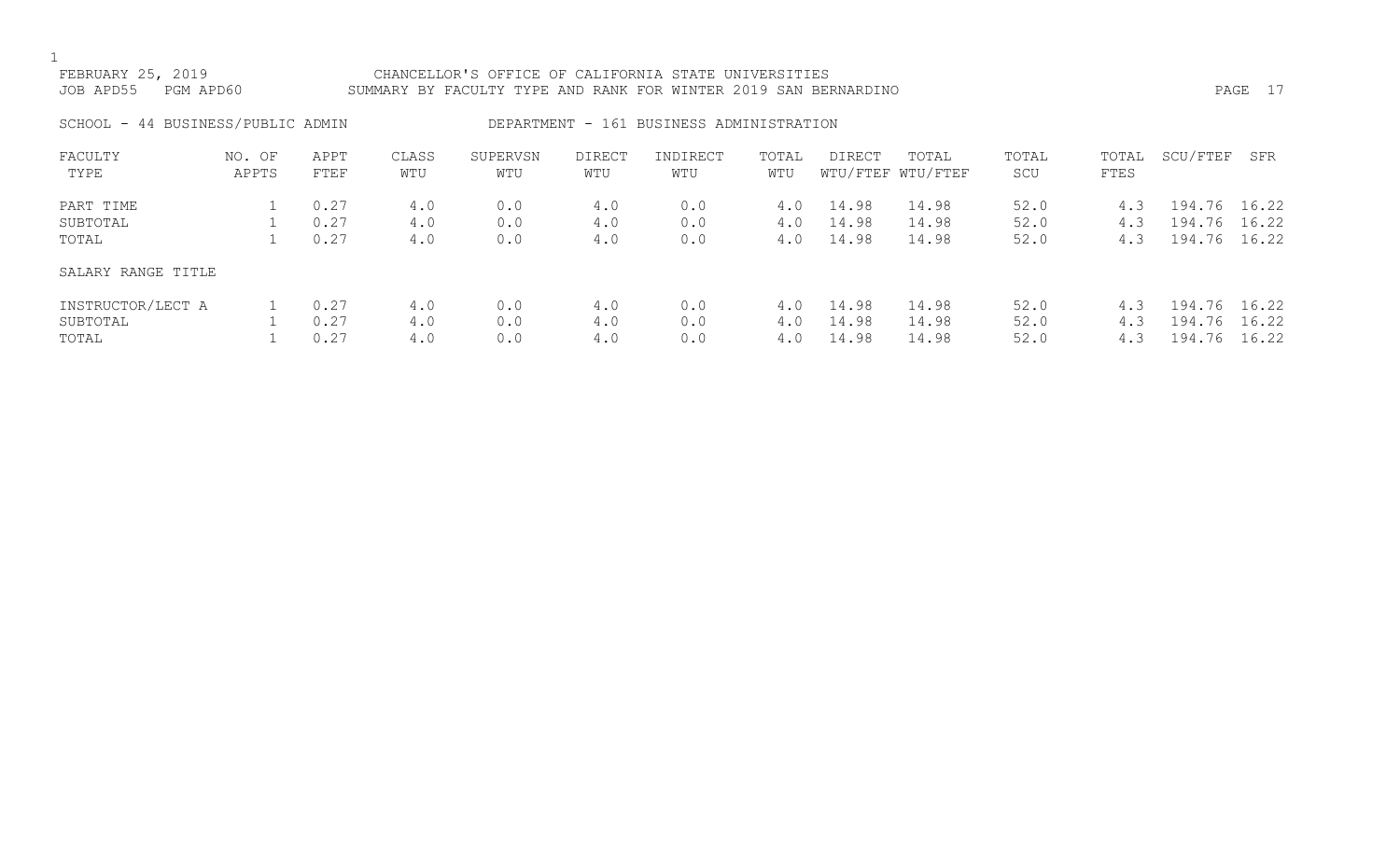FEBRUARY 25, 2019 CHANCELLOR'S OFFICE OF CALIFORNIA STATE UNIVERSITIES
JOB APD55 PGM APD60 SUMMARY BY FACULTY TYPE AND RANK FOR WINTER 2019 SAN BERNARDINO

SCHOOL - 44 BUSINESS/PUBLIC ADMIN DEPARTMENT - 161 BUSINESS ADMINISTRATION

| FACULTY TYPE | NO. OF APPTS | APPT FTEF | CLASS WTU | SUPERVSN WTU | DIRECT WTU | INDIRECT WTU | TOTAL WTU | DIRECT WTU/FTEF | TOTAL WTU/FTEF | TOTAL SCU | TOTAL FTES | SCU/FTEF | SFR |
|---|---|---|---|---|---|---|---|---|---|---|---|---|---|
| PART TIME | 1 | 0.27 | 4.0 | 0.0 | 4.0 | 0.0 | 4.0 | 14.98 | 14.98 | 52.0 | 4.3 | 194.76 | 16.22 |
| SUBTOTAL | 1 | 0.27 | 4.0 | 0.0 | 4.0 | 0.0 | 4.0 | 14.98 | 14.98 | 52.0 | 4.3 | 194.76 | 16.22 |
| TOTAL | 1 | 0.27 | 4.0 | 0.0 | 4.0 | 0.0 | 4.0 | 14.98 | 14.98 | 52.0 | 4.3 | 194.76 | 16.22 |
| SALARY RANGE TITLE | | | | | | | | | | | | | |
| INSTRUCTOR/LECT A | 1 | 0.27 | 4.0 | 0.0 | 4.0 | 0.0 | 4.0 | 14.98 | 14.98 | 52.0 | 4.3 | 194.76 | 16.22 |
| SUBTOTAL | 1 | 0.27 | 4.0 | 0.0 | 4.0 | 0.0 | 4.0 | 14.98 | 14.98 | 52.0 | 4.3 | 194.76 | 16.22 |
| TOTAL | 1 | 0.27 | 4.0 | 0.0 | 4.0 | 0.0 | 4.0 | 14.98 | 14.98 | 52.0 | 4.3 | 194.76 | 16.22 |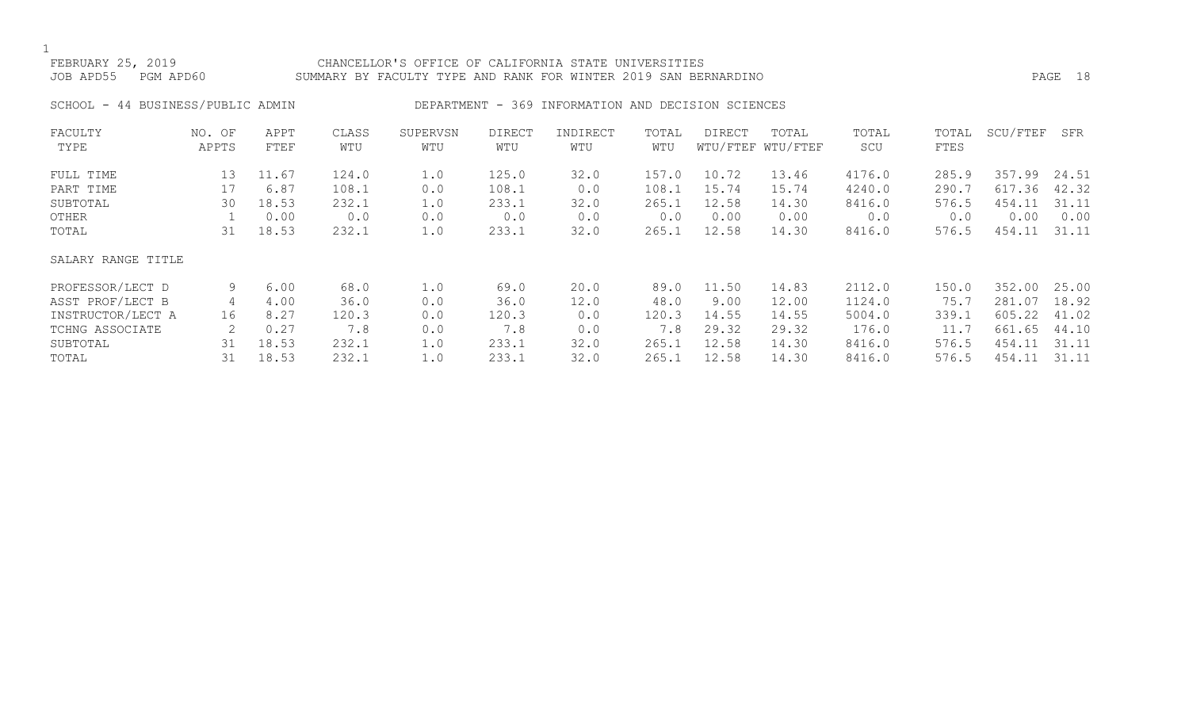FEBRUARY 25, 2019 CHANCELLOR'S OFFICE OF CALIFORNIA STATE UNIVERSITIES
JOB APD55 PGM APD60 SUMMARY BY FACULTY TYPE AND RANK FOR WINTER 2019 SAN BERNARDINO

SCHOOL - 44 BUSINESS/PUBLIC ADMIN DEPARTMENT - 369 INFORMATION AND DECISION SCIENCES

| FACULTY TYPE | NO. OF APPTS | APPT FTEF | CLASS WTU | SUPERVSN WTU | DIRECT WTU | INDIRECT WTU | TOTAL WTU | DIRECT WTU/FTEF | TOTAL WTU/FTEF | TOTAL SCU | TOTAL FTES | SCU/FTEF | SFR |
|---|---|---|---|---|---|---|---|---|---|---|---|---|---|
| FULL TIME | 13 | 11.67 | 124.0 | 1.0 | 125.0 | 32.0 | 157.0 | 10.72 | 13.46 | 4176.0 | 285.9 | 357.99 | 24.51 |
| PART TIME | 17 | 6.87 | 108.1 | 0.0 | 108.1 | 0.0 | 108.1 | 15.74 | 15.74 | 4240.0 | 290.7 | 617.36 | 42.32 |
| SUBTOTAL | 30 | 18.53 | 232.1 | 1.0 | 233.1 | 32.0 | 265.1 | 12.58 | 14.30 | 8416.0 | 576.5 | 454.11 | 31.11 |
| OTHER | 1 | 0.00 | 0.0 | 0.0 | 0.0 | 0.0 | 0.0 | 0.00 | 0.00 | 0.0 | 0.0 | 0.00 | 0.00 |
| TOTAL | 31 | 18.53 | 232.1 | 1.0 | 233.1 | 32.0 | 265.1 | 12.58 | 14.30 | 8416.0 | 576.5 | 454.11 | 31.11 |

| SALARY RANGE TITLE | NO. OF APPTS | APPT FTEF | CLASS WTU | SUPERVSN WTU | DIRECT WTU | INDIRECT WTU | TOTAL WTU | DIRECT WTU/FTEF | TOTAL WTU/FTEF | TOTAL SCU | TOTAL FTES | SCU/FTEF | SFR |
|---|---|---|---|---|---|---|---|---|---|---|---|---|---|
| PROFESSOR/LECT D | 9 | 6.00 | 68.0 | 1.0 | 69.0 | 20.0 | 89.0 | 11.50 | 14.83 | 2112.0 | 150.0 | 352.00 | 25.00 |
| ASST PROF/LECT B | 4 | 4.00 | 36.0 | 0.0 | 36.0 | 12.0 | 48.0 | 9.00 | 12.00 | 1124.0 | 75.7 | 281.07 | 18.92 |
| INSTRUCTOR/LECT A | 16 | 8.27 | 120.3 | 0.0 | 120.3 | 0.0 | 120.3 | 14.55 | 14.55 | 5004.0 | 339.1 | 605.22 | 41.02 |
| TCHNG ASSOCIATE | 2 | 0.27 | 7.8 | 0.0 | 7.8 | 0.0 | 7.8 | 29.32 | 29.32 | 176.0 | 11.7 | 661.65 | 44.10 |
| SUBTOTAL | 31 | 18.53 | 232.1 | 1.0 | 233.1 | 32.0 | 265.1 | 12.58 | 14.30 | 8416.0 | 576.5 | 454.11 | 31.11 |
| TOTAL | 31 | 18.53 | 232.1 | 1.0 | 233.1 | 32.0 | 265.1 | 12.58 | 14.30 | 8416.0 | 576.5 | 454.11 | 31.11 |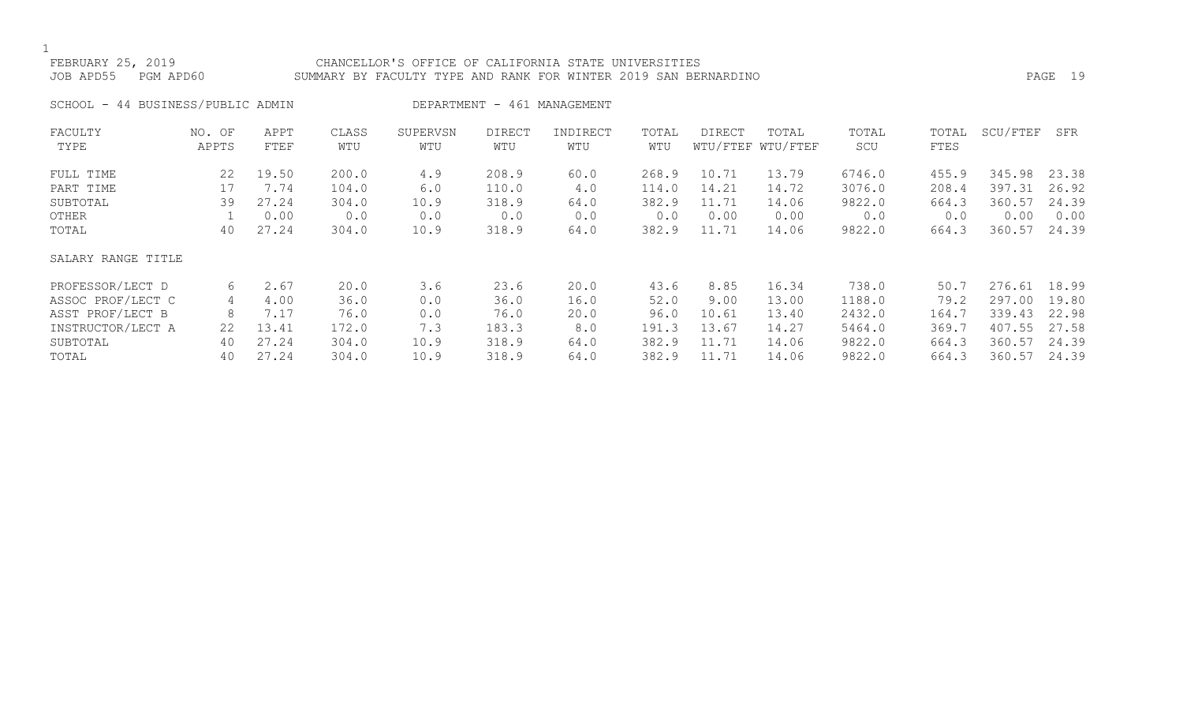FEBRUARY 25, 2019 CHANCELLOR'S OFFICE OF CALIFORNIA STATE UNIVERSITIES
JOB APD55 PGM APD60 SUMMARY BY FACULTY TYPE AND RANK FOR WINTER 2019 SAN BERNARDINO

SCHOOL - 44 BUSINESS/PUBLIC ADMIN DEPARTMENT - 461 MANAGEMENT

| FACULTY TYPE | NO. OF APPTS | APPT FTEF | CLASS WTU | SUPERVSN WTU | DIRECT WTU | INDIRECT WTU | TOTAL WTU | DIRECT WTU/FTEF | TOTAL WTU/FTEF | TOTAL SCU | TOTAL FTES | SCU/FTEF | SFR |
|---|---|---|---|---|---|---|---|---|---|---|---|---|---|
| FULL TIME | 22 | 19.50 | 200.0 | 4.9 | 208.9 | 60.0 | 268.9 | 10.71 | 13.79 | 6746.0 | 455.9 | 345.98 | 23.38 |
| PART TIME | 17 | 7.74 | 104.0 | 6.0 | 110.0 | 4.0 | 114.0 | 14.21 | 14.72 | 3076.0 | 208.4 | 397.31 | 26.92 |
| SUBTOTAL | 39 | 27.24 | 304.0 | 10.9 | 318.9 | 64.0 | 382.9 | 11.71 | 14.06 | 9822.0 | 664.3 | 360.57 | 24.39 |
| OTHER | 1 | 0.00 | 0.0 | 0.0 | 0.0 | 0.0 | 0.0 | 0.00 | 0.00 | 0.0 | 0.0 | 0.00 | 0.00 |
| TOTAL | 40 | 27.24 | 304.0 | 10.9 | 318.9 | 64.0 | 382.9 | 11.71 | 14.06 | 9822.0 | 664.3 | 360.57 | 24.39 |
| SALARY RANGE TITLE | | | | | | | | | | | | | |
| PROFESSOR/LECT D | 6 | 2.67 | 20.0 | 3.6 | 23.6 | 20.0 | 43.6 | 8.85 | 16.34 | 738.0 | 50.7 | 276.61 | 18.99 |
| ASSOC PROF/LECT C | 4 | 4.00 | 36.0 | 0.0 | 36.0 | 16.0 | 52.0 | 9.00 | 13.00 | 1188.0 | 79.2 | 297.00 | 19.80 |
| ASST PROF/LECT B | 8 | 7.17 | 76.0 | 0.0 | 76.0 | 20.0 | 96.0 | 10.61 | 13.40 | 2432.0 | 164.7 | 339.43 | 22.98 |
| INSTRUCTOR/LECT A | 22 | 13.41 | 172.0 | 7.3 | 183.3 | 8.0 | 191.3 | 13.67 | 14.27 | 5464.0 | 369.7 | 407.55 | 27.58 |
| SUBTOTAL | 40 | 27.24 | 304.0 | 10.9 | 318.9 | 64.0 | 382.9 | 11.71 | 14.06 | 9822.0 | 664.3 | 360.57 | 24.39 |
| TOTAL | 40 | 27.24 | 304.0 | 10.9 | 318.9 | 64.0 | 382.9 | 11.71 | 14.06 | 9822.0 | 664.3 | 360.57 | 24.39 |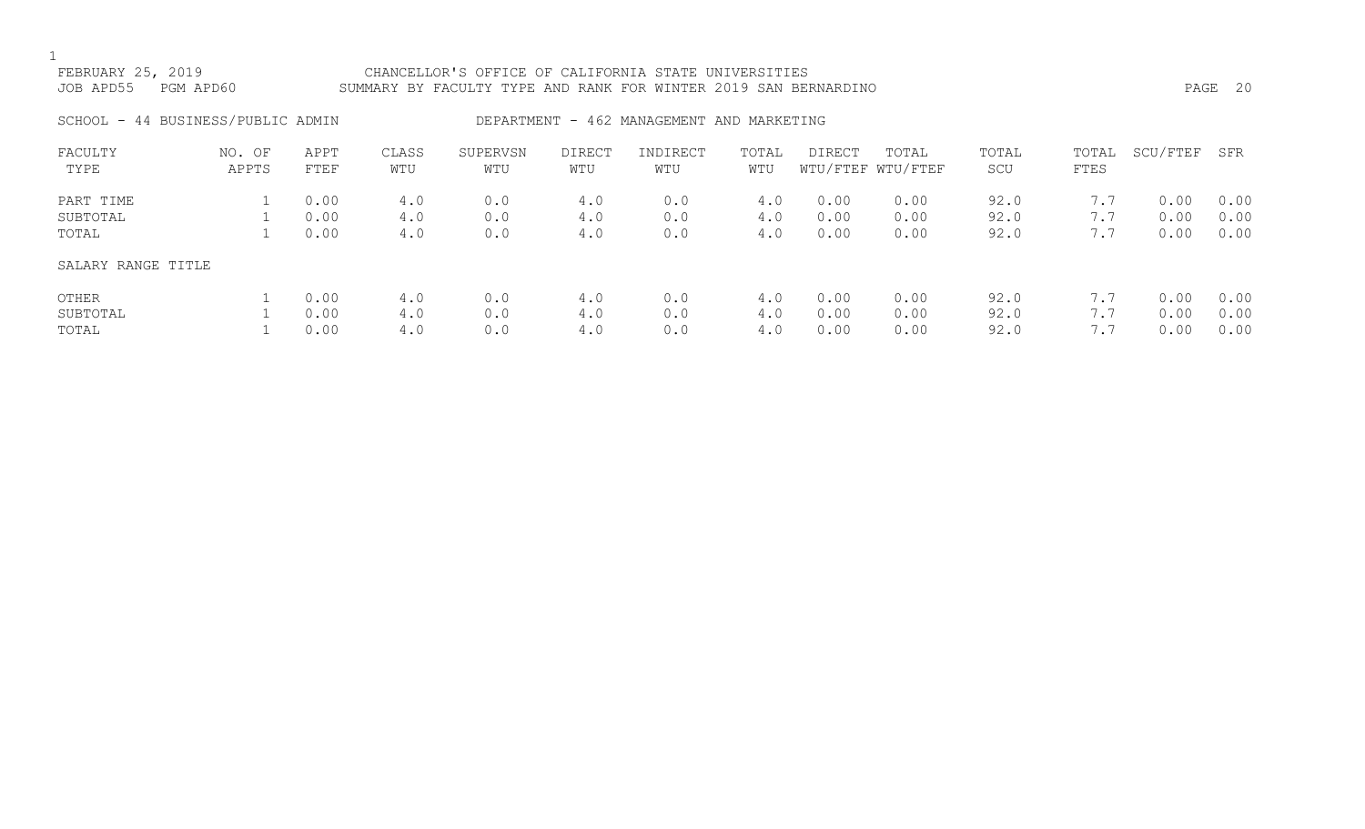FEBRUARY 25, 2019 — CHANCELLOR'S OFFICE OF CALIFORNIA STATE UNIVERSITIES

JOB APD55 PGM APD60 — SUMMARY BY FACULTY TYPE AND RANK FOR WINTER 2019 SAN BERNARDINO

SCHOOL - 44 BUSINESS/PUBLIC ADMIN — DEPARTMENT - 462 MANAGEMENT AND MARKETING

| FACULTY TYPE | NO. OF APPTS | APPT FTEF | CLASS WTU | SUPERVSN WTU | DIRECT WTU | INDIRECT WTU | TOTAL WTU | DIRECT WTU/FTEF | TOTAL WTU/FTEF | TOTAL SCU | TOTAL FTES | SCU/FTEF | SFR |
|---|---|---|---|---|---|---|---|---|---|---|---|---|---|
| PART TIME | 1 | 0.00 | 4.0 | 0.0 | 4.0 | 0.0 | 4.0 | 0.00 | 0.00 | 92.0 | 7.7 | 0.00 | 0.00 |
| SUBTOTAL | 1 | 0.00 | 4.0 | 0.0 | 4.0 | 0.0 | 4.0 | 0.00 | 0.00 | 92.0 | 7.7 | 0.00 | 0.00 |
| TOTAL | 1 | 0.00 | 4.0 | 0.0 | 4.0 | 0.0 | 4.0 | 0.00 | 0.00 | 92.0 | 7.7 | 0.00 | 0.00 |

| SALARY RANGE TITLE | NO. OF APPTS | APPT FTEF | CLASS WTU | SUPERVSN WTU | DIRECT WTU | INDIRECT WTU | TOTAL WTU | DIRECT WTU/FTEF | TOTAL WTU/FTEF | TOTAL SCU | TOTAL FTES | SCU/FTEF | SFR |
|---|---|---|---|---|---|---|---|---|---|---|---|---|---|
| OTHER | 1 | 0.00 | 4.0 | 0.0 | 4.0 | 0.0 | 4.0 | 0.00 | 0.00 | 92.0 | 7.7 | 0.00 | 0.00 |
| SUBTOTAL | 1 | 0.00 | 4.0 | 0.0 | 4.0 | 0.0 | 4.0 | 0.00 | 0.00 | 92.0 | 7.7 | 0.00 | 0.00 |
| TOTAL | 1 | 0.00 | 4.0 | 0.0 | 4.0 | 0.0 | 4.0 | 0.00 | 0.00 | 92.0 | 7.7 | 0.00 | 0.00 |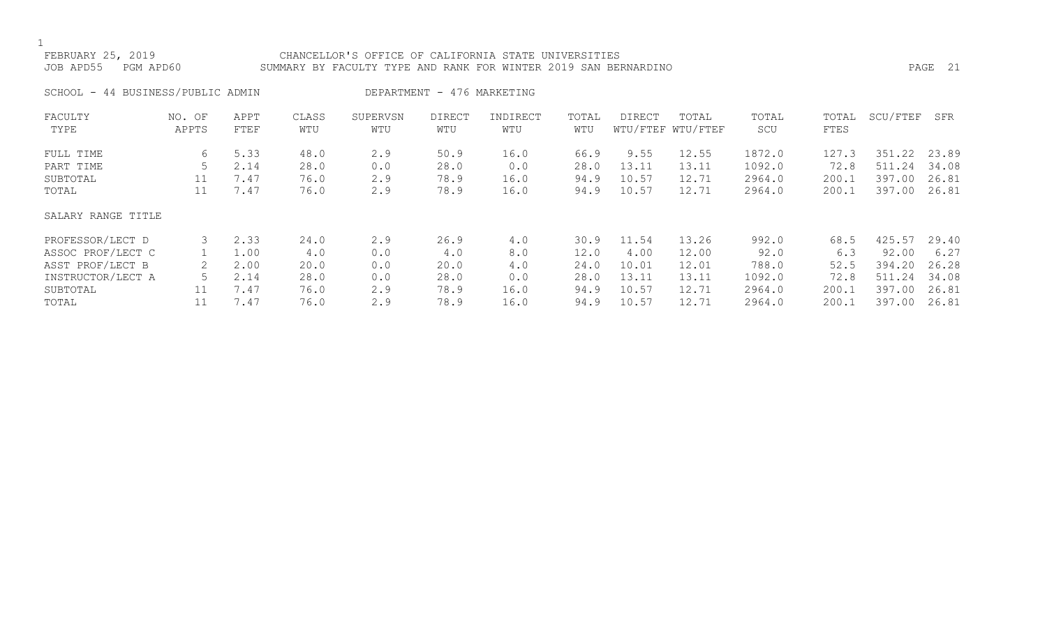FEBRUARY 25, 2019 — CHANCELLOR'S OFFICE OF CALIFORNIA STATE UNIVERSITIES

JOB APD55 PGM APD60 — SUMMARY BY FACULTY TYPE AND RANK FOR WINTER 2019 SAN BERNARDINO

SCHOOL - 44 BUSINESS/PUBLIC ADMIN — DEPARTMENT - 476 MARKETING

| FACULTY TYPE | NO. OF APPTS | APPT FTEF | CLASS WTU | SUPERVSN WTU | DIRECT WTU | INDIRECT WTU | TOTAL WTU | DIRECT WTU/FTEF | TOTAL WTU/FTEF | TOTAL SCU | TOTAL FTES | SCU/FTEF | SFR |
|---|---|---|---|---|---|---|---|---|---|---|---|---|---|
| FULL TIME | 6 | 5.33 | 48.0 | 2.9 | 50.9 | 16.0 | 66.9 | 9.55 | 12.55 | 1872.0 | 127.3 | 351.22 | 23.89 |
| PART TIME | 5 | 2.14 | 28.0 | 0.0 | 28.0 | 0.0 | 28.0 | 13.11 | 13.11 | 1092.0 | 72.8 | 511.24 | 34.08 |
| SUBTOTAL | 11 | 7.47 | 76.0 | 2.9 | 78.9 | 16.0 | 94.9 | 10.57 | 12.71 | 2964.0 | 200.1 | 397.00 | 26.81 |
| TOTAL | 11 | 7.47 | 76.0 | 2.9 | 78.9 | 16.0 | 94.9 | 10.57 | 12.71 | 2964.0 | 200.1 | 397.00 | 26.81 |
| **SALARY RANGE TITLE** | | | | | | | | | | | | | |
| PROFESSOR/LECT D | 3 | 2.33 | 24.0 | 2.9 | 26.9 | 4.0 | 30.9 | 11.54 | 13.26 | 992.0 | 68.5 | 425.57 | 29.40 |
| ASSOC PROF/LECT C | 1 | 1.00 | 4.0 | 0.0 | 4.0 | 8.0 | 12.0 | 4.00 | 12.00 | 92.0 | 6.3 | 92.00 | 6.27 |
| ASST PROF/LECT B | 2 | 2.00 | 20.0 | 0.0 | 20.0 | 4.0 | 24.0 | 10.01 | 12.01 | 788.0 | 52.5 | 394.20 | 26.28 |
| INSTRUCTOR/LECT A | 5 | 2.14 | 28.0 | 0.0 | 28.0 | 0.0 | 28.0 | 13.11 | 13.11 | 1092.0 | 72.8 | 511.24 | 34.08 |
| SUBTOTAL | 11 | 7.47 | 76.0 | 2.9 | 78.9 | 16.0 | 94.9 | 10.57 | 12.71 | 2964.0 | 200.1 | 397.00 | 26.81 |
| TOTAL | 11 | 7.47 | 76.0 | 2.9 | 78.9 | 16.0 | 94.9 | 10.57 | 12.71 | 2964.0 | 200.1 | 397.00 | 26.81 |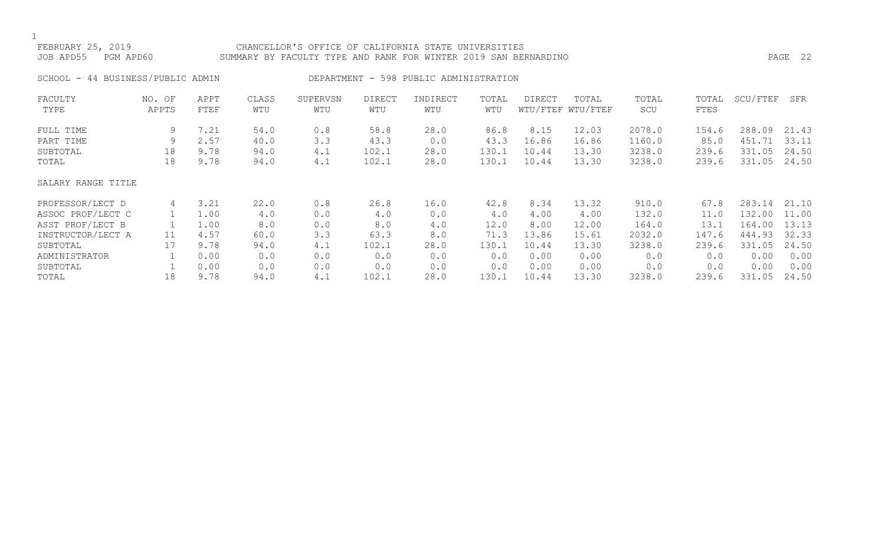FEBRUARY 25, 2019 — CHANCELLOR'S OFFICE OF CALIFORNIA STATE UNIVERSITIES
JOB APD55 PGM APD60 — SUMMARY BY FACULTY TYPE AND RANK FOR WINTER 2019 SAN BERNARDINO

SCHOOL - 44 BUSINESS/PUBLIC ADMIN — DEPARTMENT - 598 PUBLIC ADMINISTRATION

| FACULTY TYPE | NO. OF APPTS | APPT FTEF | CLASS WTU | SUPERVSN WTU | DIRECT WTU | INDIRECT WTU | TOTAL WTU | DIRECT WTU/FTEF | TOTAL WTU/FTEF | TOTAL SCU | TOTAL FTES | SCU/FTEF | SFR |
|---|---|---|---|---|---|---|---|---|---|---|---|---|---|
| FULL TIME | 9 | 7.21 | 54.0 | 0.8 | 58.8 | 28.0 | 86.8 | 8.15 | 12.03 | 2078.0 | 154.6 | 288.09 | 21.43 |
| PART TIME | 9 | 2.57 | 40.0 | 3.3 | 43.3 | 0.0 | 43.3 | 16.86 | 16.86 | 1160.0 | 85.0 | 451.71 | 33.11 |
| SUBTOTAL | 18 | 9.78 | 94.0 | 4.1 | 102.1 | 28.0 | 130.1 | 10.44 | 13.30 | 3238.0 | 239.6 | 331.05 | 24.50 |
| TOTAL | 18 | 9.78 | 94.0 | 4.1 | 102.1 | 28.0 | 130.1 | 10.44 | 13.30 | 3238.0 | 239.6 | 331.05 | 24.50 |

| SALARY RANGE TITLE | NO. OF APPTS | APPT FTEF | CLASS WTU | SUPERVSN WTU | DIRECT WTU | INDIRECT WTU | TOTAL WTU | DIRECT WTU/FTEF | TOTAL WTU/FTEF | TOTAL SCU | TOTAL FTES | SCU/FTEF | SFR |
|---|---|---|---|---|---|---|---|---|---|---|---|---|---|
| PROFESSOR/LECT D | 4 | 3.21 | 22.0 | 0.8 | 26.8 | 16.0 | 42.8 | 8.34 | 13.32 | 910.0 | 67.8 | 283.14 | 21.10 |
| ASSOC PROF/LECT C | 1 | 1.00 | 4.0 | 0.0 | 4.0 | 0.0 | 4.0 | 4.00 | 4.00 | 132.0 | 11.0 | 132.00 | 11.00 |
| ASST PROF/LECT B | 1 | 1.00 | 8.0 | 0.0 | 8.0 | 4.0 | 12.0 | 8.00 | 12.00 | 164.0 | 13.1 | 164.00 | 13.13 |
| INSTRUCTOR/LECT A | 11 | 4.57 | 60.0 | 3.3 | 63.3 | 8.0 | 71.3 | 13.86 | 15.61 | 2032.0 | 147.6 | 444.93 | 32.33 |
| SUBTOTAL | 17 | 9.78 | 94.0 | 4.1 | 102.1 | 28.0 | 130.1 | 10.44 | 13.30 | 3238.0 | 239.6 | 331.05 | 24.50 |
| ADMINISTRATOR | 1 | 0.00 | 0.0 | 0.0 | 0.0 | 0.0 | 0.0 | 0.00 | 0.00 | 0.0 | 0.0 | 0.00 | 0.00 |
| SUBTOTAL | 1 | 0.00 | 0.0 | 0.0 | 0.0 | 0.0 | 0.0 | 0.00 | 0.00 | 0.0 | 0.0 | 0.00 | 0.00 |
| TOTAL | 18 | 9.78 | 94.0 | 4.1 | 102.1 | 28.0 | 130.1 | 10.44 | 13.30 | 3238.0 | 239.6 | 331.05 | 24.50 |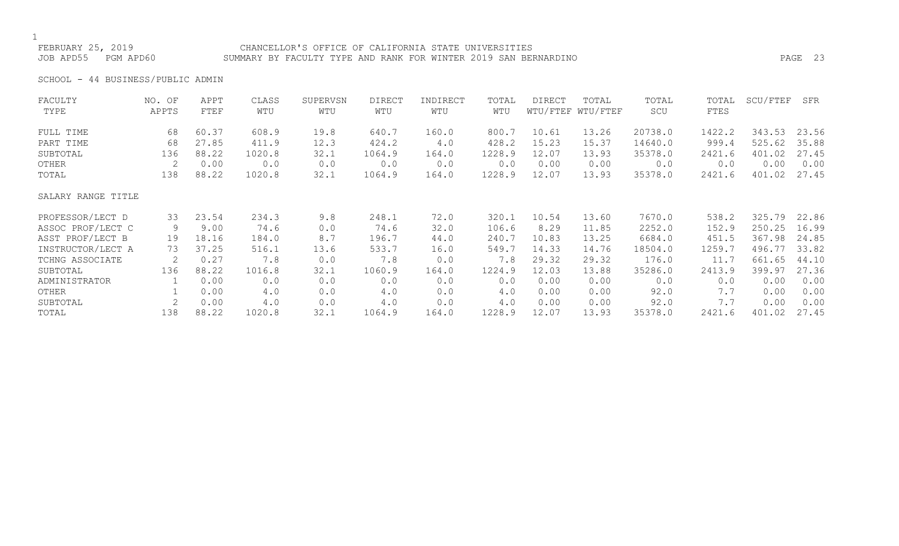FEBRUARY 25, 2019 CHANCELLOR'S OFFICE OF CALIFORNIA STATE UNIVERSITIES
JOB APD55 PGM APD60 SUMMARY BY FACULTY TYPE AND RANK FOR WINTER 2019 SAN BERNARDINO

SCHOOL - 44 BUSINESS/PUBLIC ADMIN

| FACULTY TYPE | NO. OF APPTS | APPT FTEF | CLASS WTU | SUPERVSN WTU | DIRECT WTU | INDIRECT WTU | TOTAL WTU | DIRECT WTU/FTEF | TOTAL WTU/FTEF | TOTAL SCU | TOTAL FTES | SCU/FTEF | SFR |
|---|---|---|---|---|---|---|---|---|---|---|---|---|---|
| FULL TIME | 68 | 60.37 | 608.9 | 19.8 | 640.7 | 160.0 | 800.7 | 10.61 | 13.26 | 20738.0 | 1422.2 | 343.53 | 23.56 |
| PART TIME | 68 | 27.85 | 411.9 | 12.3 | 424.2 | 4.0 | 428.2 | 15.23 | 15.37 | 14640.0 | 999.4 | 525.62 | 35.88 |
| SUBTOTAL | 136 | 88.22 | 1020.8 | 32.1 | 1064.9 | 164.0 | 1228.9 | 12.07 | 13.93 | 35378.0 | 2421.6 | 401.02 | 27.45 |
| OTHER | 2 | 0.00 | 0.0 | 0.0 | 0.0 | 0.0 | 0.0 | 0.00 | 0.00 | 0.0 | 0.0 | 0.00 | 0.00 |
| TOTAL | 138 | 88.22 | 1020.8 | 32.1 | 1064.9 | 164.0 | 1228.9 | 12.07 | 13.93 | 35378.0 | 2421.6 | 401.02 | 27.45 |
| **SALARY RANGE TITLE** | | | | | | | | | | | | | |
| PROFESSOR/LECT D | 33 | 23.54 | 234.3 | 9.8 | 248.1 | 72.0 | 320.1 | 10.54 | 13.60 | 7670.0 | 538.2 | 325.79 | 22.86 |
| ASSOC PROF/LECT C | 9 | 9.00 | 74.6 | 0.0 | 74.6 | 32.0 | 106.6 | 8.29 | 11.85 | 2252.0 | 152.9 | 250.25 | 16.99 |
| ASST PROF/LECT B | 19 | 18.16 | 184.0 | 8.7 | 196.7 | 44.0 | 240.7 | 10.83 | 13.25 | 6684.0 | 451.5 | 367.98 | 24.85 |
| INSTRUCTOR/LECT A | 73 | 37.25 | 516.1 | 13.6 | 533.7 | 16.0 | 549.7 | 14.33 | 14.76 | 18504.0 | 1259.7 | 496.77 | 33.82 |
| TCHNG ASSOCIATE | 2 | 0.27 | 7.8 | 0.0 | 7.8 | 0.0 | 7.8 | 29.32 | 29.32 | 176.0 | 11.7 | 661.65 | 44.10 |
| SUBTOTAL | 136 | 88.22 | 1016.8 | 32.1 | 1060.9 | 164.0 | 1224.9 | 12.03 | 13.88 | 35286.0 | 2413.9 | 399.97 | 27.36 |
| ADMINISTRATOR | 1 | 0.00 | 0.0 | 0.0 | 0.0 | 0.0 | 0.0 | 0.00 | 0.00 | 0.0 | 0.0 | 0.00 | 0.00 |
| OTHER | 1 | 0.00 | 4.0 | 0.0 | 4.0 | 0.0 | 4.0 | 0.00 | 0.00 | 92.0 | 7.7 | 0.00 | 0.00 |
| SUBTOTAL | 2 | 0.00 | 4.0 | 0.0 | 4.0 | 0.0 | 4.0 | 0.00 | 0.00 | 92.0 | 7.7 | 0.00 | 0.00 |
| TOTAL | 138 | 88.22 | 1020.8 | 32.1 | 1064.9 | 164.0 | 1228.9 | 12.07 | 13.93 | 35378.0 | 2421.6 | 401.02 | 27.45 |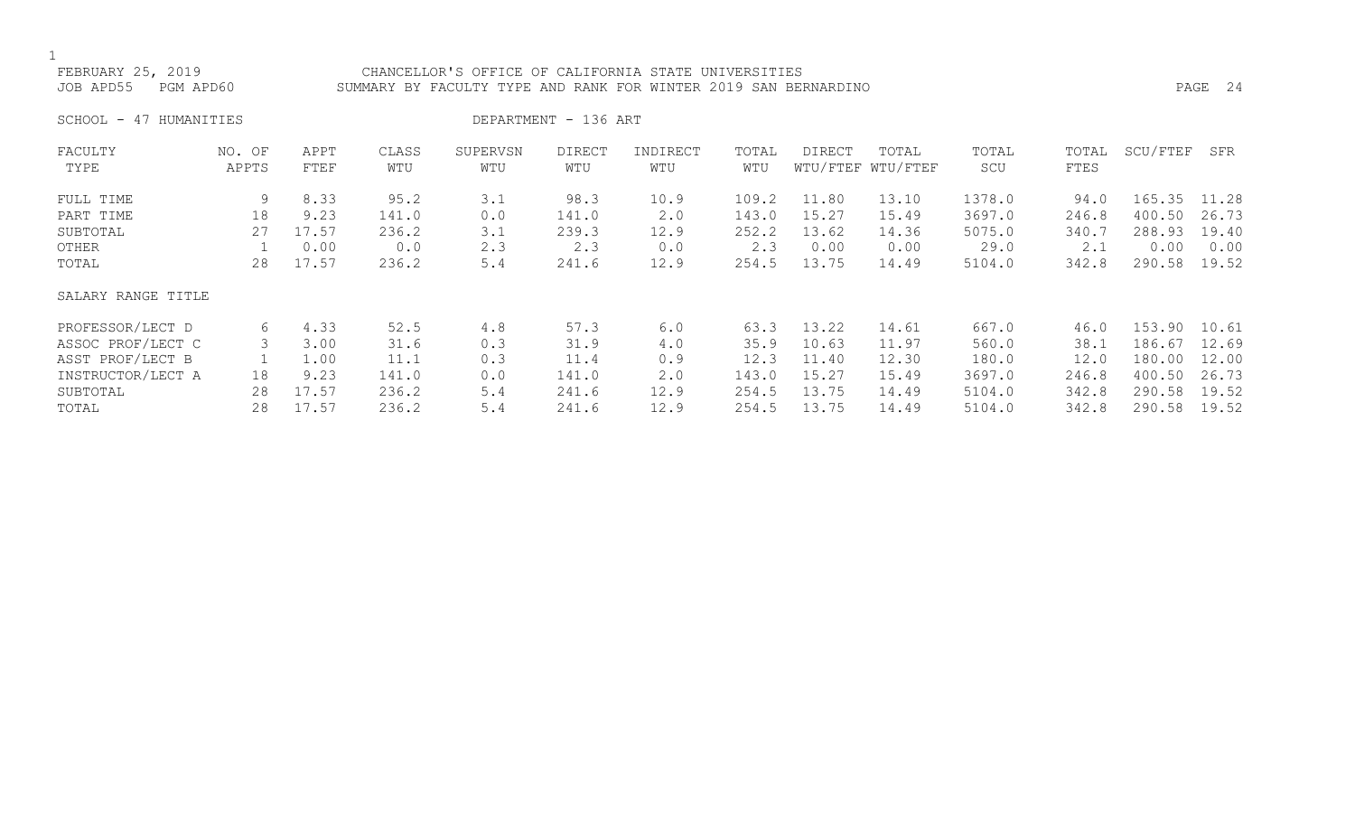FEBRUARY 25, 2019 CHANCELLOR'S OFFICE OF CALIFORNIA STATE UNIVERSITIES
JOB APD55 PGM APD60 SUMMARY BY FACULTY TYPE AND RANK FOR WINTER 2019 SAN BERNARDINO

SCHOOL - 47 HUMANITIES DEPARTMENT - 136 ART

| FACULTY TYPE | NO. OF APPTS | APPT FTEF | CLASS WTU | SUPERVSN WTU | DIRECT WTU | INDIRECT WTU | TOTAL WTU | DIRECT WTU/FTEF | TOTAL WTU/FTEF | TOTAL SCU | TOTAL FTES | SCU/FTEF | SFR |
|---|---|---|---|---|---|---|---|---|---|---|---|---|---|
| FULL TIME | 9 | 8.33 | 95.2 | 3.1 | 98.3 | 10.9 | 109.2 | 11.80 | 13.10 | 1378.0 | 94.0 | 165.35 | 11.28 |
| PART TIME | 18 | 9.23 | 141.0 | 0.0 | 141.0 | 2.0 | 143.0 | 15.27 | 15.49 | 3697.0 | 246.8 | 400.50 | 26.73 |
| SUBTOTAL | 27 | 17.57 | 236.2 | 3.1 | 239.3 | 12.9 | 252.2 | 13.62 | 14.36 | 5075.0 | 340.7 | 288.93 | 19.40 |
| OTHER | 1 | 0.00 | 0.0 | 2.3 | 2.3 | 0.0 | 2.3 | 0.00 | 0.00 | 29.0 | 2.1 | 0.00 | 0.00 |
| TOTAL | 28 | 17.57 | 236.2 | 5.4 | 241.6 | 12.9 | 254.5 | 13.75 | 14.49 | 5104.0 | 342.8 | 290.58 | 19.52 |
| **SALARY RANGE TITLE** | | | | | | | | | | | | | |
| PROFESSOR/LECT D | 6 | 4.33 | 52.5 | 4.8 | 57.3 | 6.0 | 63.3 | 13.22 | 14.61 | 667.0 | 46.0 | 153.90 | 10.61 |
| ASSOC PROF/LECT C | 3 | 3.00 | 31.6 | 0.3 | 31.9 | 4.0 | 35.9 | 10.63 | 11.97 | 560.0 | 38.1 | 186.67 | 12.69 |
| ASST PROF/LECT B | 1 | 1.00 | 11.1 | 0.3 | 11.4 | 0.9 | 12.3 | 11.40 | 12.30 | 180.0 | 12.0 | 180.00 | 12.00 |
| INSTRUCTOR/LECT A | 18 | 9.23 | 141.0 | 0.0 | 141.0 | 2.0 | 143.0 | 15.27 | 15.49 | 3697.0 | 246.8 | 400.50 | 26.73 |
| SUBTOTAL | 28 | 17.57 | 236.2 | 5.4 | 241.6 | 12.9 | 254.5 | 13.75 | 14.49 | 5104.0 | 342.8 | 290.58 | 19.52 |
| TOTAL | 28 | 17.57 | 236.2 | 5.4 | 241.6 | 12.9 | 254.5 | 13.75 | 14.49 | 5104.0 | 342.8 | 290.58 | 19.52 |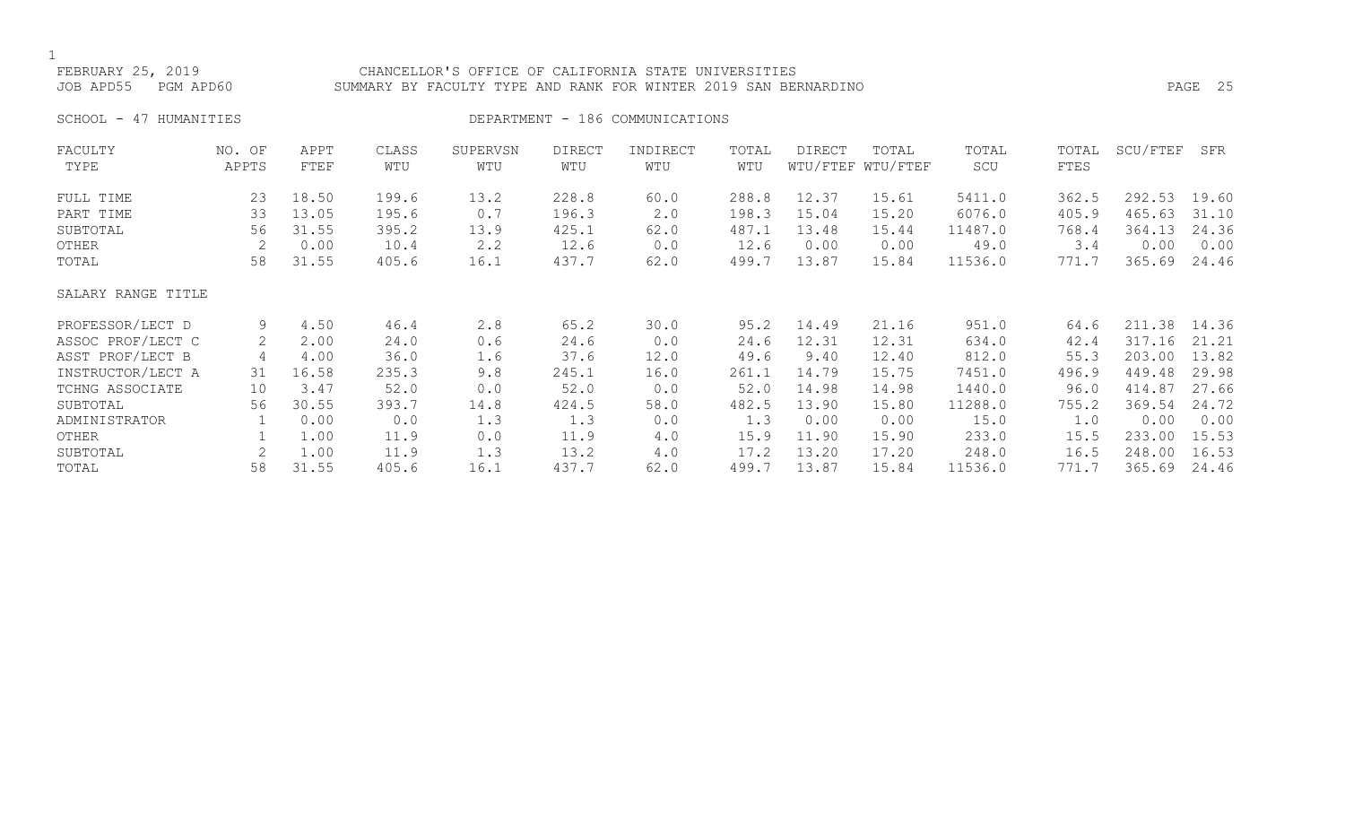CHANCELLOR'S OFFICE OF CALIFORNIA STATE UNIVERSITIES

SUMMARY BY FACULTY TYPE AND RANK FOR WINTER 2019 SAN BERNARDINO

FEBRUARY 25, 2019
JOB APD55 PGM APD60

SCHOOL - 47 HUMANITIES

DEPARTMENT - 186 COMMUNICATIONS

| FACULTY TYPE | NO. OF APPTS | APPT FTEF | CLASS WTU | SUPERVSN WTU | DIRECT WTU | INDIRECT WTU | TOTAL WTU | DIRECT WTU/FTEF | TOTAL WTU/FTEF | TOTAL SCU | TOTAL FTES | SCU/FTEF | SFR |
|---|---|---|---|---|---|---|---|---|---|---|---|---|---|
| FULL TIME | 23 | 18.50 | 199.6 | 13.2 | 228.8 | 60.0 | 288.8 | 12.37 | 15.61 | 5411.0 | 362.5 | 292.53 | 19.60 |
| PART TIME | 33 | 13.05 | 195.6 | 0.7 | 196.3 | 2.0 | 198.3 | 15.04 | 15.20 | 6076.0 | 405.9 | 465.63 | 31.10 |
| SUBTOTAL | 56 | 31.55 | 395.2 | 13.9 | 425.1 | 62.0 | 487.1 | 13.48 | 15.44 | 11487.0 | 768.4 | 364.13 | 24.36 |
| OTHER | 2 | 0.00 | 10.4 | 2.2 | 12.6 | 0.0 | 12.6 | 0.00 | 0.00 | 49.0 | 3.4 | 0.00 | 0.00 |
| TOTAL | 58 | 31.55 | 405.6 | 16.1 | 437.7 | 62.0 | 499.7 | 13.87 | 15.84 | 11536.0 | 771.7 | 365.69 | 24.46 |

| SALARY RANGE TITLE | NO. OF APPTS | APPT FTEF | CLASS WTU | SUPERVSN WTU | DIRECT WTU | INDIRECT WTU | TOTAL WTU | DIRECT WTU/FTEF | TOTAL WTU/FTEF | TOTAL SCU | TOTAL FTES | SCU/FTEF | SFR |
|---|---|---|---|---|---|---|---|---|---|---|---|---|---|
| PROFESSOR/LECT D | 9 | 4.50 | 46.4 | 2.8 | 65.2 | 30.0 | 95.2 | 14.49 | 21.16 | 951.0 | 64.6 | 211.38 | 14.36 |
| ASSOC PROF/LECT C | 2 | 2.00 | 24.0 | 0.6 | 24.6 | 0.0 | 24.6 | 12.31 | 12.31 | 634.0 | 42.4 | 317.16 | 21.21 |
| ASST PROF/LECT B | 4 | 4.00 | 36.0 | 1.6 | 37.6 | 12.0 | 49.6 | 9.40 | 12.40 | 812.0 | 55.3 | 203.00 | 13.82 |
| INSTRUCTOR/LECT A | 31 | 16.58 | 235.3 | 9.8 | 245.1 | 16.0 | 261.1 | 14.79 | 15.75 | 7451.0 | 496.9 | 449.48 | 29.98 |
| TCHNG ASSOCIATE | 10 | 3.47 | 52.0 | 0.0 | 52.0 | 0.0 | 52.0 | 14.98 | 14.98 | 1440.0 | 96.0 | 414.87 | 27.66 |
| SUBTOTAL | 56 | 30.55 | 393.7 | 14.8 | 424.5 | 58.0 | 482.5 | 13.90 | 15.80 | 11288.0 | 755.2 | 369.54 | 24.72 |
| ADMINISTRATOR | 1 | 0.00 | 0.0 | 1.3 | 1.3 | 0.0 | 1.3 | 0.00 | 0.00 | 15.0 | 1.0 | 0.00 | 0.00 |
| OTHER | 1 | 1.00 | 11.9 | 0.0 | 11.9 | 4.0 | 15.9 | 11.90 | 15.90 | 233.0 | 15.5 | 233.00 | 15.53 |
| SUBTOTAL | 2 | 1.00 | 11.9 | 1.3 | 13.2 | 4.0 | 17.2 | 13.20 | 17.20 | 248.0 | 16.5 | 248.00 | 16.53 |
| TOTAL | 58 | 31.55 | 405.6 | 16.1 | 437.7 | 62.0 | 499.7 | 13.87 | 15.84 | 11536.0 | 771.7 | 365.69 | 24.46 |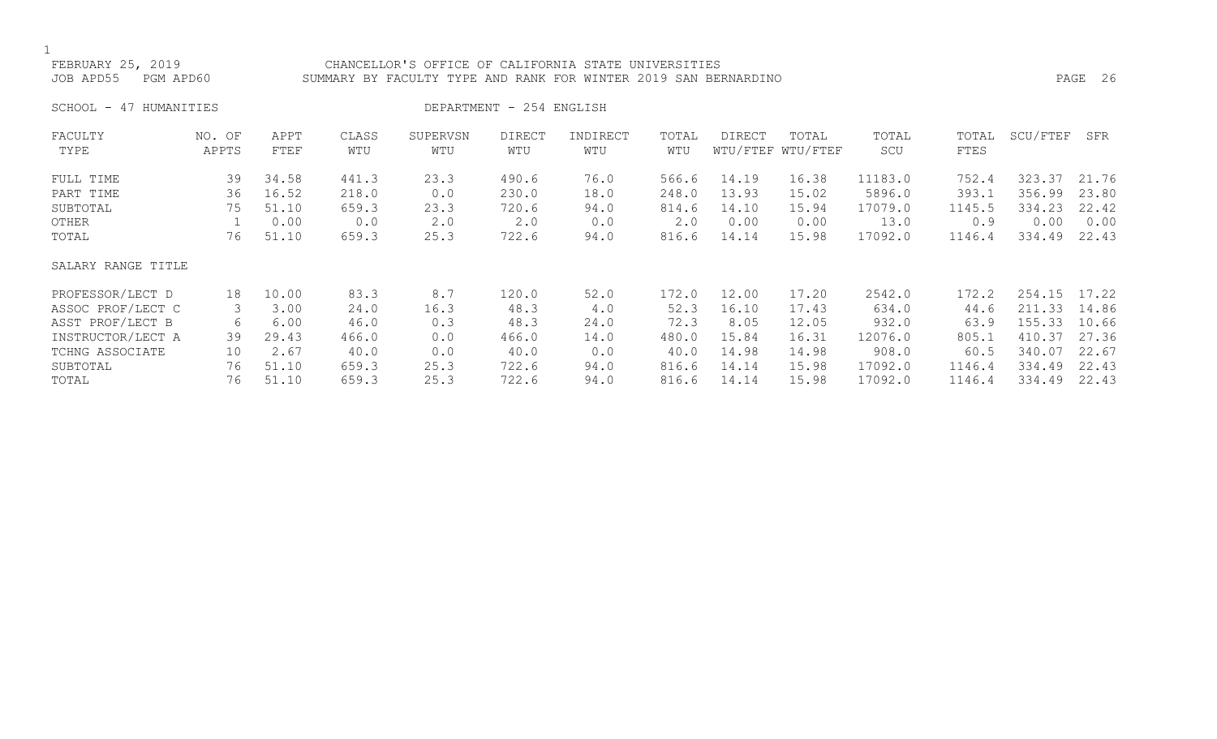FEBRUARY 25, 2019 CHANCELLOR'S OFFICE OF CALIFORNIA STATE UNIVERSITIES
JOB APD55 PGM APD60 SUMMARY BY FACULTY TYPE AND RANK FOR WINTER 2019 SAN BERNARDINO

SCHOOL - 47 HUMANITIES DEPARTMENT - 254 ENGLISH

| FACULTY TYPE | NO. OF APPTS | APPT FTEF | CLASS WTU | SUPERVSN WTU | DIRECT WTU | INDIRECT WTU | TOTAL WTU | DIRECT WTU/FTEF | TOTAL WTU/FTEF | TOTAL SCU | TOTAL FTES | SCU/FTEF | SFR |
|---|---|---|---|---|---|---|---|---|---|---|---|---|---|
| FULL TIME | 39 | 34.58 | 441.3 | 23.3 | 490.6 | 76.0 | 566.6 | 14.19 | 16.38 | 11183.0 | 752.4 | 323.37 | 21.76 |
| PART TIME | 36 | 16.52 | 218.0 | 0.0 | 230.0 | 18.0 | 248.0 | 13.93 | 15.02 | 5896.0 | 393.1 | 356.99 | 23.80 |
| SUBTOTAL | 75 | 51.10 | 659.3 | 23.3 | 720.6 | 94.0 | 814.6 | 14.10 | 15.94 | 17079.0 | 1145.5 | 334.23 | 22.42 |
| OTHER | 1 | 0.00 | 0.0 | 2.0 | 2.0 | 0.0 | 2.0 | 0.00 | 0.00 | 13.0 | 0.9 | 0.00 | 0.00 |
| TOTAL | 76 | 51.10 | 659.3 | 25.3 | 722.6 | 94.0 | 816.6 | 14.14 | 15.98 | 17092.0 | 1146.4 | 334.49 | 22.43 |
| SALARY RANGE TITLE | | | | | | | | | | | | | |
| PROFESSOR/LECT D | 18 | 10.00 | 83.3 | 8.7 | 120.0 | 52.0 | 172.0 | 12.00 | 17.20 | 2542.0 | 172.2 | 254.15 | 17.22 |
| ASSOC PROF/LECT C | 3 | 3.00 | 24.0 | 16.3 | 48.3 | 4.0 | 52.3 | 16.10 | 17.43 | 634.0 | 44.6 | 211.33 | 14.86 |
| ASST PROF/LECT B | 6 | 6.00 | 46.0 | 0.3 | 48.3 | 24.0 | 72.3 | 8.05 | 12.05 | 932.0 | 63.9 | 155.33 | 10.66 |
| INSTRUCTOR/LECT A | 39 | 29.43 | 466.0 | 0.0 | 466.0 | 14.0 | 480.0 | 15.84 | 16.31 | 12076.0 | 805.1 | 410.37 | 27.36 |
| TCHNG ASSOCIATE | 10 | 2.67 | 40.0 | 0.0 | 40.0 | 0.0 | 40.0 | 14.98 | 14.98 | 908.0 | 60.5 | 340.07 | 22.67 |
| SUBTOTAL | 76 | 51.10 | 659.3 | 25.3 | 722.6 | 94.0 | 816.6 | 14.14 | 15.98 | 17092.0 | 1146.4 | 334.49 | 22.43 |
| TOTAL | 76 | 51.10 | 659.3 | 25.3 | 722.6 | 94.0 | 816.6 | 14.14 | 15.98 | 17092.0 | 1146.4 | 334.49 | 22.43 |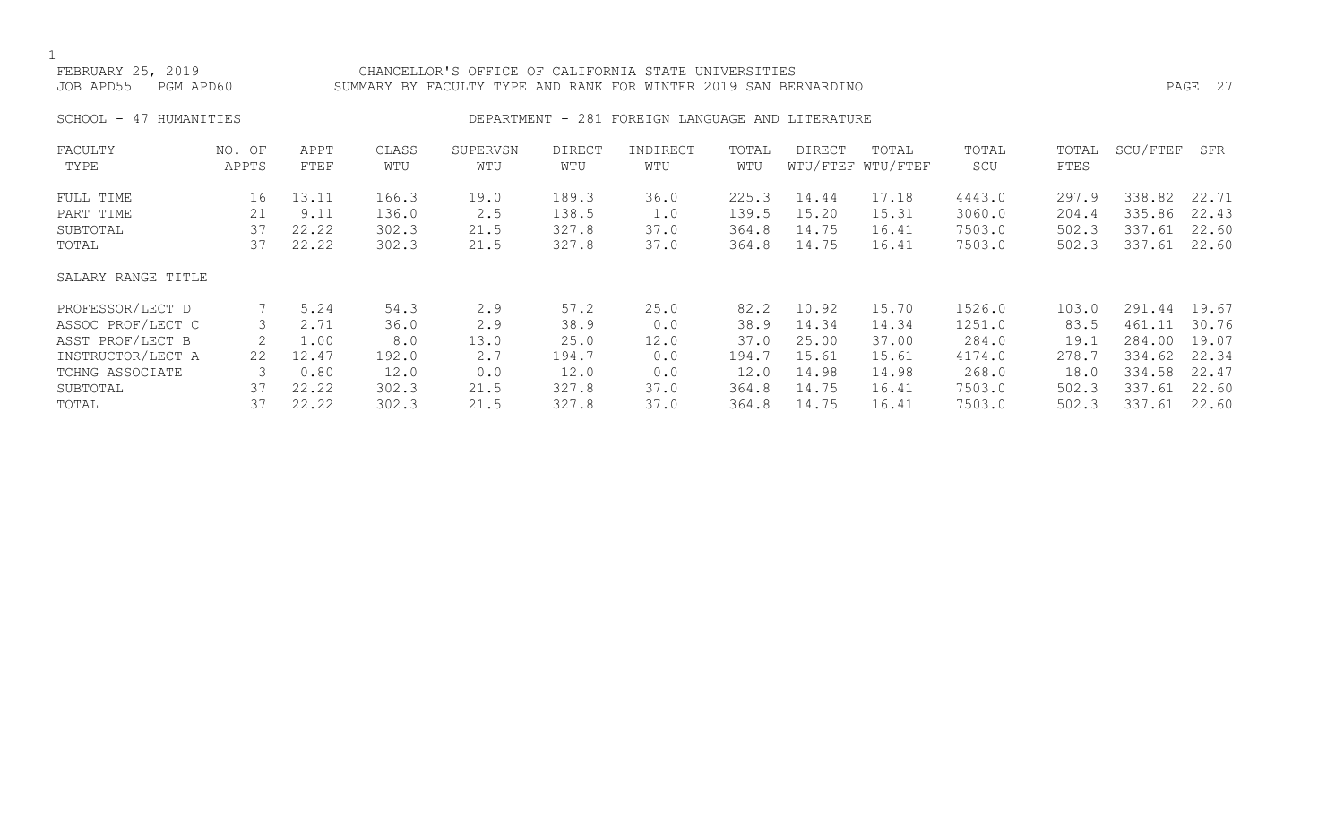FEBRUARY 25, 2019 CHANCELLOR'S OFFICE OF CALIFORNIA STATE UNIVERSITIES
JOB APD55 PGM APD60 SUMMARY BY FACULTY TYPE AND RANK FOR WINTER 2019 SAN BERNARDINO

SCHOOL - 47 HUMANITIES DEPARTMENT - 281 FOREIGN LANGUAGE AND LITERATURE

| FACULTY TYPE | NO. OF APPTS | APPT FTEF | CLASS WTU | SUPERVSN WTU | DIRECT WTU | INDIRECT WTU | TOTAL WTU | DIRECT WTU/FTEF | TOTAL WTU/FTEF | TOTAL SCU | TOTAL FTES | SCU/FTEF | SFR |
|---|---|---|---|---|---|---|---|---|---|---|---|---|---|
| FULL TIME | 16 | 13.11 | 166.3 | 19.0 | 189.3 | 36.0 | 225.3 | 14.44 | 17.18 | 4443.0 | 297.9 | 338.82 | 22.71 |
| PART TIME | 21 | 9.11 | 136.0 | 2.5 | 138.5 | 1.0 | 139.5 | 15.20 | 15.31 | 3060.0 | 204.4 | 335.86 | 22.43 |
| SUBTOTAL | 37 | 22.22 | 302.3 | 21.5 | 327.8 | 37.0 | 364.8 | 14.75 | 16.41 | 7503.0 | 502.3 | 337.61 | 22.60 |
| TOTAL | 37 | 22.22 | 302.3 | 21.5 | 327.8 | 37.0 | 364.8 | 14.75 | 16.41 | 7503.0 | 502.3 | 337.61 | 22.60 |
| SALARY RANGE TITLE | | | | | | | | | | | | | |
| PROFESSOR/LECT D | 7 | 5.24 | 54.3 | 2.9 | 57.2 | 25.0 | 82.2 | 10.92 | 15.70 | 1526.0 | 103.0 | 291.44 | 19.67 |
| ASSOC PROF/LECT C | 3 | 2.71 | 36.0 | 2.9 | 38.9 | 0.0 | 38.9 | 14.34 | 14.34 | 1251.0 | 83.5 | 461.11 | 30.76 |
| ASST PROF/LECT B | 2 | 1.00 | 8.0 | 13.0 | 25.0 | 12.0 | 37.0 | 25.00 | 37.00 | 284.0 | 19.1 | 284.00 | 19.07 |
| INSTRUCTOR/LECT A | 22 | 12.47 | 192.0 | 2.7 | 194.7 | 0.0 | 194.7 | 15.61 | 15.61 | 4174.0 | 278.7 | 334.62 | 22.34 |
| TCHNG ASSOCIATE | 3 | 0.80 | 12.0 | 0.0 | 12.0 | 0.0 | 12.0 | 14.98 | 14.98 | 268.0 | 18.0 | 334.58 | 22.47 |
| SUBTOTAL | 37 | 22.22 | 302.3 | 21.5 | 327.8 | 37.0 | 364.8 | 14.75 | 16.41 | 7503.0 | 502.3 | 337.61 | 22.60 |
| TOTAL | 37 | 22.22 | 302.3 | 21.5 | 327.8 | 37.0 | 364.8 | 14.75 | 16.41 | 7503.0 | 502.3 | 337.61 | 22.60 |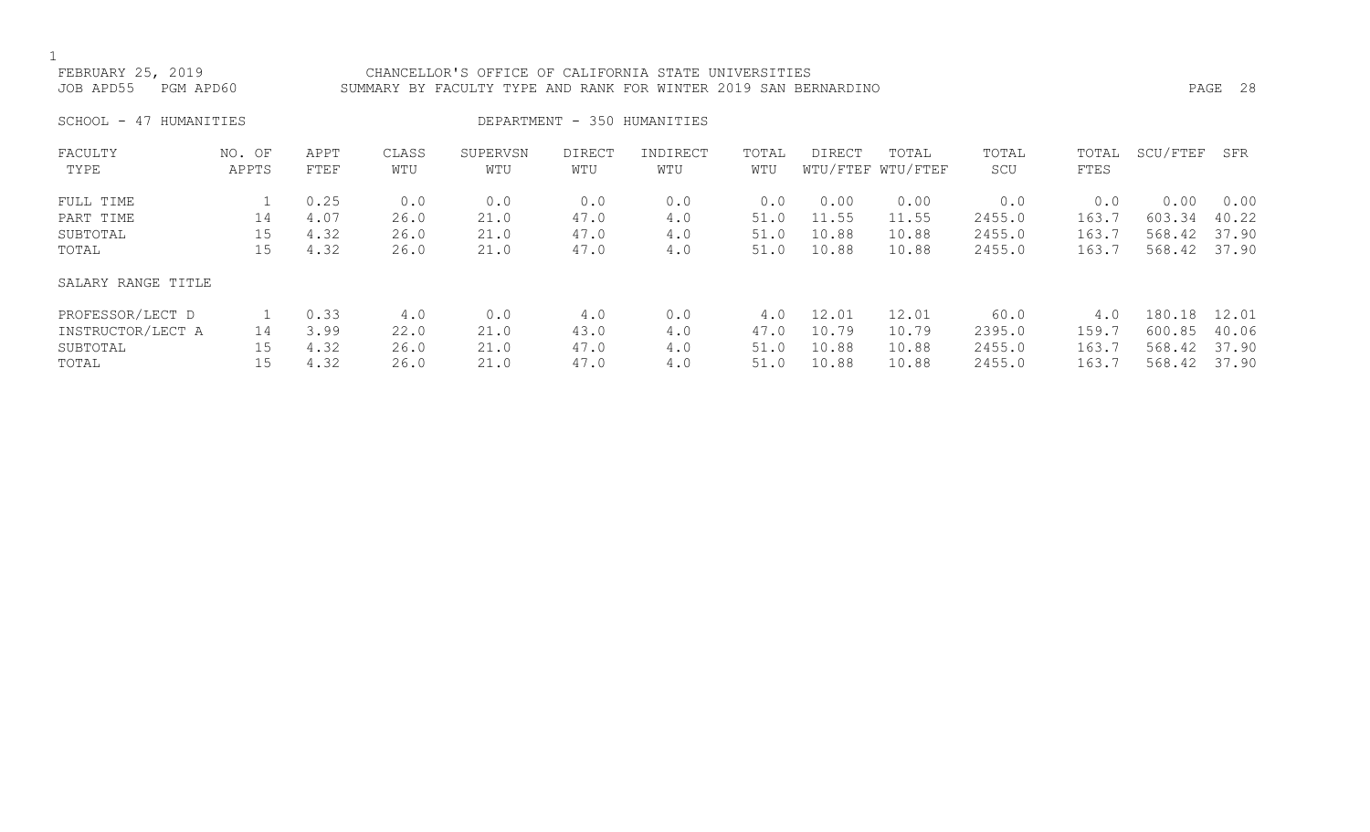FEBRUARY 25, 2019 CHANCELLOR'S OFFICE OF CALIFORNIA STATE UNIVERSITIES
JOB APD55 PGM APD60 SUMMARY BY FACULTY TYPE AND RANK FOR WINTER 2019 SAN BERNARDINO

SCHOOL - 47 HUMANITIES DEPARTMENT - 350 HUMANITIES

| FACULTY TYPE | NO. OF APPTS | APPT FTEF | CLASS WTU | SUPERVSN WTU | DIRECT WTU | INDIRECT WTU | TOTAL WTU | DIRECT WTU/FTEF | TOTAL WTU/FTEF | TOTAL SCU | TOTAL FTES | SCU/FTEF | SFR |
|---|---|---|---|---|---|---|---|---|---|---|---|---|---|
| FULL TIME | 1 | 0.25 | 0.0 | 0.0 | 0.0 | 0.0 | 0.0 | 0.00 | 0.00 | 0.0 | 0.0 | 0.00 | 0.00 |
| PART TIME | 14 | 4.07 | 26.0 | 21.0 | 47.0 | 4.0 | 51.0 | 11.55 | 11.55 | 2455.0 | 163.7 | 603.34 | 40.22 |
| SUBTOTAL | 15 | 4.32 | 26.0 | 21.0 | 47.0 | 4.0 | 51.0 | 10.88 | 10.88 | 2455.0 | 163.7 | 568.42 | 37.90 |
| TOTAL | 15 | 4.32 | 26.0 | 21.0 | 47.0 | 4.0 | 51.0 | 10.88 | 10.88 | 2455.0 | 163.7 | 568.42 | 37.90 |
| SALARY RANGE TITLE | | | | | | | | | | | | | |
| PROFESSOR/LECT D | 1 | 0.33 | 4.0 | 0.0 | 4.0 | 0.0 | 4.0 | 12.01 | 12.01 | 60.0 | 4.0 | 180.18 | 12.01 |
| INSTRUCTOR/LECT A | 14 | 3.99 | 22.0 | 21.0 | 43.0 | 4.0 | 47.0 | 10.79 | 10.79 | 2395.0 | 159.7 | 600.85 | 40.06 |
| SUBTOTAL | 15 | 4.32 | 26.0 | 21.0 | 47.0 | 4.0 | 51.0 | 10.88 | 10.88 | 2455.0 | 163.7 | 568.42 | 37.90 |
| TOTAL | 15 | 4.32 | 26.0 | 21.0 | 47.0 | 4.0 | 51.0 | 10.88 | 10.88 | 2455.0 | 163.7 | 568.42 | 37.90 |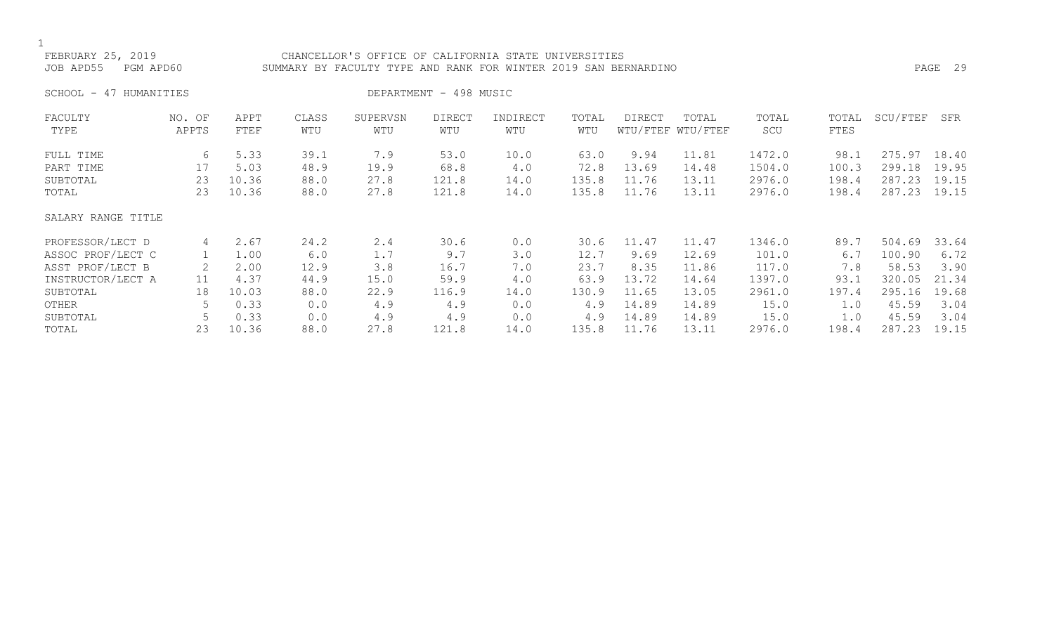FEBRUARY 25, 2019 — CHANCELLOR'S OFFICE OF CALIFORNIA STATE UNIVERSITIES

JOB APD55 PGM APD60 — SUMMARY BY FACULTY TYPE AND RANK FOR WINTER 2019 SAN BERNARDINO

SCHOOL - 47 HUMANITIES — DEPARTMENT - 498 MUSIC

| FACULTY TYPE | NO. OF APPTS | APPT FTEF | CLASS WTU | SUPERVSN WTU | DIRECT WTU | INDIRECT WTU | TOTAL WTU | DIRECT WTU/FTEF | TOTAL WTU/FTEF | TOTAL SCU | TOTAL FTES | SCU/FTEF | SFR |
|---|---|---|---|---|---|---|---|---|---|---|---|---|---|
| FULL TIME | 6 | 5.33 | 39.1 | 7.9 | 53.0 | 10.0 | 63.0 | 9.94 | 11.81 | 1472.0 | 98.1 | 275.97 | 18.40 |
| PART TIME | 17 | 5.03 | 48.9 | 19.9 | 68.8 | 4.0 | 72.8 | 13.69 | 14.48 | 1504.0 | 100.3 | 299.18 | 19.95 |
| SUBTOTAL | 23 | 10.36 | 88.0 | 27.8 | 121.8 | 14.0 | 135.8 | 11.76 | 13.11 | 2976.0 | 198.4 | 287.23 | 19.15 |
| TOTAL | 23 | 10.36 | 88.0 | 27.8 | 121.8 | 14.0 | 135.8 | 11.76 | 13.11 | 2976.0 | 198.4 | 287.23 | 19.15 |
| **SALARY RANGE TITLE** | | | | | | | | | | | | | |
| PROFESSOR/LECT D | 4 | 2.67 | 24.2 | 2.4 | 30.6 | 0.0 | 30.6 | 11.47 | 11.47 | 1346.0 | 89.7 | 504.69 | 33.64 |
| ASSOC PROF/LECT C | 1 | 1.00 | 6.0 | 1.7 | 9.7 | 3.0 | 12.7 | 9.69 | 12.69 | 101.0 | 6.7 | 100.90 | 6.72 |
| ASST PROF/LECT B | 2 | 2.00 | 12.9 | 3.8 | 16.7 | 7.0 | 23.7 | 8.35 | 11.86 | 117.0 | 7.8 | 58.53 | 3.90 |
| INSTRUCTOR/LECT A | 11 | 4.37 | 44.9 | 15.0 | 59.9 | 4.0 | 63.9 | 13.72 | 14.64 | 1397.0 | 93.1 | 320.05 | 21.34 |
| SUBTOTAL | 18 | 10.03 | 88.0 | 22.9 | 116.9 | 14.0 | 130.9 | 11.65 | 13.05 | 2961.0 | 197.4 | 295.16 | 19.68 |
| OTHER | 5 | 0.33 | 0.0 | 4.9 | 4.9 | 0.0 | 4.9 | 14.89 | 14.89 | 15.0 | 1.0 | 45.59 | 3.04 |
| SUBTOTAL | 5 | 0.33 | 0.0 | 4.9 | 4.9 | 0.0 | 4.9 | 14.89 | 14.89 | 15.0 | 1.0 | 45.59 | 3.04 |
| TOTAL | 23 | 10.36 | 88.0 | 27.8 | 121.8 | 14.0 | 135.8 | 11.76 | 13.11 | 2976.0 | 198.4 | 287.23 | 19.15 |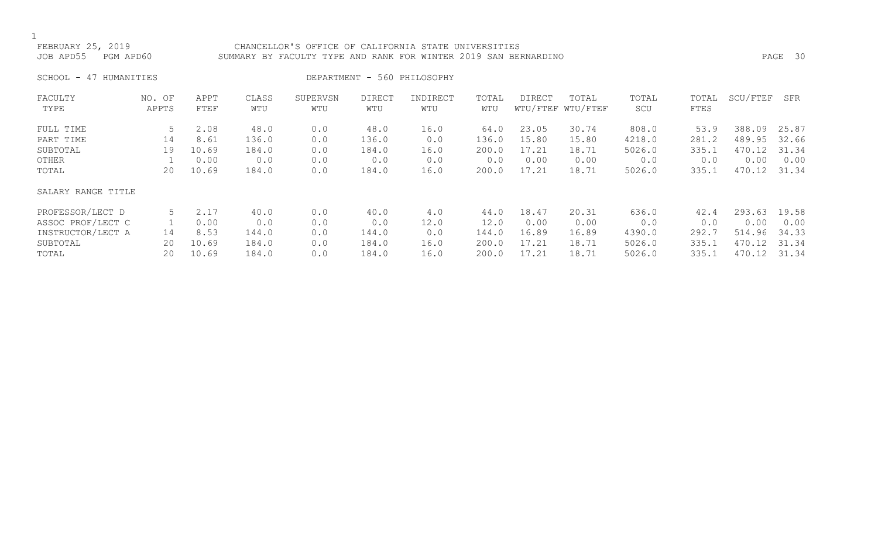FEBRUARY 25, 2019 CHANCELLOR'S OFFICE OF CALIFORNIA STATE UNIVERSITIES
JOB APD55 PGM APD60 SUMMARY BY FACULTY TYPE AND RANK FOR WINTER 2019 SAN BERNARDINO

SCHOOL - 47 HUMANITIES DEPARTMENT - 560 PHILOSOPHY

| FACULTY TYPE | NO. OF APPTS | APPT FTEF | CLASS WTU | SUPERVSN WTU | DIRECT WTU | INDIRECT WTU | TOTAL WTU | DIRECT WTU/FTEF | TOTAL WTU/FTEF | TOTAL SCU | TOTAL FTES | SCU/FTEF | SFR |
|---|---|---|---|---|---|---|---|---|---|---|---|---|---|
| FULL TIME | 5 | 2.08 | 48.0 | 0.0 | 48.0 | 16.0 | 64.0 | 23.05 | 30.74 | 808.0 | 53.9 | 388.09 | 25.87 |
| PART TIME | 14 | 8.61 | 136.0 | 0.0 | 136.0 | 0.0 | 136.0 | 15.80 | 15.80 | 4218.0 | 281.2 | 489.95 | 32.66 |
| SUBTOTAL | 19 | 10.69 | 184.0 | 0.0 | 184.0 | 16.0 | 200.0 | 17.21 | 18.71 | 5026.0 | 335.1 | 470.12 | 31.34 |
| OTHER | 1 | 0.00 | 0.0 | 0.0 | 0.0 | 0.0 | 0.0 | 0.00 | 0.00 | 0.0 | 0.0 | 0.00 | 0.00 |
| TOTAL | 20 | 10.69 | 184.0 | 0.0 | 184.0 | 16.0 | 200.0 | 17.21 | 18.71 | 5026.0 | 335.1 | 470.12 | 31.34 |
| SALARY RANGE TITLE | | | | | | | | | | | | | |
| PROFESSOR/LECT D | 5 | 2.17 | 40.0 | 0.0 | 40.0 | 4.0 | 44.0 | 18.47 | 20.31 | 636.0 | 42.4 | 293.63 | 19.58 |
| ASSOC PROF/LECT C | 1 | 0.00 | 0.0 | 0.0 | 0.0 | 12.0 | 12.0 | 0.00 | 0.00 | 0.0 | 0.0 | 0.00 | 0.00 |
| INSTRUCTOR/LECT A | 14 | 8.53 | 144.0 | 0.0 | 144.0 | 0.0 | 144.0 | 16.89 | 16.89 | 4390.0 | 292.7 | 514.96 | 34.33 |
| SUBTOTAL | 20 | 10.69 | 184.0 | 0.0 | 184.0 | 16.0 | 200.0 | 17.21 | 18.71 | 5026.0 | 335.1 | 470.12 | 31.34 |
| TOTAL | 20 | 10.69 | 184.0 | 0.0 | 184.0 | 16.0 | 200.0 | 17.21 | 18.71 | 5026.0 | 335.1 | 470.12 | 31.34 |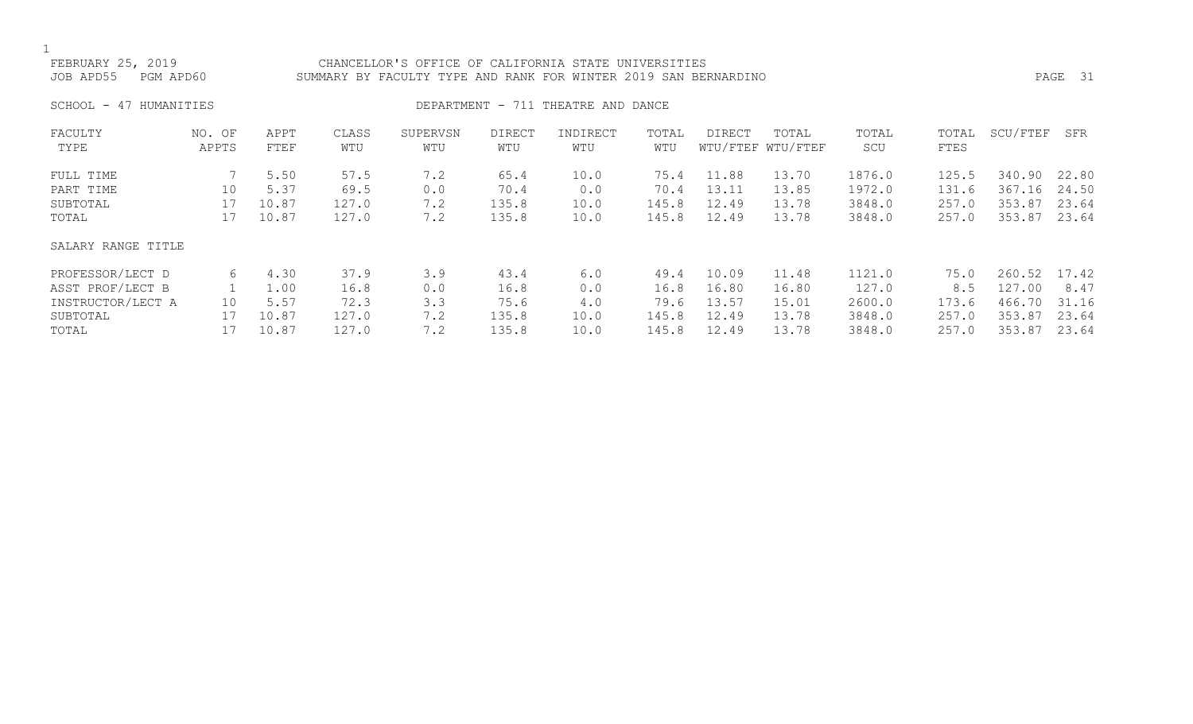FEBRUARY 25, 2019 — CHANCELLOR'S OFFICE OF CALIFORNIA STATE UNIVERSITIES

JOB APD55 PGM APD60 — SUMMARY BY FACULTY TYPE AND RANK FOR WINTER 2019 SAN BERNARDINO

SCHOOL - 47 HUMANITIES — DEPARTMENT - 711 THEATRE AND DANCE

| FACULTY TYPE | NO. OF APPTS | APPT FTEF | CLASS WTU | SUPERVSN WTU | DIRECT WTU | INDIRECT WTU | TOTAL WTU | DIRECT WTU/FTEF | TOTAL WTU/FTEF | TOTAL SCU | TOTAL FTES | SCU/FTEF | SFR |
|---|---|---|---|---|---|---|---|---|---|---|---|---|---|
| FULL TIME | 7 | 5.50 | 57.5 | 7.2 | 65.4 | 10.0 | 75.4 | 11.88 | 13.70 | 1876.0 | 125.5 | 340.90 | 22.80 |
| PART TIME | 10 | 5.37 | 69.5 | 0.0 | 70.4 | 0.0 | 70.4 | 13.11 | 13.85 | 1972.0 | 131.6 | 367.16 | 24.50 |
| SUBTOTAL | 17 | 10.87 | 127.0 | 7.2 | 135.8 | 10.0 | 145.8 | 12.49 | 13.78 | 3848.0 | 257.0 | 353.87 | 23.64 |
| TOTAL | 17 | 10.87 | 127.0 | 7.2 | 135.8 | 10.0 | 145.8 | 12.49 | 13.78 | 3848.0 | 257.0 | 353.87 | 23.64 |

| SALARY RANGE TITLE | NO. OF APPTS | APPT FTEF | CLASS WTU | SUPERVSN WTU | DIRECT WTU | INDIRECT WTU | TOTAL WTU | DIRECT WTU/FTEF | TOTAL WTU/FTEF | TOTAL SCU | TOTAL FTES | SCU/FTEF | SFR |
|---|---|---|---|---|---|---|---|---|---|---|---|---|---|
| PROFESSOR/LECT D | 6 | 4.30 | 37.9 | 3.9 | 43.4 | 6.0 | 49.4 | 10.09 | 11.48 | 1121.0 | 75.0 | 260.52 | 17.42 |
| ASST PROF/LECT B | 1 | 1.00 | 16.8 | 0.0 | 16.8 | 0.0 | 16.8 | 16.80 | 16.80 | 127.0 | 8.5 | 127.00 | 8.47 |
| INSTRUCTOR/LECT A | 10 | 5.57 | 72.3 | 3.3 | 75.6 | 4.0 | 79.6 | 13.57 | 15.01 | 2600.0 | 173.6 | 466.70 | 31.16 |
| SUBTOTAL | 17 | 10.87 | 127.0 | 7.2 | 135.8 | 10.0 | 145.8 | 12.49 | 13.78 | 3848.0 | 257.0 | 353.87 | 23.64 |
| TOTAL | 17 | 10.87 | 127.0 | 7.2 | 135.8 | 10.0 | 145.8 | 12.49 | 13.78 | 3848.0 | 257.0 | 353.87 | 23.64 |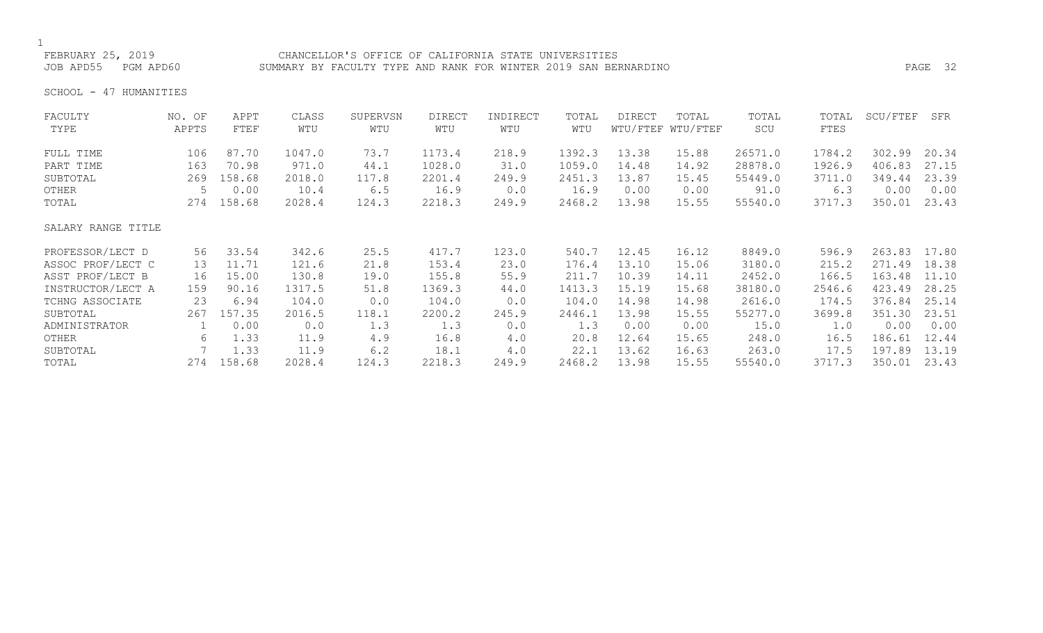FEBRUARY 25, 2019 CHANCELLOR'S OFFICE OF CALIFORNIA STATE UNIVERSITIES
JOB APD55 PGM APD60 SUMMARY BY FACULTY TYPE AND RANK FOR WINTER 2019 SAN BERNARDINO

SCHOOL - 47 HUMANITIES

| FACULTY TYPE | NO. OF APPTS | APPT FTEF | CLASS WTU | SUPERVSN WTU | DIRECT WTU | INDIRECT WTU | TOTAL WTU | DIRECT WTU/FTEF | TOTAL WTU/FTEF | TOTAL SCU | TOTAL FTES | SCU/FTEF | SFR |
|---|---|---|---|---|---|---|---|---|---|---|---|---|---|
| FULL TIME | 106 | 87.70 | 1047.0 | 73.7 | 1173.4 | 218.9 | 1392.3 | 13.38 | 15.88 | 26571.0 | 1784.2 | 302.99 | 20.34 |
| PART TIME | 163 | 70.98 | 971.0 | 44.1 | 1028.0 | 31.0 | 1059.0 | 14.48 | 14.92 | 28878.0 | 1926.9 | 406.83 | 27.15 |
| SUBTOTAL | 269 | 158.68 | 2018.0 | 117.8 | 2201.4 | 249.9 | 2451.3 | 13.87 | 15.45 | 55449.0 | 3711.0 | 349.44 | 23.39 |
| OTHER | 5 | 0.00 | 10.4 | 6.5 | 16.9 | 0.0 | 16.9 | 0.00 | 0.00 | 91.0 | 6.3 | 0.00 | 0.00 |
| TOTAL | 274 | 158.68 | 2028.4 | 124.3 | 2218.3 | 249.9 | 2468.2 | 13.98 | 15.55 | 55540.0 | 3717.3 | 350.01 | 23.43 |

| SALARY RANGE TITLE | NO. OF APPTS | APPT FTEF | CLASS WTU | SUPERVSN WTU | DIRECT WTU | INDIRECT WTU | TOTAL WTU | DIRECT WTU/FTEF | TOTAL WTU/FTEF | TOTAL SCU | TOTAL FTES | SCU/FTEF | SFR |
|---|---|---|---|---|---|---|---|---|---|---|---|---|---|
| PROFESSOR/LECT D | 56 | 33.54 | 342.6 | 25.5 | 417.7 | 123.0 | 540.7 | 12.45 | 16.12 | 8849.0 | 596.9 | 263.83 | 17.80 |
| ASSOC PROF/LECT C | 13 | 11.71 | 121.6 | 21.8 | 153.4 | 23.0 | 176.4 | 13.10 | 15.06 | 3180.0 | 215.2 | 271.49 | 18.38 |
| ASST PROF/LECT B | 16 | 15.00 | 130.8 | 19.0 | 155.8 | 55.9 | 211.7 | 10.39 | 14.11 | 2452.0 | 166.5 | 163.48 | 11.10 |
| INSTRUCTOR/LECT A | 159 | 90.16 | 1317.5 | 51.8 | 1369.3 | 44.0 | 1413.3 | 15.19 | 15.68 | 38180.0 | 2546.6 | 423.49 | 28.25 |
| TCHNG ASSOCIATE | 23 | 6.94 | 104.0 | 0.0 | 104.0 | 0.0 | 104.0 | 14.98 | 14.98 | 2616.0 | 174.5 | 376.84 | 25.14 |
| SUBTOTAL | 267 | 157.35 | 2016.5 | 118.1 | 2200.2 | 245.9 | 2446.1 | 13.98 | 15.55 | 55277.0 | 3699.8 | 351.30 | 23.51 |
| ADMINISTRATOR | 1 | 0.00 | 0.0 | 1.3 | 1.3 | 0.0 | 1.3 | 0.00 | 0.00 | 15.0 | 1.0 | 0.00 | 0.00 |
| OTHER | 6 | 1.33 | 11.9 | 4.9 | 16.8 | 4.0 | 20.8 | 12.64 | 15.65 | 248.0 | 16.5 | 186.61 | 12.44 |
| SUBTOTAL | 7 | 1.33 | 11.9 | 6.2 | 18.1 | 4.0 | 22.1 | 13.62 | 16.63 | 263.0 | 17.5 | 197.89 | 13.19 |
| TOTAL | 274 | 158.68 | 2028.4 | 124.3 | 2218.3 | 249.9 | 2468.2 | 13.98 | 15.55 | 55540.0 | 3717.3 | 350.01 | 23.43 |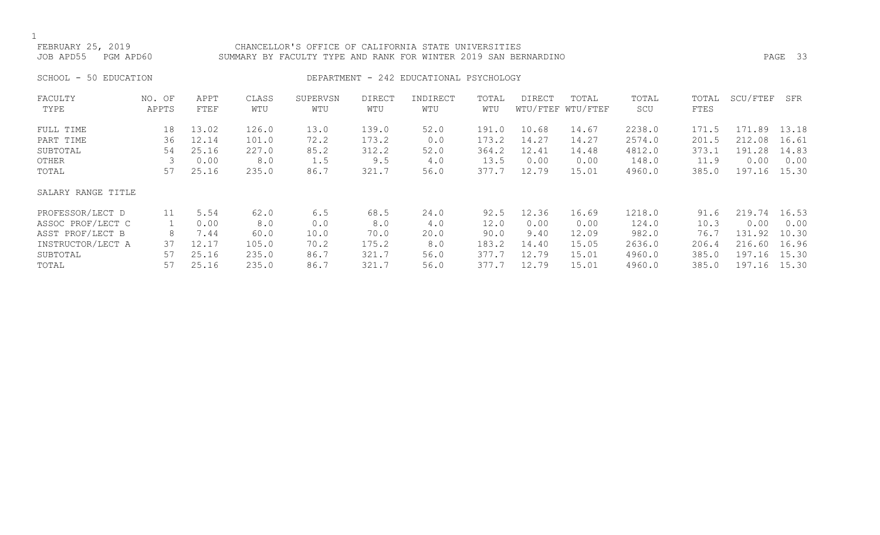FEBRUARY 25, 2019 CHANCELLOR'S OFFICE OF CALIFORNIA STATE UNIVERSITIES
JOB APD55 PGM APD60 SUMMARY BY FACULTY TYPE AND RANK FOR WINTER 2019 SAN BERNARDINO

SCHOOL - 50 EDUCATION DEPARTMENT - 242 EDUCATIONAL PSYCHOLOGY

| FACULTY TYPE | NO. OF APPTS | APPT FTEF | CLASS WTU | SUPERVSN WTU | DIRECT WTU | INDIRECT WTU | TOTAL WTU | DIRECT WTU/FTEF | TOTAL WTU/FTEF | TOTAL SCU | TOTAL FTES | SCU/FTEF | SFR |
|---|---|---|---|---|---|---|---|---|---|---|---|---|---|
| FULL TIME | 18 | 13.02 | 126.0 | 13.0 | 139.0 | 52.0 | 191.0 | 10.68 | 14.67 | 2238.0 | 171.5 | 171.89 | 13.18 |
| PART TIME | 36 | 12.14 | 101.0 | 72.2 | 173.2 | 0.0 | 173.2 | 14.27 | 14.27 | 2574.0 | 201.5 | 212.08 | 16.61 |
| SUBTOTAL | 54 | 25.16 | 227.0 | 85.2 | 312.2 | 52.0 | 364.2 | 12.41 | 14.48 | 4812.0 | 373.1 | 191.28 | 14.83 |
| OTHER | 3 | 0.00 | 8.0 | 1.5 | 9.5 | 4.0 | 13.5 | 0.00 | 0.00 | 148.0 | 11.9 | 0.00 | 0.00 |
| TOTAL | 57 | 25.16 | 235.0 | 86.7 | 321.7 | 56.0 | 377.7 | 12.79 | 15.01 | 4960.0 | 385.0 | 197.16 | 15.30 |
| SALARY RANGE TITLE | | | | | | | | | | | | | |
| PROFESSOR/LECT D | 11 | 5.54 | 62.0 | 6.5 | 68.5 | 24.0 | 92.5 | 12.36 | 16.69 | 1218.0 | 91.6 | 219.74 | 16.53 |
| ASSOC PROF/LECT C | 1 | 0.00 | 8.0 | 0.0 | 8.0 | 4.0 | 12.0 | 0.00 | 0.00 | 124.0 | 10.3 | 0.00 | 0.00 |
| ASST PROF/LECT B | 8 | 7.44 | 60.0 | 10.0 | 70.0 | 20.0 | 90.0 | 9.40 | 12.09 | 982.0 | 76.7 | 131.92 | 10.30 |
| INSTRUCTOR/LECT A | 37 | 12.17 | 105.0 | 70.2 | 175.2 | 8.0 | 183.2 | 14.40 | 15.05 | 2636.0 | 206.4 | 216.60 | 16.96 |
| SUBTOTAL | 57 | 25.16 | 235.0 | 86.7 | 321.7 | 56.0 | 377.7 | 12.79 | 15.01 | 4960.0 | 385.0 | 197.16 | 15.30 |
| TOTAL | 57 | 25.16 | 235.0 | 86.7 | 321.7 | 56.0 | 377.7 | 12.79 | 15.01 | 4960.0 | 385.0 | 197.16 | 15.30 |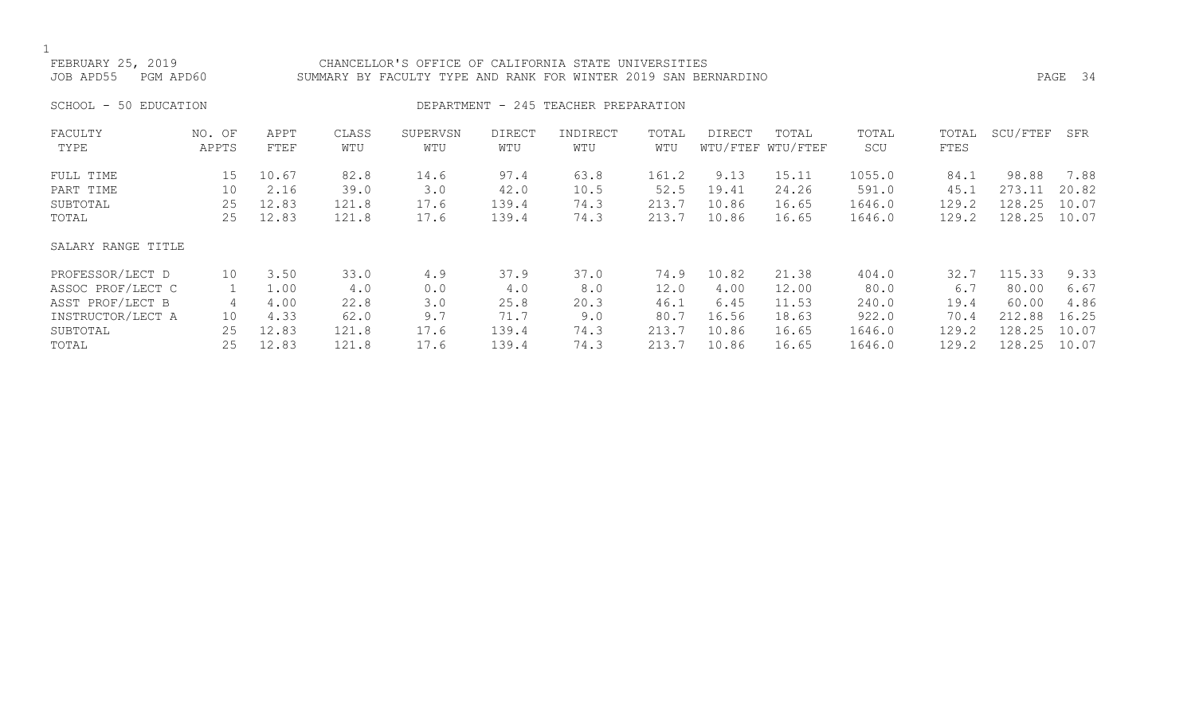FEBRUARY 25, 2019 CHANCELLOR'S OFFICE OF CALIFORNIA STATE UNIVERSITIES
JOB APD55 PGM APD60 SUMMARY BY FACULTY TYPE AND RANK FOR WINTER 2019 SAN BERNARDINO

SCHOOL - 50 EDUCATION DEPARTMENT - 245 TEACHER PREPARATION

| FACULTY TYPE | NO. OF APPTS | APPT FTEF | CLASS WTU | SUPERVSN WTU | DIRECT WTU | INDIRECT WTU | TOTAL WTU | DIRECT WTU/FTEF | TOTAL WTU/FTEF | TOTAL SCU | TOTAL FTES | SCU/FTEF | SFR |
|---|---|---|---|---|---|---|---|---|---|---|---|---|---|
| FULL TIME | 15 | 10.67 | 82.8 | 14.6 | 97.4 | 63.8 | 161.2 | 9.13 | 15.11 | 1055.0 | 84.1 | 98.88 | 7.88 |
| PART TIME | 10 | 2.16 | 39.0 | 3.0 | 42.0 | 10.5 | 52.5 | 19.41 | 24.26 | 591.0 | 45.1 | 273.11 | 20.82 |
| SUBTOTAL | 25 | 12.83 | 121.8 | 17.6 | 139.4 | 74.3 | 213.7 | 10.86 | 16.65 | 1646.0 | 129.2 | 128.25 | 10.07 |
| TOTAL | 25 | 12.83 | 121.8 | 17.6 | 139.4 | 74.3 | 213.7 | 10.86 | 16.65 | 1646.0 | 129.2 | 128.25 | 10.07 |
| SALARY RANGE TITLE | | | | | | | | | | | | | |
| PROFESSOR/LECT D | 10 | 3.50 | 33.0 | 4.9 | 37.9 | 37.0 | 74.9 | 10.82 | 21.38 | 404.0 | 32.7 | 115.33 | 9.33 |
| ASSOC PROF/LECT C | 1 | 1.00 | 4.0 | 0.0 | 4.0 | 8.0 | 12.0 | 4.00 | 12.00 | 80.0 | 6.7 | 80.00 | 6.67 |
| ASST PROF/LECT B | 4 | 4.00 | 22.8 | 3.0 | 25.8 | 20.3 | 46.1 | 6.45 | 11.53 | 240.0 | 19.4 | 60.00 | 4.86 |
| INSTRUCTOR/LECT A | 10 | 4.33 | 62.0 | 9.7 | 71.7 | 9.0 | 80.7 | 16.56 | 18.63 | 922.0 | 70.4 | 212.88 | 16.25 |
| SUBTOTAL | 25 | 12.83 | 121.8 | 17.6 | 139.4 | 74.3 | 213.7 | 10.86 | 16.65 | 1646.0 | 129.2 | 128.25 | 10.07 |
| TOTAL | 25 | 12.83 | 121.8 | 17.6 | 139.4 | 74.3 | 213.7 | 10.86 | 16.65 | 1646.0 | 129.2 | 128.25 | 10.07 |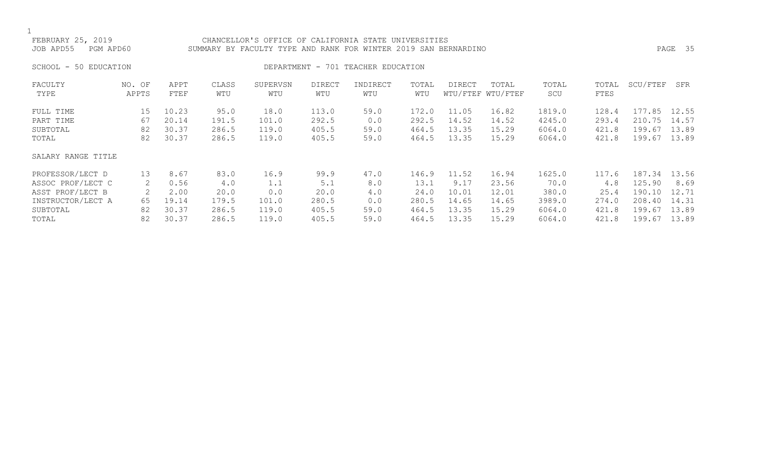FEBRUARY 25, 2019 — CHANCELLOR'S OFFICE OF CALIFORNIA STATE UNIVERSITIES

JOB APD55 PGM APD60 — SUMMARY BY FACULTY TYPE AND RANK FOR WINTER 2019 SAN BERNARDINO

SCHOOL - 50 EDUCATION — DEPARTMENT - 701 TEACHER EDUCATION

| FACULTY TYPE | NO. OF APPTS | APPT FTEF | CLASS WTU | SUPERVSN WTU | DIRECT WTU | INDIRECT WTU | TOTAL WTU | DIRECT WTU/FTEF | TOTAL WTU/FTEF | TOTAL SCU | TOTAL FTES | SCU/FTEF | SFR |
|---|---|---|---|---|---|---|---|---|---|---|---|---|---|
| FULL TIME | 15 | 10.23 | 95.0 | 18.0 | 113.0 | 59.0 | 172.0 | 11.05 | 16.82 | 1819.0 | 128.4 | 177.85 | 12.55 |
| PART TIME | 67 | 20.14 | 191.5 | 101.0 | 292.5 | 0.0 | 292.5 | 14.52 | 14.52 | 4245.0 | 293.4 | 210.75 | 14.57 |
| SUBTOTAL | 82 | 30.37 | 286.5 | 119.0 | 405.5 | 59.0 | 464.5 | 13.35 | 15.29 | 6064.0 | 421.8 | 199.67 | 13.89 |
| TOTAL | 82 | 30.37 | 286.5 | 119.0 | 405.5 | 59.0 | 464.5 | 13.35 | 15.29 | 6064.0 | 421.8 | 199.67 | 13.89 |
| **SALARY RANGE TITLE** | | | | | | | | | | | | | |
| PROFESSOR/LECT D | 13 | 8.67 | 83.0 | 16.9 | 99.9 | 47.0 | 146.9 | 11.52 | 16.94 | 1625.0 | 117.6 | 187.34 | 13.56 |
| ASSOC PROF/LECT C | 2 | 0.56 | 4.0 | 1.1 | 5.1 | 8.0 | 13.1 | 9.17 | 23.56 | 70.0 | 4.8 | 125.90 | 8.69 |
| ASST PROF/LECT B | 2 | 2.00 | 20.0 | 0.0 | 20.0 | 4.0 | 24.0 | 10.01 | 12.01 | 380.0 | 25.4 | 190.10 | 12.71 |
| INSTRUCTOR/LECT A | 65 | 19.14 | 179.5 | 101.0 | 280.5 | 0.0 | 280.5 | 14.65 | 14.65 | 3989.0 | 274.0 | 208.40 | 14.31 |
| SUBTOTAL | 82 | 30.37 | 286.5 | 119.0 | 405.5 | 59.0 | 464.5 | 13.35 | 15.29 | 6064.0 | 421.8 | 199.67 | 13.89 |
| TOTAL | 82 | 30.37 | 286.5 | 119.0 | 405.5 | 59.0 | 464.5 | 13.35 | 15.29 | 6064.0 | 421.8 | 199.67 | 13.89 |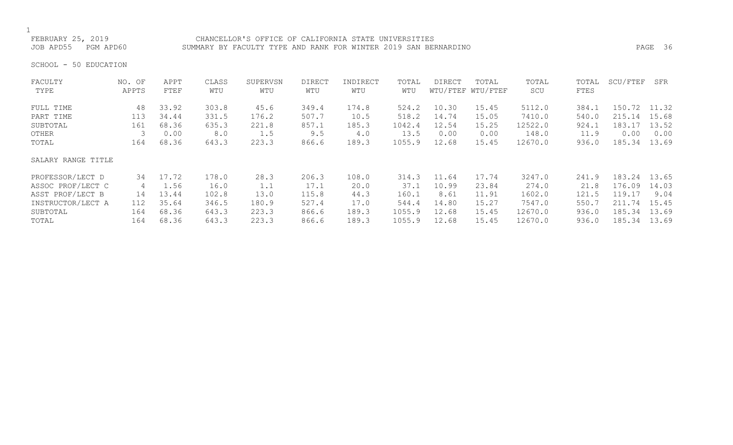FEBRUARY 25, 2019 CHANCELLOR'S OFFICE OF CALIFORNIA STATE UNIVERSITIES
JOB APD55 PGM APD60 SUMMARY BY FACULTY TYPE AND RANK FOR WINTER 2019 SAN BERNARDINO

SCHOOL - 50 EDUCATION

| FACULTY TYPE | NO. OF APPTS | APPT FTEF | CLASS WTU | SUPERVSN WTU | DIRECT WTU | INDIRECT WTU | TOTAL WTU | DIRECT WTU/FTEF | TOTAL WTU/FTEF | TOTAL SCU | TOTAL FTES | SCU/FTEF | SFR |
|---|---|---|---|---|---|---|---|---|---|---|---|---|---|
| FULL TIME | 48 | 33.92 | 303.8 | 45.6 | 349.4 | 174.8 | 524.2 | 10.30 | 15.45 | 5112.0 | 384.1 | 150.72 | 11.32 |
| PART TIME | 113 | 34.44 | 331.5 | 176.2 | 507.7 | 10.5 | 518.2 | 14.74 | 15.05 | 7410.0 | 540.0 | 215.14 | 15.68 |
| SUBTOTAL | 161 | 68.36 | 635.3 | 221.8 | 857.1 | 185.3 | 1042.4 | 12.54 | 15.25 | 12522.0 | 924.1 | 183.17 | 13.52 |
| OTHER | 3 | 0.00 | 8.0 | 1.5 | 9.5 | 4.0 | 13.5 | 0.00 | 0.00 | 148.0 | 11.9 | 0.00 | 0.00 |
| TOTAL | 164 | 68.36 | 643.3 | 223.3 | 866.6 | 189.3 | 1055.9 | 12.68 | 15.45 | 12670.0 | 936.0 | 185.34 | 13.69 |
| SALARY RANGE TITLE | | | | | | | | | | | | | |
| PROFESSOR/LECT D | 34 | 17.72 | 178.0 | 28.3 | 206.3 | 108.0 | 314.3 | 11.64 | 17.74 | 3247.0 | 241.9 | 183.24 | 13.65 |
| ASSOC PROF/LECT C | 4 | 1.56 | 16.0 | 1.1 | 17.1 | 20.0 | 37.1 | 10.99 | 23.84 | 274.0 | 21.8 | 176.09 | 14.03 |
| ASST PROF/LECT B | 14 | 13.44 | 102.8 | 13.0 | 115.8 | 44.3 | 160.1 | 8.61 | 11.91 | 1602.0 | 121.5 | 119.17 | 9.04 |
| INSTRUCTOR/LECT A | 112 | 35.64 | 346.5 | 180.9 | 527.4 | 17.0 | 544.4 | 14.80 | 15.27 | 7547.0 | 550.7 | 211.74 | 15.45 |
| SUBTOTAL | 164 | 68.36 | 643.3 | 223.3 | 866.6 | 189.3 | 1055.9 | 12.68 | 15.45 | 12670.0 | 936.0 | 185.34 | 13.69 |
| TOTAL | 164 | 68.36 | 643.3 | 223.3 | 866.6 | 189.3 | 1055.9 | 12.68 | 15.45 | 12670.0 | 936.0 | 185.34 | 13.69 |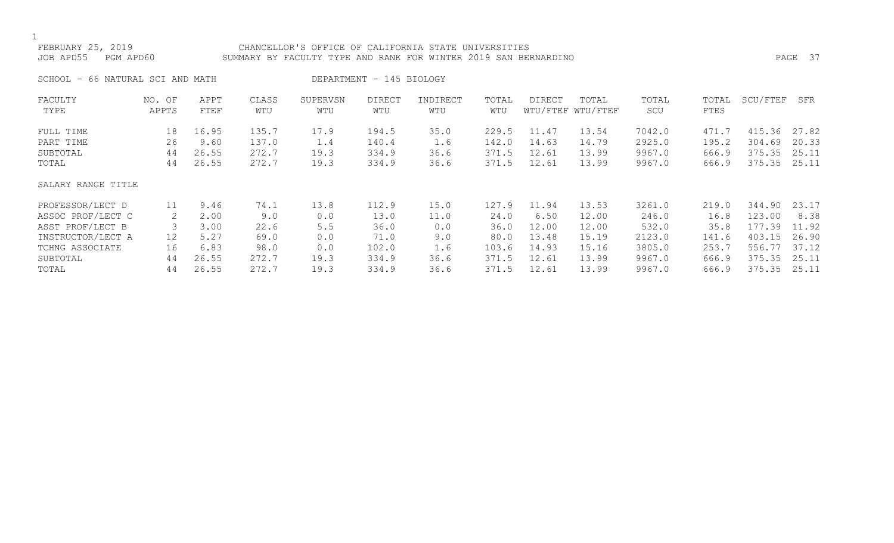FEBRUARY 25, 2019 CHANCELLOR'S OFFICE OF CALIFORNIA STATE UNIVERSITIES
JOB APD55 PGM APD60 SUMMARY BY FACULTY TYPE AND RANK FOR WINTER 2019 SAN BERNARDINO

SCHOOL - 66 NATURAL SCI AND MATH DEPARTMENT - 145 BIOLOGY

| FACULTY TYPE | NO. OF APPTS | APPT FTEF | CLASS WTU | SUPERVSN WTU | DIRECT WTU | INDIRECT WTU | TOTAL WTU | DIRECT WTU/FTEF | TOTAL WTU/FTEF | TOTAL SCU | TOTAL FTES | SCU/FTEF | SFR |
|---|---|---|---|---|---|---|---|---|---|---|---|---|---|
| FULL TIME | 18 | 16.95 | 135.7 | 17.9 | 194.5 | 35.0 | 229.5 | 11.47 | 13.54 | 7042.0 | 471.7 | 415.36 | 27.82 |
| PART TIME | 26 | 9.60 | 137.0 | 1.4 | 140.4 | 1.6 | 142.0 | 14.63 | 14.79 | 2925.0 | 195.2 | 304.69 | 20.33 |
| SUBTOTAL | 44 | 26.55 | 272.7 | 19.3 | 334.9 | 36.6 | 371.5 | 12.61 | 13.99 | 9967.0 | 666.9 | 375.35 | 25.11 |
| TOTAL | 44 | 26.55 | 272.7 | 19.3 | 334.9 | 36.6 | 371.5 | 12.61 | 13.99 | 9967.0 | 666.9 | 375.35 | 25.11 |
| SALARY RANGE TITLE | | | | | | | | | | | | | |
| PROFESSOR/LECT D | 11 | 9.46 | 74.1 | 13.8 | 112.9 | 15.0 | 127.9 | 11.94 | 13.53 | 3261.0 | 219.0 | 344.90 | 23.17 |
| ASSOC PROF/LECT C | 2 | 2.00 | 9.0 | 0.0 | 13.0 | 11.0 | 24.0 | 6.50 | 12.00 | 246.0 | 16.8 | 123.00 | 8.38 |
| ASST PROF/LECT B | 3 | 3.00 | 22.6 | 5.5 | 36.0 | 0.0 | 36.0 | 12.00 | 12.00 | 532.0 | 35.8 | 177.39 | 11.92 |
| INSTRUCTOR/LECT A | 12 | 5.27 | 69.0 | 0.0 | 71.0 | 9.0 | 80.0 | 13.48 | 15.19 | 2123.0 | 141.6 | 403.15 | 26.90 |
| TCHNG ASSOCIATE | 16 | 6.83 | 98.0 | 0.0 | 102.0 | 1.6 | 103.6 | 14.93 | 15.16 | 3805.0 | 253.7 | 556.77 | 37.12 |
| SUBTOTAL | 44 | 26.55 | 272.7 | 19.3 | 334.9 | 36.6 | 371.5 | 12.61 | 13.99 | 9967.0 | 666.9 | 375.35 | 25.11 |
| TOTAL | 44 | 26.55 | 272.7 | 19.3 | 334.9 | 36.6 | 371.5 | 12.61 | 13.99 | 9967.0 | 666.9 | 375.35 | 25.11 |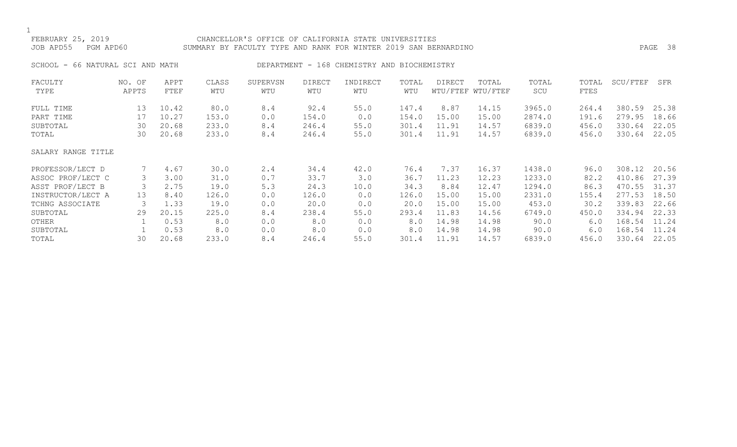FEBRUARY 25, 2019 CHANCELLOR'S OFFICE OF CALIFORNIA STATE UNIVERSITIES
JOB APD55 PGM APD60 SUMMARY BY FACULTY TYPE AND RANK FOR WINTER 2019 SAN BERNARDINO

SCHOOL - 66 NATURAL SCI AND MATH DEPARTMENT - 168 CHEMISTRY AND BIOCHEMISTRY

| FACULTY TYPE | NO. OF APPTS | APPT FTEF | CLASS WTU | SUPERVSN WTU | DIRECT WTU | INDIRECT WTU | TOTAL WTU | DIRECT WTU/FTEF | TOTAL WTU/FTEF | TOTAL SCU | TOTAL FTES | SCU/FTEF | SFR |
|---|---|---|---|---|---|---|---|---|---|---|---|---|---|
| FULL TIME | 13 | 10.42 | 80.0 | 8.4 | 92.4 | 55.0 | 147.4 | 8.87 | 14.15 | 3965.0 | 264.4 | 380.59 | 25.38 |
| PART TIME | 17 | 10.27 | 153.0 | 0.0 | 154.0 | 0.0 | 154.0 | 15.00 | 15.00 | 2874.0 | 191.6 | 279.95 | 18.66 |
| SUBTOTAL | 30 | 20.68 | 233.0 | 8.4 | 246.4 | 55.0 | 301.4 | 11.91 | 14.57 | 6839.0 | 456.0 | 330.64 | 22.05 |
| TOTAL | 30 | 20.68 | 233.0 | 8.4 | 246.4 | 55.0 | 301.4 | 11.91 | 14.57 | 6839.0 | 456.0 | 330.64 | 22.05 |
| SALARY RANGE TITLE | | | | | | | | | | | | | |
| PROFESSOR/LECT D | 7 | 4.67 | 30.0 | 2.4 | 34.4 | 42.0 | 76.4 | 7.37 | 16.37 | 1438.0 | 96.0 | 308.12 | 20.56 |
| ASSOC PROF/LECT C | 3 | 3.00 | 31.0 | 0.7 | 33.7 | 3.0 | 36.7 | 11.23 | 12.23 | 1233.0 | 82.2 | 410.86 | 27.39 |
| ASST PROF/LECT B | 3 | 2.75 | 19.0 | 5.3 | 24.3 | 10.0 | 34.3 | 8.84 | 12.47 | 1294.0 | 86.3 | 470.55 | 31.37 |
| INSTRUCTOR/LECT A | 13 | 8.40 | 126.0 | 0.0 | 126.0 | 0.0 | 126.0 | 15.00 | 15.00 | 2331.0 | 155.4 | 277.53 | 18.50 |
| TCHNG ASSOCIATE | 3 | 1.33 | 19.0 | 0.0 | 20.0 | 0.0 | 20.0 | 15.00 | 15.00 | 453.0 | 30.2 | 339.83 | 22.66 |
| SUBTOTAL | 29 | 20.15 | 225.0 | 8.4 | 238.4 | 55.0 | 293.4 | 11.83 | 14.56 | 6749.0 | 450.0 | 334.94 | 22.33 |
| OTHER | 1 | 0.53 | 8.0 | 0.0 | 8.0 | 0.0 | 8.0 | 14.98 | 14.98 | 90.0 | 6.0 | 168.54 | 11.24 |
| SUBTOTAL | 1 | 0.53 | 8.0 | 0.0 | 8.0 | 0.0 | 8.0 | 14.98 | 14.98 | 90.0 | 6.0 | 168.54 | 11.24 |
| TOTAL | 30 | 20.68 | 233.0 | 8.4 | 246.4 | 55.0 | 301.4 | 11.91 | 14.57 | 6839.0 | 456.0 | 330.64 | 22.05 |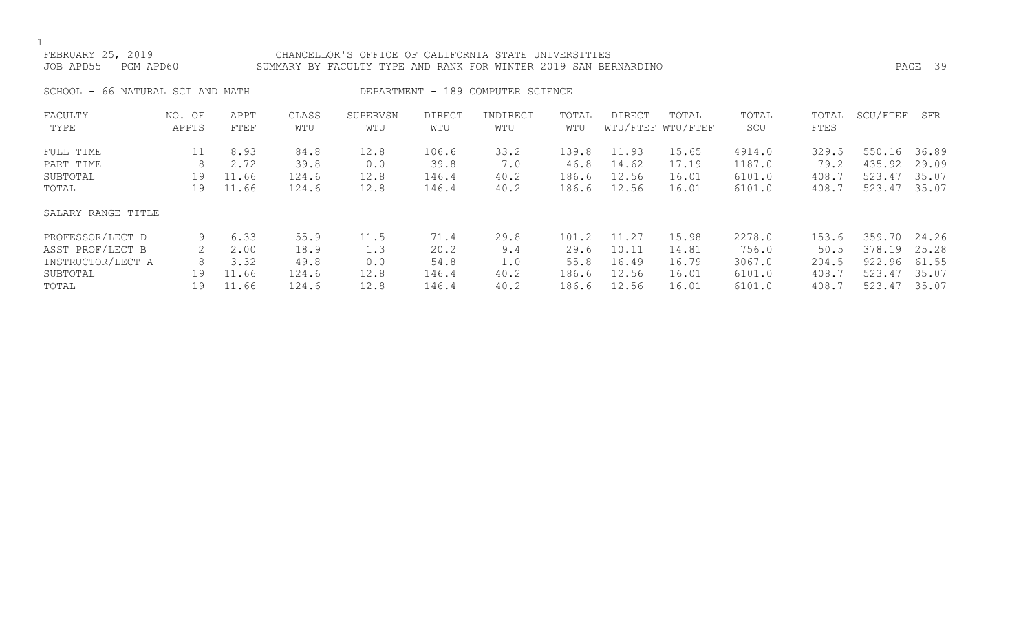FEBRUARY 25, 2019 CHANCELLOR'S OFFICE OF CALIFORNIA STATE UNIVERSITIES
JOB APD55 PGM APD60 SUMMARY BY FACULTY TYPE AND RANK FOR WINTER 2019 SAN BERNARDINO

SCHOOL - 66 NATURAL SCI AND MATH DEPARTMENT - 189 COMPUTER SCIENCE

| FACULTY TYPE | NO. OF APPTS | APPT FTEF | CLASS WTU | SUPERVSN WTU | DIRECT WTU | INDIRECT WTU | TOTAL WTU | DIRECT WTU/FTEF | TOTAL WTU/FTEF | TOTAL SCU | TOTAL FTES | SCU/FTEF | SFR |
|---|---|---|---|---|---|---|---|---|---|---|---|---|---|
| FULL TIME | 11 | 8.93 | 84.8 | 12.8 | 106.6 | 33.2 | 139.8 | 11.93 | 15.65 | 4914.0 | 329.5 | 550.16 | 36.89 |
| PART TIME | 8 | 2.72 | 39.8 | 0.0 | 39.8 | 7.0 | 46.8 | 14.62 | 17.19 | 1187.0 | 79.2 | 435.92 | 29.09 |
| SUBTOTAL | 19 | 11.66 | 124.6 | 12.8 | 146.4 | 40.2 | 186.6 | 12.56 | 16.01 | 6101.0 | 408.7 | 523.47 | 35.07 |
| TOTAL | 19 | 11.66 | 124.6 | 12.8 | 146.4 | 40.2 | 186.6 | 12.56 | 16.01 | 6101.0 | 408.7 | 523.47 | 35.07 |
| SALARY RANGE TITLE | | | | | | | | | | | | | |
| PROFESSOR/LECT D | 9 | 6.33 | 55.9 | 11.5 | 71.4 | 29.8 | 101.2 | 11.27 | 15.98 | 2278.0 | 153.6 | 359.70 | 24.26 |
| ASST PROF/LECT B | 2 | 2.00 | 18.9 | 1.3 | 20.2 | 9.4 | 29.6 | 10.11 | 14.81 | 756.0 | 50.5 | 378.19 | 25.28 |
| INSTRUCTOR/LECT A | 8 | 3.32 | 49.8 | 0.0 | 54.8 | 1.0 | 55.8 | 16.49 | 16.79 | 3067.0 | 204.5 | 922.96 | 61.55 |
| SUBTOTAL | 19 | 11.66 | 124.6 | 12.8 | 146.4 | 40.2 | 186.6 | 12.56 | 16.01 | 6101.0 | 408.7 | 523.47 | 35.07 |
| TOTAL | 19 | 11.66 | 124.6 | 12.8 | 146.4 | 40.2 | 186.6 | 12.56 | 16.01 | 6101.0 | 408.7 | 523.47 | 35.07 |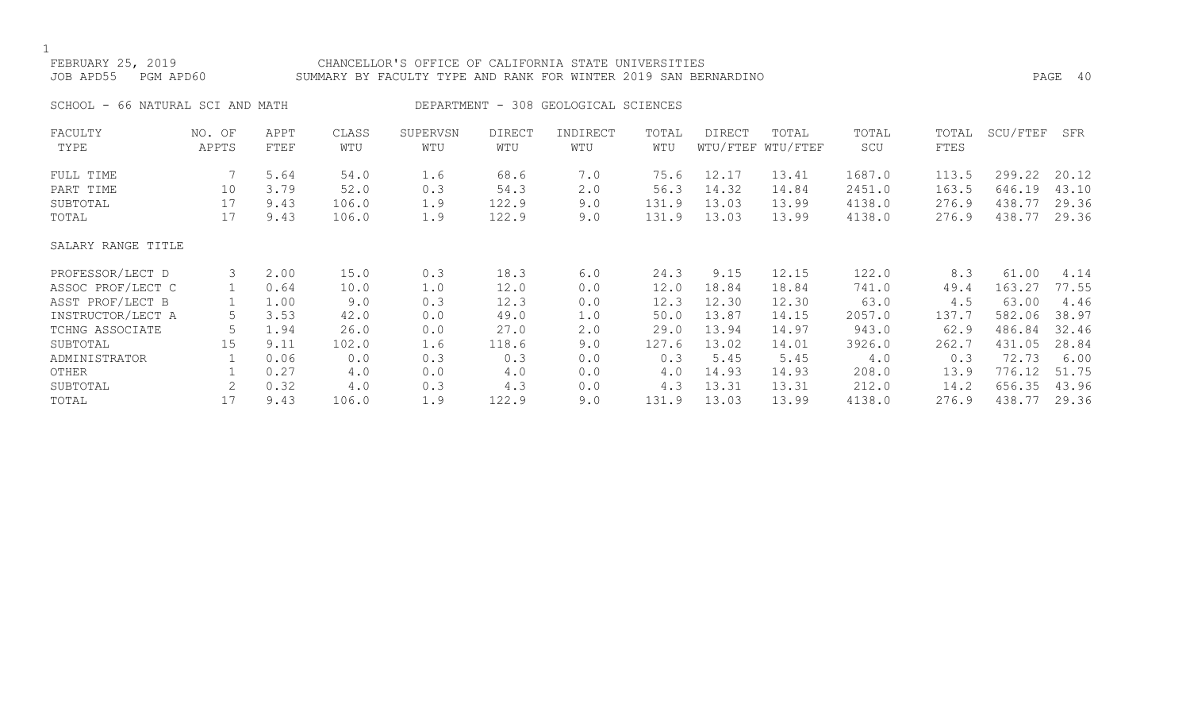FEBRUARY 25, 2019 CHANCELLOR'S OFFICE OF CALIFORNIA STATE UNIVERSITIES
JOB APD55 PGM APD60 SUMMARY BY FACULTY TYPE AND RANK FOR WINTER 2019 SAN BERNARDINO

SCHOOL - 66 NATURAL SCI AND MATH DEPARTMENT - 308 GEOLOGICAL SCIENCES

| FACULTY TYPE | NO. OF APPTS | APPT FTEF | CLASS WTU | SUPERVSN WTU | DIRECT WTU | INDIRECT WTU | TOTAL WTU | DIRECT WTU/FTEF | TOTAL WTU/FTEF | TOTAL SCU | TOTAL FTES | SCU/FTEF | SFR |
|---|---|---|---|---|---|---|---|---|---|---|---|---|---|
| FULL TIME | 7 | 5.64 | 54.0 | 1.6 | 68.6 | 7.0 | 75.6 | 12.17 | 13.41 | 1687.0 | 113.5 | 299.22 | 20.12 |
| PART TIME | 10 | 3.79 | 52.0 | 0.3 | 54.3 | 2.0 | 56.3 | 14.32 | 14.84 | 2451.0 | 163.5 | 646.19 | 43.10 |
| SUBTOTAL | 17 | 9.43 | 106.0 | 1.9 | 122.9 | 9.0 | 131.9 | 13.03 | 13.99 | 4138.0 | 276.9 | 438.77 | 29.36 |
| TOTAL | 17 | 9.43 | 106.0 | 1.9 | 122.9 | 9.0 | 131.9 | 13.03 | 13.99 | 4138.0 | 276.9 | 438.77 | 29.36 |
| SALARY RANGE TITLE | | | | | | | | | | | | | |
| PROFESSOR/LECT D | 3 | 2.00 | 15.0 | 0.3 | 18.3 | 6.0 | 24.3 | 9.15 | 12.15 | 122.0 | 8.3 | 61.00 | 4.14 |
| ASSOC PROF/LECT C | 1 | 0.64 | 10.0 | 1.0 | 12.0 | 0.0 | 12.0 | 18.84 | 18.84 | 741.0 | 49.4 | 163.27 | 77.55 |
| ASST PROF/LECT B | 1 | 1.00 | 9.0 | 0.3 | 12.3 | 0.0 | 12.3 | 12.30 | 12.30 | 63.0 | 4.5 | 63.00 | 4.46 |
| INSTRUCTOR/LECT A | 5 | 3.53 | 42.0 | 0.0 | 49.0 | 1.0 | 50.0 | 13.87 | 14.15 | 2057.0 | 137.7 | 582.06 | 38.97 |
| TCHNG ASSOCIATE | 5 | 1.94 | 26.0 | 0.0 | 27.0 | 2.0 | 29.0 | 13.94 | 14.97 | 943.0 | 62.9 | 486.84 | 32.46 |
| SUBTOTAL | 15 | 9.11 | 102.0 | 1.6 | 118.6 | 9.0 | 127.6 | 13.02 | 14.01 | 3926.0 | 262.7 | 431.05 | 28.84 |
| ADMINISTRATOR | 1 | 0.06 | 0.0 | 0.3 | 0.3 | 0.0 | 0.3 | 5.45 | 5.45 | 4.0 | 0.3 | 72.73 | 6.00 |
| OTHER | 1 | 0.27 | 4.0 | 0.0 | 4.0 | 0.0 | 4.0 | 14.93 | 14.93 | 208.0 | 13.9 | 776.12 | 51.75 |
| SUBTOTAL | 2 | 0.32 | 4.0 | 0.3 | 4.3 | 0.0 | 4.3 | 13.31 | 13.31 | 212.0 | 14.2 | 656.35 | 43.96 |
| TOTAL | 17 | 9.43 | 106.0 | 1.9 | 122.9 | 9.0 | 131.9 | 13.03 | 13.99 | 4138.0 | 276.9 | 438.77 | 29.36 |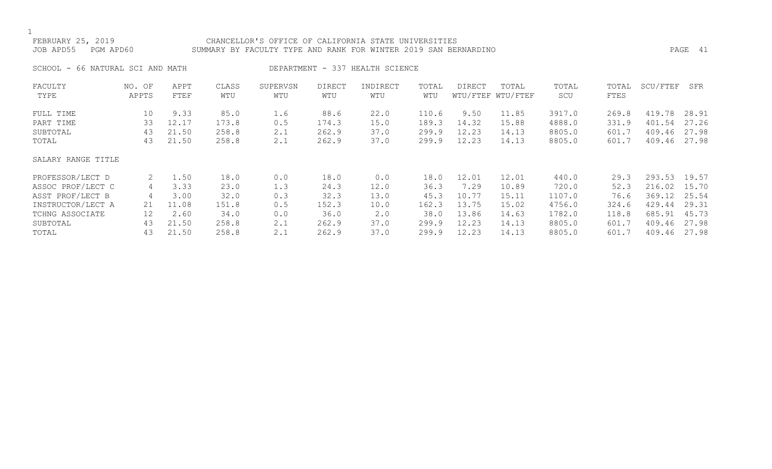FEBRUARY 25, 2019 — CHANCELLOR'S OFFICE OF CALIFORNIA STATE UNIVERSITIES

JOB APD55 PGM APD60 — SUMMARY BY FACULTY TYPE AND RANK FOR WINTER 2019 SAN BERNARDINO

SCHOOL - 66 NATURAL SCI AND MATH — DEPARTMENT - 337 HEALTH SCIENCE

| FACULTY TYPE | NO. OF APPTS | APPT FTEF | CLASS WTU | SUPERVSN WTU | DIRECT WTU | INDIRECT WTU | TOTAL WTU | DIRECT WTU/FTEF | TOTAL WTU/FTEF | TOTAL SCU | TOTAL FTES | SCU/FTEF | SFR |
|---|---|---|---|---|---|---|---|---|---|---|---|---|---|
| FULL TIME | 10 | 9.33 | 85.0 | 1.6 | 88.6 | 22.0 | 110.6 | 9.50 | 11.85 | 3917.0 | 269.8 | 419.78 | 28.91 |
| PART TIME | 33 | 12.17 | 173.8 | 0.5 | 174.3 | 15.0 | 189.3 | 14.32 | 15.88 | 4888.0 | 331.9 | 401.54 | 27.26 |
| SUBTOTAL | 43 | 21.50 | 258.8 | 2.1 | 262.9 | 37.0 | 299.9 | 12.23 | 14.13 | 8805.0 | 601.7 | 409.46 | 27.98 |
| TOTAL | 43 | 21.50 | 258.8 | 2.1 | 262.9 | 37.0 | 299.9 | 12.23 | 14.13 | 8805.0 | 601.7 | 409.46 | 27.98 |
| **SALARY RANGE TITLE** | | | | | | | | | | | | | |
| PROFESSOR/LECT D | 2 | 1.50 | 18.0 | 0.0 | 18.0 | 0.0 | 18.0 | 12.01 | 12.01 | 440.0 | 29.3 | 293.53 | 19.57 |
| ASSOC PROF/LECT C | 4 | 3.33 | 23.0 | 1.3 | 24.3 | 12.0 | 36.3 | 7.29 | 10.89 | 720.0 | 52.3 | 216.02 | 15.70 |
| ASST PROF/LECT B | 4 | 3.00 | 32.0 | 0.3 | 32.3 | 13.0 | 45.3 | 10.77 | 15.11 | 1107.0 | 76.6 | 369.12 | 25.54 |
| INSTRUCTOR/LECT A | 21 | 11.08 | 151.8 | 0.5 | 152.3 | 10.0 | 162.3 | 13.75 | 15.02 | 4756.0 | 324.6 | 429.44 | 29.31 |
| TCHNG ASSOCIATE | 12 | 2.60 | 34.0 | 0.0 | 36.0 | 2.0 | 38.0 | 13.86 | 14.63 | 1782.0 | 118.8 | 685.91 | 45.73 |
| SUBTOTAL | 43 | 21.50 | 258.8 | 2.1 | 262.9 | 37.0 | 299.9 | 12.23 | 14.13 | 8805.0 | 601.7 | 409.46 | 27.98 |
| TOTAL | 43 | 21.50 | 258.8 | 2.1 | 262.9 | 37.0 | 299.9 | 12.23 | 14.13 | 8805.0 | 601.7 | 409.46 | 27.98 |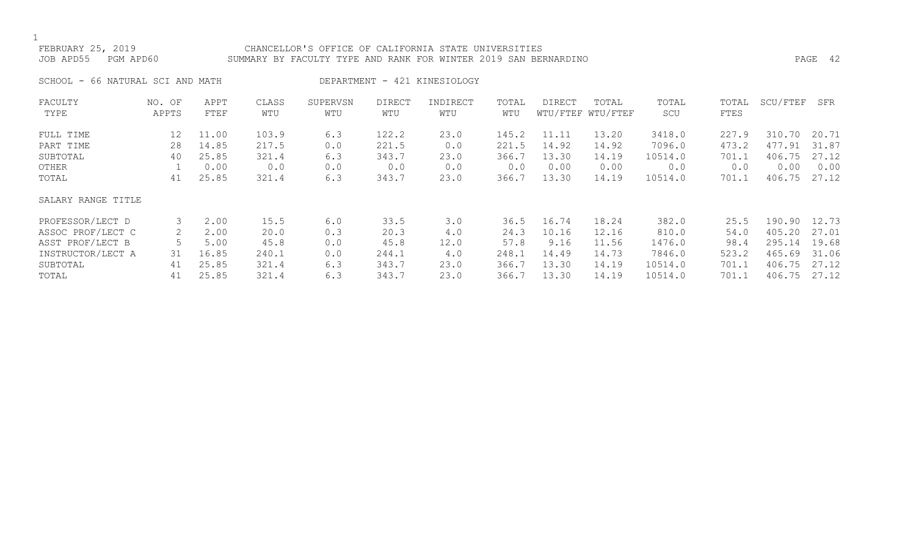FEBRUARY 25, 2019 CHANCELLOR'S OFFICE OF CALIFORNIA STATE UNIVERSITIES
JOB APD55 PGM APD60 SUMMARY BY FACULTY TYPE AND RANK FOR WINTER 2019 SAN BERNARDINO

SCHOOL - 66 NATURAL SCI AND MATH DEPARTMENT - 421 KINESIOLOGY

| FACULTY TYPE | NO. OF APPTS | APPT FTEF | CLASS WTU | SUPERVSN WTU | DIRECT WTU | INDIRECT WTU | TOTAL WTU | DIRECT WTU/FTEF | TOTAL WTU/FTEF | TOTAL SCU | TOTAL FTES | SCU/FTEF | SFR |
|---|---|---|---|---|---|---|---|---|---|---|---|---|---|
| FULL TIME | 12 | 11.00 | 103.9 | 6.3 | 122.2 | 23.0 | 145.2 | 11.11 | 13.20 | 3418.0 | 227.9 | 310.70 | 20.71 |
| PART TIME | 28 | 14.85 | 217.5 | 0.0 | 221.5 | 0.0 | 221.5 | 14.92 | 14.92 | 7096.0 | 473.2 | 477.91 | 31.87 |
| SUBTOTAL | 40 | 25.85 | 321.4 | 6.3 | 343.7 | 23.0 | 366.7 | 13.30 | 14.19 | 10514.0 | 701.1 | 406.75 | 27.12 |
| OTHER | 1 | 0.00 | 0.0 | 0.0 | 0.0 | 0.0 | 0.0 | 0.00 | 0.00 | 0.0 | 0.0 | 0.00 | 0.00 |
| TOTAL | 41 | 25.85 | 321.4 | 6.3 | 343.7 | 23.0 | 366.7 | 13.30 | 14.19 | 10514.0 | 701.1 | 406.75 | 27.12 |
| **SALARY RANGE TITLE** | | | | | | | | | | | | | |
| PROFESSOR/LECT D | 3 | 2.00 | 15.5 | 6.0 | 33.5 | 3.0 | 36.5 | 16.74 | 18.24 | 382.0 | 25.5 | 190.90 | 12.73 |
| ASSOC PROF/LECT C | 2 | 2.00 | 20.0 | 0.3 | 20.3 | 4.0 | 24.3 | 10.16 | 12.16 | 810.0 | 54.0 | 405.20 | 27.01 |
| ASST PROF/LECT B | 5 | 5.00 | 45.8 | 0.0 | 45.8 | 12.0 | 57.8 | 9.16 | 11.56 | 1476.0 | 98.4 | 295.14 | 19.68 |
| INSTRUCTOR/LECT A | 31 | 16.85 | 240.1 | 0.0 | 244.1 | 4.0 | 248.1 | 14.49 | 14.73 | 7846.0 | 523.2 | 465.69 | 31.06 |
| SUBTOTAL | 41 | 25.85 | 321.4 | 6.3 | 343.7 | 23.0 | 366.7 | 13.30 | 14.19 | 10514.0 | 701.1 | 406.75 | 27.12 |
| TOTAL | 41 | 25.85 | 321.4 | 6.3 | 343.7 | 23.0 | 366.7 | 13.30 | 14.19 | 10514.0 | 701.1 | 406.75 | 27.12 |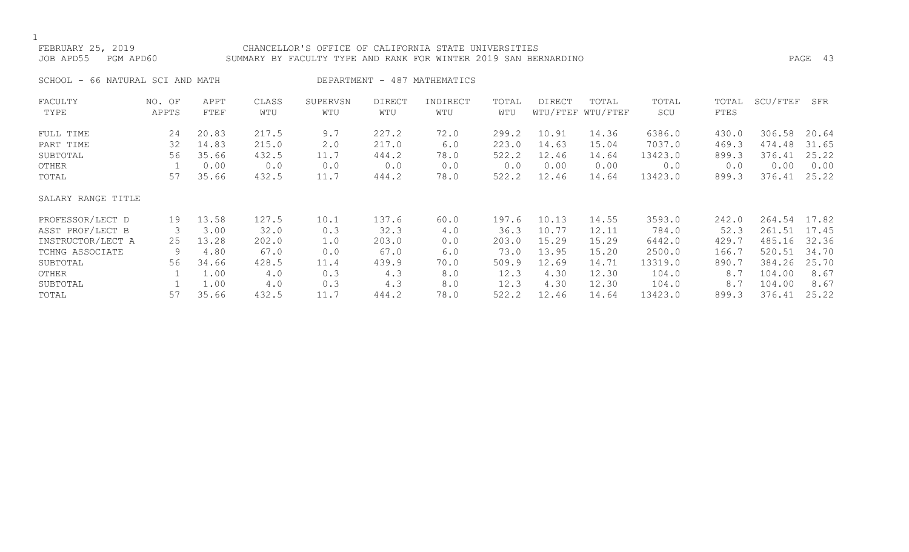FEBRUARY 25, 2019 CHANCELLOR'S OFFICE OF CALIFORNIA STATE UNIVERSITIES
JOB APD55 PGM APD60 SUMMARY BY FACULTY TYPE AND RANK FOR WINTER 2019 SAN BERNARDINO

SCHOOL - 66 NATURAL SCI AND MATH DEPARTMENT - 487 MATHEMATICS

| FACULTY TYPE | NO. OF APPTS | APPT FTEF | CLASS WTU | SUPERVSN WTU | DIRECT WTU | INDIRECT WTU | TOTAL WTU | DIRECT WTU/FTEF | TOTAL WTU/FTEF | TOTAL SCU | TOTAL FTES | SCU/FTEF | SFR |
|---|---|---|---|---|---|---|---|---|---|---|---|---|---|
| FULL TIME | 24 | 20.83 | 217.5 | 9.7 | 227.2 | 72.0 | 299.2 | 10.91 | 14.36 | 6386.0 | 430.0 | 306.58 | 20.64 |
| PART TIME | 32 | 14.83 | 215.0 | 2.0 | 217.0 | 6.0 | 223.0 | 14.63 | 15.04 | 7037.0 | 469.3 | 474.48 | 31.65 |
| SUBTOTAL | 56 | 35.66 | 432.5 | 11.7 | 444.2 | 78.0 | 522.2 | 12.46 | 14.64 | 13423.0 | 899.3 | 376.41 | 25.22 |
| OTHER | 1 | 0.00 | 0.0 | 0.0 | 0.0 | 0.0 | 0.0 | 0.00 | 0.00 | 0.0 | 0.0 | 0.00 | 0.00 |
| TOTAL | 57 | 35.66 | 432.5 | 11.7 | 444.2 | 78.0 | 522.2 | 12.46 | 14.64 | 13423.0 | 899.3 | 376.41 | 25.22 |
| SALARY RANGE TITLE | | | | | | | | | | | | | |
| PROFESSOR/LECT D | 19 | 13.58 | 127.5 | 10.1 | 137.6 | 60.0 | 197.6 | 10.13 | 14.55 | 3593.0 | 242.0 | 264.54 | 17.82 |
| ASST PROF/LECT B | 3 | 3.00 | 32.0 | 0.3 | 32.3 | 4.0 | 36.3 | 10.77 | 12.11 | 784.0 | 52.3 | 261.51 | 17.45 |
| INSTRUCTOR/LECT A | 25 | 13.28 | 202.0 | 1.0 | 203.0 | 0.0 | 203.0 | 15.29 | 15.29 | 6442.0 | 429.7 | 485.16 | 32.36 |
| TCHNG ASSOCIATE | 9 | 4.80 | 67.0 | 0.0 | 67.0 | 6.0 | 73.0 | 13.95 | 15.20 | 2500.0 | 166.7 | 520.51 | 34.70 |
| SUBTOTAL | 56 | 34.66 | 428.5 | 11.4 | 439.9 | 70.0 | 509.9 | 12.69 | 14.71 | 13319.0 | 890.7 | 384.26 | 25.70 |
| OTHER | 1 | 1.00 | 4.0 | 0.3 | 4.3 | 8.0 | 12.3 | 4.30 | 12.30 | 104.0 | 8.7 | 104.00 | 8.67 |
| SUBTOTAL | 1 | 1.00 | 4.0 | 0.3 | 4.3 | 8.0 | 12.3 | 4.30 | 12.30 | 104.0 | 8.7 | 104.00 | 8.67 |
| TOTAL | 57 | 35.66 | 432.5 | 11.7 | 444.2 | 78.0 | 522.2 | 12.46 | 14.64 | 13423.0 | 899.3 | 376.41 | 25.22 |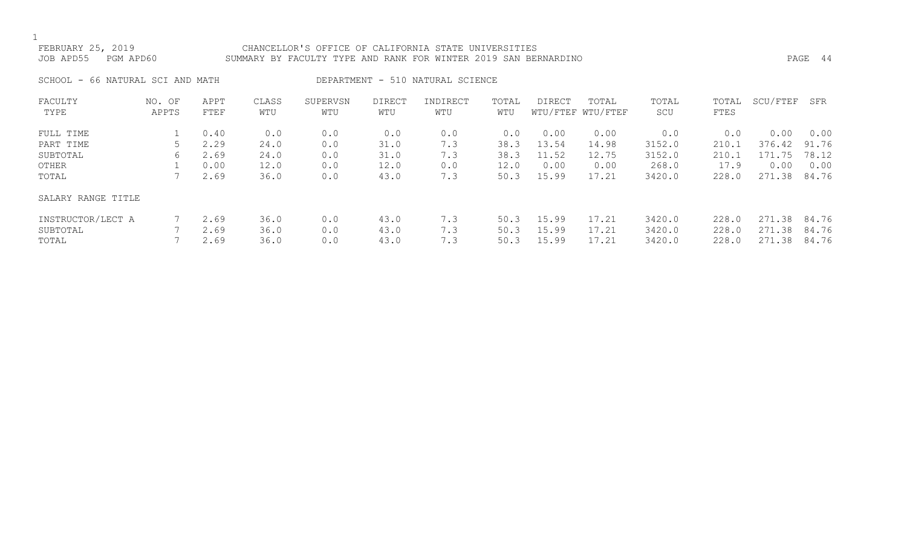FEBRUARY 25, 2019 CHANCELLOR'S OFFICE OF CALIFORNIA STATE UNIVERSITIES
JOB APD55 PGM APD60 SUMMARY BY FACULTY TYPE AND RANK FOR WINTER 2019 SAN BERNARDINO

SCHOOL - 66 NATURAL SCI AND MATH DEPARTMENT - 510 NATURAL SCIENCE

| FACULTY TYPE | NO. OF APPTS | APPT FTEF | CLASS WTU | SUPERVSN WTU | DIRECT WTU | INDIRECT WTU | TOTAL WTU | DIRECT WTU/FTEF | TOTAL WTU/FTEF | TOTAL SCU | TOTAL FTES | SCU/FTEF | SFR |
|---|---|---|---|---|---|---|---|---|---|---|---|---|---|
| FULL TIME | 1 | 0.40 | 0.0 | 0.0 | 0.0 | 0.0 | 0.0 | 0.00 | 0.00 | 0.0 | 0.0 | 0.00 | 0.00 |
| PART TIME | 5 | 2.29 | 24.0 | 0.0 | 31.0 | 7.3 | 38.3 | 13.54 | 14.98 | 3152.0 | 210.1 | 376.42 | 91.76 |
| SUBTOTAL | 6 | 2.69 | 24.0 | 0.0 | 31.0 | 7.3 | 38.3 | 11.52 | 12.75 | 3152.0 | 210.1 | 171.75 | 78.12 |
| OTHER | 1 | 0.00 | 12.0 | 0.0 | 12.0 | 0.0 | 12.0 | 0.00 | 0.00 | 268.0 | 17.9 | 0.00 | 0.00 |
| TOTAL | 7 | 2.69 | 36.0 | 0.0 | 43.0 | 7.3 | 50.3 | 15.99 | 17.21 | 3420.0 | 228.0 | 271.38 | 84.76 |
| SALARY RANGE TITLE | | | | | | | | | | | | | |
| INSTRUCTOR/LECT A | 7 | 2.69 | 36.0 | 0.0 | 43.0 | 7.3 | 50.3 | 15.99 | 17.21 | 3420.0 | 228.0 | 271.38 | 84.76 |
| SUBTOTAL | 7 | 2.69 | 36.0 | 0.0 | 43.0 | 7.3 | 50.3 | 15.99 | 17.21 | 3420.0 | 228.0 | 271.38 | 84.76 |
| TOTAL | 7 | 2.69 | 36.0 | 0.0 | 43.0 | 7.3 | 50.3 | 15.99 | 17.21 | 3420.0 | 228.0 | 271.38 | 84.76 |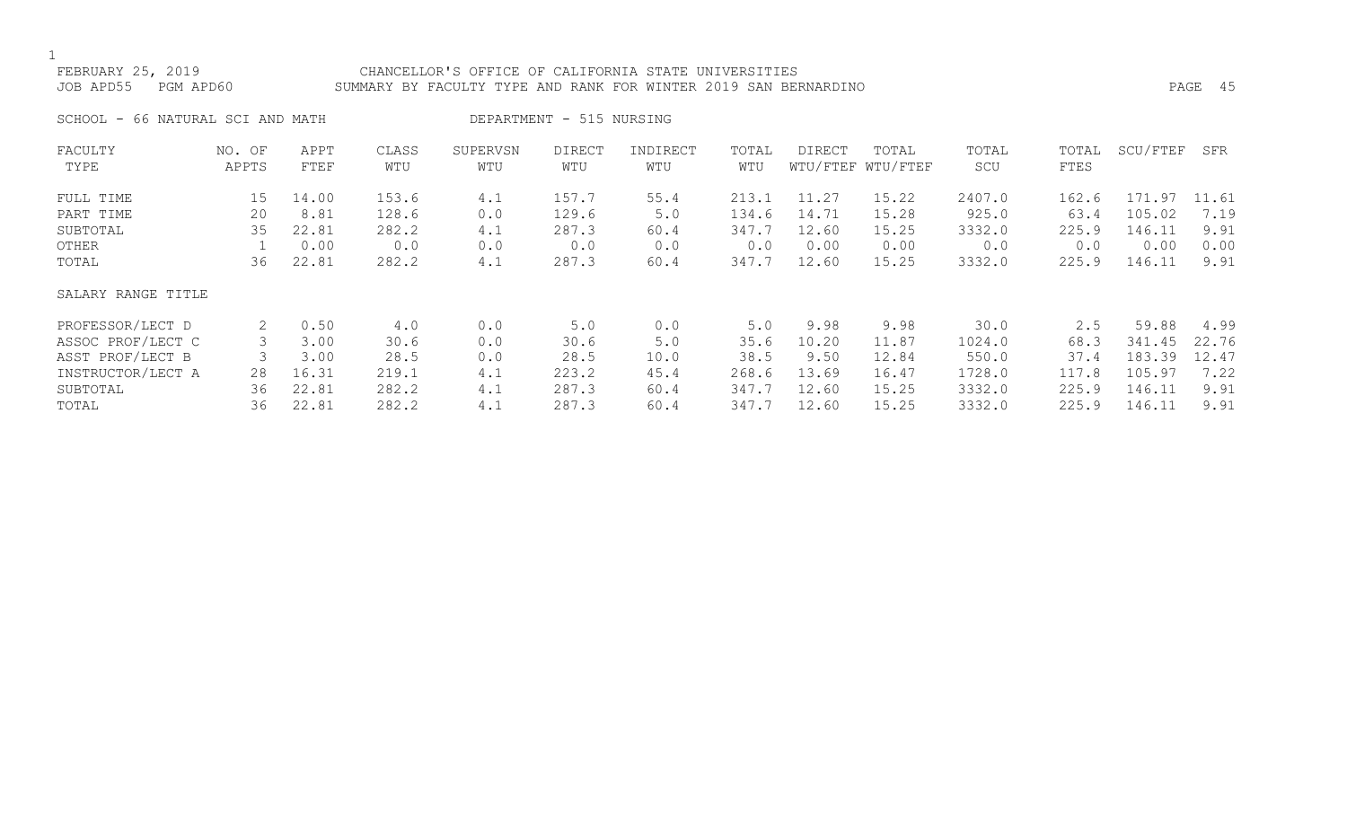FEBRUARY 25, 2019 CHANCELLOR'S OFFICE OF CALIFORNIA STATE UNIVERSITIES
JOB APD55 PGM APD60 SUMMARY BY FACULTY TYPE AND RANK FOR WINTER 2019 SAN BERNARDINO

SCHOOL - 66 NATURAL SCI AND MATH DEPARTMENT - 515 NURSING

| FACULTY TYPE | NO. OF APPTS | APPT FTEF | CLASS WTU | SUPERVSN WTU | DIRECT WTU | INDIRECT WTU | TOTAL WTU | DIRECT WTU/FTEF | TOTAL WTU/FTEF | TOTAL SCU | TOTAL FTES | SCU/FTEF | SFR |
|---|---|---|---|---|---|---|---|---|---|---|---|---|---|
| FULL TIME | 15 | 14.00 | 153.6 | 4.1 | 157.7 | 55.4 | 213.1 | 11.27 | 15.22 | 2407.0 | 162.6 | 171.97 | 11.61 |
| PART TIME | 20 | 8.81 | 128.6 | 0.0 | 129.6 | 5.0 | 134.6 | 14.71 | 15.28 | 925.0 | 63.4 | 105.02 | 7.19 |
| SUBTOTAL | 35 | 22.81 | 282.2 | 4.1 | 287.3 | 60.4 | 347.7 | 12.60 | 15.25 | 3332.0 | 225.9 | 146.11 | 9.91 |
| OTHER | 1 | 0.00 | 0.0 | 0.0 | 0.0 | 0.0 | 0.0 | 0.00 | 0.00 | 0.0 | 0.0 | 0.00 | 0.00 |
| TOTAL | 36 | 22.81 | 282.2 | 4.1 | 287.3 | 60.4 | 347.7 | 12.60 | 15.25 | 3332.0 | 225.9 | 146.11 | 9.91 |

| SALARY RANGE TITLE | NO. OF APPTS | APPT FTEF | CLASS WTU | SUPERVSN WTU | DIRECT WTU | INDIRECT WTU | TOTAL WTU | DIRECT WTU/FTEF | TOTAL WTU/FTEF | TOTAL SCU | TOTAL FTES | SCU/FTEF | SFR |
|---|---|---|---|---|---|---|---|---|---|---|---|---|---|
| PROFESSOR/LECT D | 2 | 0.50 | 4.0 | 0.0 | 5.0 | 0.0 | 5.0 | 9.98 | 9.98 | 30.0 | 2.5 | 59.88 | 4.99 |
| ASSOC PROF/LECT C | 3 | 3.00 | 30.6 | 0.0 | 30.6 | 5.0 | 35.6 | 10.20 | 11.87 | 1024.0 | 68.3 | 341.45 | 22.76 |
| ASST PROF/LECT B | 3 | 3.00 | 28.5 | 0.0 | 28.5 | 10.0 | 38.5 | 9.50 | 12.84 | 550.0 | 37.4 | 183.39 | 12.47 |
| INSTRUCTOR/LECT A | 28 | 16.31 | 219.1 | 4.1 | 223.2 | 45.4 | 268.6 | 13.69 | 16.47 | 1728.0 | 117.8 | 105.97 | 7.22 |
| SUBTOTAL | 36 | 22.81 | 282.2 | 4.1 | 287.3 | 60.4 | 347.7 | 12.60 | 15.25 | 3332.0 | 225.9 | 146.11 | 9.91 |
| TOTAL | 36 | 22.81 | 282.2 | 4.1 | 287.3 | 60.4 | 347.7 | 12.60 | 15.25 | 3332.0 | 225.9 | 146.11 | 9.91 |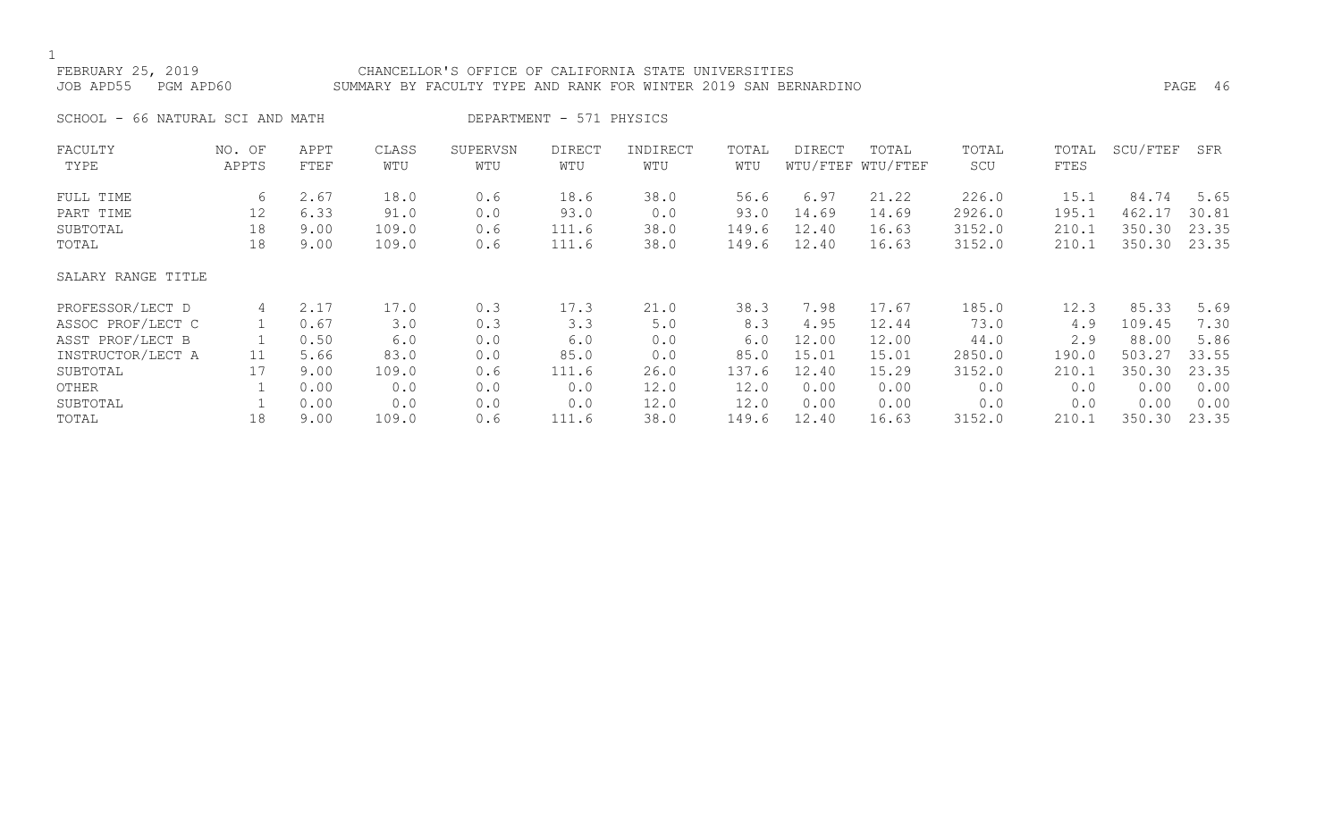FEBRUARY 25, 2019 — CHANCELLOR'S OFFICE OF CALIFORNIA STATE UNIVERSITIES
JOB APD55 PGM APD60 — SUMMARY BY FACULTY TYPE AND RANK FOR WINTER 2019 SAN BERNARDINO

SCHOOL - 66 NATURAL SCI AND MATH — DEPARTMENT - 571 PHYSICS

| FACULTY TYPE | NO. OF APPTS | APPT FTEF | CLASS WTU | SUPERVSN WTU | DIRECT WTU | INDIRECT WTU | TOTAL WTU | DIRECT WTU/FTEF | TOTAL WTU/FTEF | TOTAL SCU | TOTAL FTES | SCU/FTEF | SFR |
|---|---|---|---|---|---|---|---|---|---|---|---|---|---|
| FULL TIME | 6 | 2.67 | 18.0 | 0.6 | 18.6 | 38.0 | 56.6 | 6.97 | 21.22 | 226.0 | 15.1 | 84.74 | 5.65 |
| PART TIME | 12 | 6.33 | 91.0 | 0.0 | 93.0 | 0.0 | 93.0 | 14.69 | 14.69 | 2926.0 | 195.1 | 462.17 | 30.81 |
| SUBTOTAL | 18 | 9.00 | 109.0 | 0.6 | 111.6 | 38.0 | 149.6 | 12.40 | 16.63 | 3152.0 | 210.1 | 350.30 | 23.35 |
| TOTAL | 18 | 9.00 | 109.0 | 0.6 | 111.6 | 38.0 | 149.6 | 12.40 | 16.63 | 3152.0 | 210.1 | 350.30 | 23.35 |

| SALARY RANGE TITLE | NO. OF APPTS | APPT FTEF | CLASS WTU | SUPERVSN WTU | DIRECT WTU | INDIRECT WTU | TOTAL WTU | DIRECT WTU/FTEF | TOTAL WTU/FTEF | TOTAL SCU | TOTAL FTES | SCU/FTEF | SFR |
|---|---|---|---|---|---|---|---|---|---|---|---|---|---|
| PROFESSOR/LECT D | 4 | 2.17 | 17.0 | 0.3 | 17.3 | 21.0 | 38.3 | 7.98 | 17.67 | 185.0 | 12.3 | 85.33 | 5.69 |
| ASSOC PROF/LECT C | 1 | 0.67 | 3.0 | 0.3 | 3.3 | 5.0 | 8.3 | 4.95 | 12.44 | 73.0 | 4.9 | 109.45 | 7.30 |
| ASST PROF/LECT B | 1 | 0.50 | 6.0 | 0.0 | 6.0 | 0.0 | 6.0 | 12.00 | 12.00 | 44.0 | 2.9 | 88.00 | 5.86 |
| INSTRUCTOR/LECT A | 11 | 5.66 | 83.0 | 0.0 | 85.0 | 0.0 | 85.0 | 15.01 | 15.01 | 2850.0 | 190.0 | 503.27 | 33.55 |
| SUBTOTAL | 17 | 9.00 | 109.0 | 0.6 | 111.6 | 26.0 | 137.6 | 12.40 | 15.29 | 3152.0 | 210.1 | 350.30 | 23.35 |
| OTHER | 1 | 0.00 | 0.0 | 0.0 | 0.0 | 12.0 | 12.0 | 0.00 | 0.00 | 0.0 | 0.0 | 0.00 | 0.00 |
| SUBTOTAL | 1 | 0.00 | 0.0 | 0.0 | 0.0 | 12.0 | 12.0 | 0.00 | 0.00 | 0.0 | 0.0 | 0.00 | 0.00 |
| TOTAL | 18 | 9.00 | 109.0 | 0.6 | 111.6 | 38.0 | 149.6 | 12.40 | 16.63 | 3152.0 | 210.1 | 350.30 | 23.35 |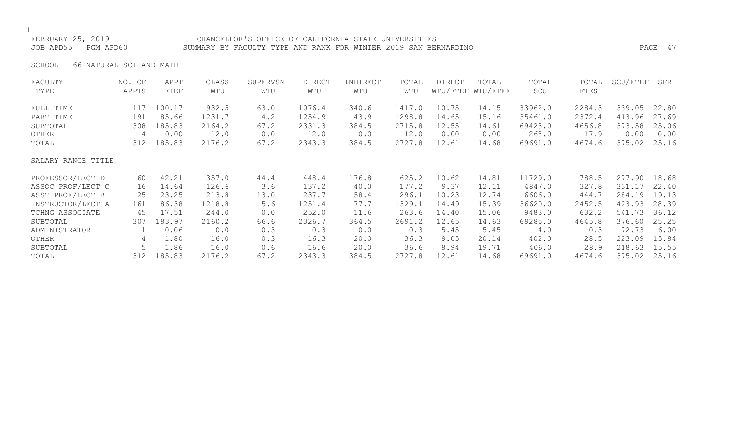FEBRUARY 25, 2019 CHANCELLOR'S OFFICE OF CALIFORNIA STATE UNIVERSITIES
JOB APD55 PGM APD60 SUMMARY BY FACULTY TYPE AND RANK FOR WINTER 2019 SAN BERNARDINO

SCHOOL - 66 NATURAL SCI AND MATH

| FACULTY TYPE | NO. OF APPTS | APPT FTEF | CLASS WTU | SUPERVSN WTU | DIRECT WTU | INDIRECT WTU | TOTAL WTU | DIRECT WTU/FTEF | TOTAL WTU/FTEF | TOTAL SCU | TOTAL FTES | SCU/FTEF | SFR |
|---|---|---|---|---|---|---|---|---|---|---|---|---|---|
| FULL TIME | 117 | 100.17 | 932.5 | 63.0 | 1076.4 | 340.6 | 1417.0 | 10.75 | 14.15 | 33962.0 | 2284.3 | 339.05 | 22.80 |
| PART TIME | 191 | 85.66 | 1231.7 | 4.2 | 1254.9 | 43.9 | 1298.8 | 14.65 | 15.16 | 35461.0 | 2372.4 | 413.96 | 27.69 |
| SUBTOTAL | 308 | 185.83 | 2164.2 | 67.2 | 2331.3 | 384.5 | 2715.8 | 12.55 | 14.61 | 69423.0 | 4656.8 | 373.58 | 25.06 |
| OTHER | 4 | 0.00 | 12.0 | 0.0 | 12.0 | 0.0 | 12.0 | 0.00 | 0.00 | 268.0 | 17.9 | 0.00 | 0.00 |
| TOTAL | 312 | 185.83 | 2176.2 | 67.2 | 2343.3 | 384.5 | 2727.8 | 12.61 | 14.68 | 69691.0 | 4674.6 | 375.02 | 25.16 |

| SALARY RANGE TITLE | NO. OF APPTS | APPT FTEF | CLASS WTU | SUPERVSN WTU | DIRECT WTU | INDIRECT WTU | TOTAL WTU | DIRECT WTU/FTEF | TOTAL WTU/FTEF | TOTAL SCU | TOTAL FTES | SCU/FTEF | SFR |
|---|---|---|---|---|---|---|---|---|---|---|---|---|---|
| PROFESSOR/LECT D | 60 | 42.21 | 357.0 | 44.4 | 448.4 | 176.8 | 625.2 | 10.62 | 14.81 | 11729.0 | 788.5 | 277.90 | 18.68 |
| ASSOC PROF/LECT C | 16 | 14.64 | 126.6 | 3.6 | 137.2 | 40.0 | 177.2 | 9.37 | 12.11 | 4847.0 | 327.8 | 331.17 | 22.40 |
| ASST PROF/LECT B | 25 | 23.25 | 213.8 | 13.0 | 237.7 | 58.4 | 296.1 | 10.23 | 12.74 | 6606.0 | 444.7 | 284.19 | 19.13 |
| INSTRUCTOR/LECT A | 161 | 86.38 | 1218.8 | 5.6 | 1251.4 | 77.7 | 1329.1 | 14.49 | 15.39 | 36620.0 | 2452.5 | 423.93 | 28.39 |
| TCHNG ASSOCIATE | 45 | 17.51 | 244.0 | 0.0 | 252.0 | 11.6 | 263.6 | 14.40 | 15.06 | 9483.0 | 632.2 | 541.73 | 36.12 |
| SUBTOTAL | 307 | 183.97 | 2160.2 | 66.6 | 2326.7 | 364.5 | 2691.2 | 12.65 | 14.63 | 69285.0 | 4645.8 | 376.60 | 25.25 |
| ADMINISTRATOR | 1 | 0.06 | 0.0 | 0.3 | 0.3 | 0.0 | 0.3 | 5.45 | 5.45 | 4.0 | 0.3 | 72.73 | 6.00 |
| OTHER | 4 | 1.80 | 16.0 | 0.3 | 16.3 | 20.0 | 36.3 | 9.05 | 20.14 | 402.0 | 28.5 | 223.09 | 15.84 |
| SUBTOTAL | 5 | 1.86 | 16.0 | 0.6 | 16.6 | 20.0 | 36.6 | 8.94 | 19.71 | 406.0 | 28.9 | 218.63 | 15.55 |
| TOTAL | 312 | 185.83 | 2176.2 | 67.2 | 2343.3 | 384.5 | 2727.8 | 12.61 | 14.68 | 69691.0 | 4674.6 | 375.02 | 25.16 |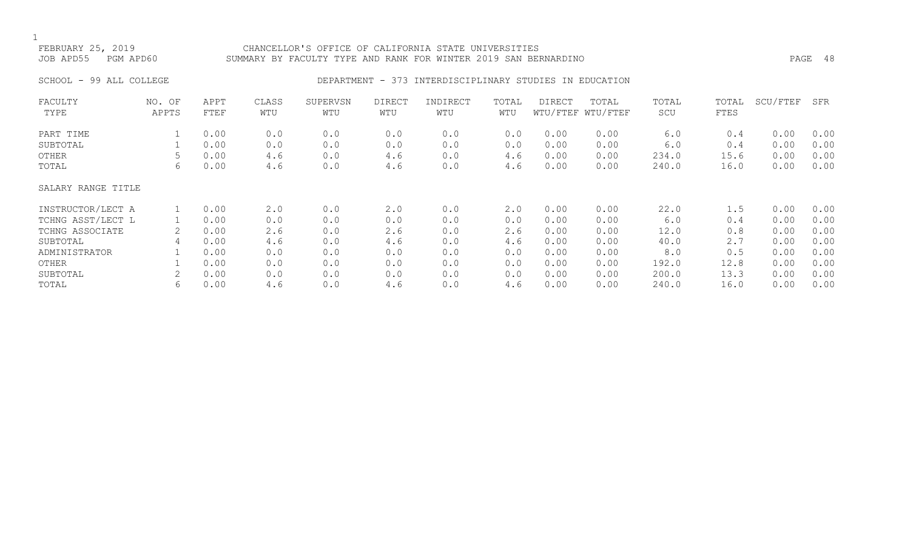FEBRUARY 25, 2019 CHANCELLOR'S OFFICE OF CALIFORNIA STATE UNIVERSITIES
JOB APD55 PGM APD60 SUMMARY BY FACULTY TYPE AND RANK FOR WINTER 2019 SAN BERNARDINO

SCHOOL - 99 ALL COLLEGE DEPARTMENT - 373 INTERDISCIPLINARY STUDIES IN EDUCATION

| FACULTY TYPE | NO. OF APPTS | APPT FTEF | CLASS WTU | SUPERVSN WTU | DIRECT WTU | INDIRECT WTU | TOTAL WTU | DIRECT WTU/FTEF | TOTAL WTU/FTEF | TOTAL SCU | TOTAL FTES | SCU/FTEF | SFR |
|---|---|---|---|---|---|---|---|---|---|---|---|---|---|
| PART TIME | 1 | 0.00 | 0.0 | 0.0 | 0.0 | 0.0 | 0.0 | 0.00 | 0.00 | 6.0 | 0.4 | 0.00 | 0.00 |
| SUBTOTAL | 1 | 0.00 | 0.0 | 0.0 | 0.0 | 0.0 | 0.0 | 0.00 | 0.00 | 6.0 | 0.4 | 0.00 | 0.00 |
| OTHER | 5 | 0.00 | 4.6 | 0.0 | 4.6 | 0.0 | 4.6 | 0.00 | 0.00 | 234.0 | 15.6 | 0.00 | 0.00 |
| TOTAL | 6 | 0.00 | 4.6 | 0.0 | 4.6 | 0.0 | 4.6 | 0.00 | 0.00 | 240.0 | 16.0 | 0.00 | 0.00 |
| SALARY RANGE TITLE | | | | | | | | | | | | | |
| INSTRUCTOR/LECT A | 1 | 0.00 | 2.0 | 0.0 | 2.0 | 0.0 | 2.0 | 0.00 | 0.00 | 22.0 | 1.5 | 0.00 | 0.00 |
| TCHNG ASST/LECT L | 1 | 0.00 | 0.0 | 0.0 | 0.0 | 0.0 | 0.0 | 0.00 | 0.00 | 6.0 | 0.4 | 0.00 | 0.00 |
| TCHNG ASSOCIATE | 2 | 0.00 | 2.6 | 0.0 | 2.6 | 0.0 | 2.6 | 0.00 | 0.00 | 12.0 | 0.8 | 0.00 | 0.00 |
| SUBTOTAL | 4 | 0.00 | 4.6 | 0.0 | 4.6 | 0.0 | 4.6 | 0.00 | 0.00 | 40.0 | 2.7 | 0.00 | 0.00 |
| ADMINISTRATOR | 1 | 0.00 | 0.0 | 0.0 | 0.0 | 0.0 | 0.0 | 0.00 | 0.00 | 8.0 | 0.5 | 0.00 | 0.00 |
| OTHER | 1 | 0.00 | 0.0 | 0.0 | 0.0 | 0.0 | 0.0 | 0.00 | 0.00 | 192.0 | 12.8 | 0.00 | 0.00 |
| SUBTOTAL | 2 | 0.00 | 0.0 | 0.0 | 0.0 | 0.0 | 0.0 | 0.00 | 0.00 | 200.0 | 13.3 | 0.00 | 0.00 |
| TOTAL | 6 | 0.00 | 4.6 | 0.0 | 4.6 | 0.0 | 4.6 | 0.00 | 0.00 | 240.0 | 16.0 | 0.00 | 0.00 |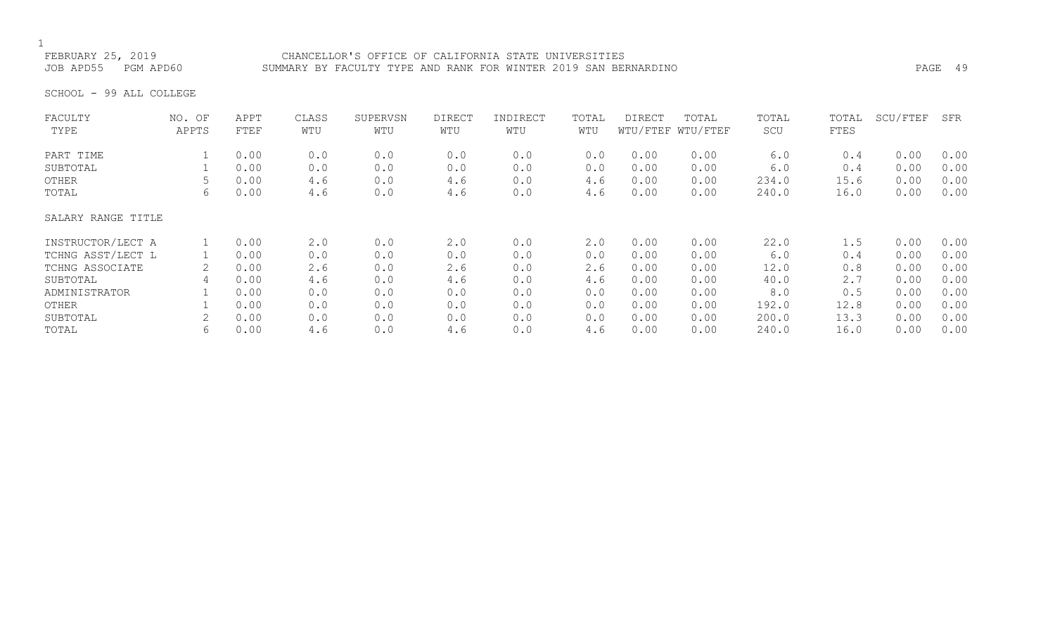FEBRUARY 25, 2019 CHANCELLOR'S OFFICE OF CALIFORNIA STATE UNIVERSITIES
JOB APD55 PGM APD60 SUMMARY BY FACULTY TYPE AND RANK FOR WINTER 2019 SAN BERNARDINO

SCHOOL - 99 ALL COLLEGE

| FACULTY TYPE | NO. OF APPTS | APPT FTEF | CLASS WTU | SUPERVSN WTU | DIRECT WTU | INDIRECT WTU | TOTAL WTU | DIRECT WTU/FTEF | TOTAL WTU/FTEF | TOTAL SCU | TOTAL FTES | SCU/FTEF | SFR |
|---|---|---|---|---|---|---|---|---|---|---|---|---|---|
| PART TIME | 1 | 0.00 | 0.0 | 0.0 | 0.0 | 0.0 | 0.0 | 0.00 | 0.00 | 6.0 | 0.4 | 0.00 | 0.00 |
| SUBTOTAL | 1 | 0.00 | 0.0 | 0.0 | 0.0 | 0.0 | 0.0 | 0.00 | 0.00 | 6.0 | 0.4 | 0.00 | 0.00 |
| OTHER | 5 | 0.00 | 4.6 | 0.0 | 4.6 | 0.0 | 4.6 | 0.00 | 0.00 | 234.0 | 15.6 | 0.00 | 0.00 |
| TOTAL | 6 | 0.00 | 4.6 | 0.0 | 4.6 | 0.0 | 4.6 | 0.00 | 0.00 | 240.0 | 16.0 | 0.00 | 0.00 |
| SALARY RANGE TITLE | | | | | | | | | | | | | |
| INSTRUCTOR/LECT A | 1 | 0.00 | 2.0 | 0.0 | 2.0 | 0.0 | 2.0 | 0.00 | 0.00 | 22.0 | 1.5 | 0.00 | 0.00 |
| TCHNG ASST/LECT L | 1 | 0.00 | 0.0 | 0.0 | 0.0 | 0.0 | 0.0 | 0.00 | 0.00 | 6.0 | 0.4 | 0.00 | 0.00 |
| TCHNG ASSOCIATE | 2 | 0.00 | 2.6 | 0.0 | 2.6 | 0.0 | 2.6 | 0.00 | 0.00 | 12.0 | 0.8 | 0.00 | 0.00 |
| SUBTOTAL | 4 | 0.00 | 4.6 | 0.0 | 4.6 | 0.0 | 4.6 | 0.00 | 0.00 | 40.0 | 2.7 | 0.00 | 0.00 |
| ADMINISTRATOR | 1 | 0.00 | 0.0 | 0.0 | 0.0 | 0.0 | 0.0 | 0.00 | 0.00 | 8.0 | 0.5 | 0.00 | 0.00 |
| OTHER | 1 | 0.00 | 0.0 | 0.0 | 0.0 | 0.0 | 0.0 | 0.00 | 0.00 | 192.0 | 12.8 | 0.00 | 0.00 |
| SUBTOTAL | 2 | 0.00 | 0.0 | 0.0 | 0.0 | 0.0 | 0.0 | 0.00 | 0.00 | 200.0 | 13.3 | 0.00 | 0.00 |
| TOTAL | 6 | 0.00 | 4.6 | 0.0 | 4.6 | 0.0 | 4.6 | 0.00 | 0.00 | 240.0 | 16.0 | 0.00 | 0.00 |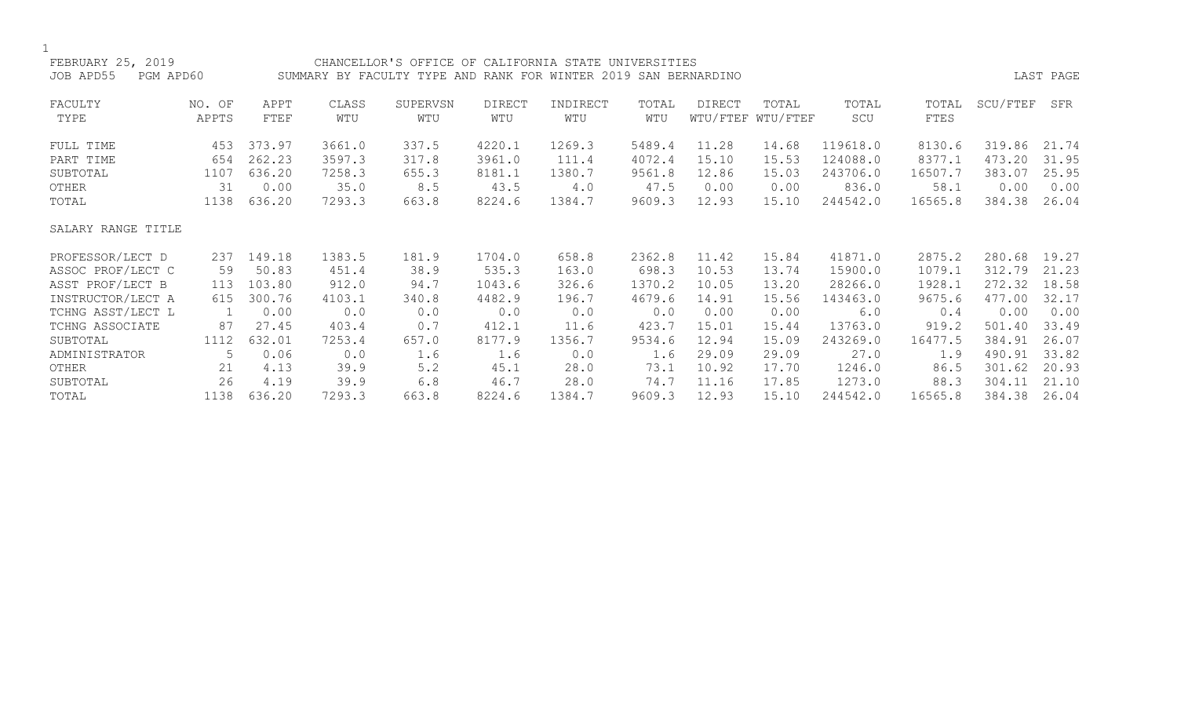FEBRUARY 25, 2019 CHANCELLOR'S OFFICE OF CALIFORNIA STATE UNIVERSITIES
JOB APD55 PGM APD60 SUMMARY BY FACULTY TYPE AND RANK FOR WINTER 2019 SAN BERNARDINO LAST PAGE

| FACULTY TYPE | NO. OF APPTS | APPT FTEF | CLASS WTU | SUPERVSN WTU | DIRECT WTU | INDIRECT WTU | TOTAL WTU | DIRECT WTU/FTEF | TOTAL WTU/FTEF | TOTAL SCU | TOTAL FTES | SCU/FTEF | SFR |
|---|---|---|---|---|---|---|---|---|---|---|---|---|---|
| FULL TIME | 453 | 373.97 | 3661.0 | 337.5 | 4220.1 | 1269.3 | 5489.4 | 11.28 | 14.68 | 119618.0 | 8130.6 | 319.86 | 21.74 |
| PART TIME | 654 | 262.23 | 3597.3 | 317.8 | 3961.0 | 111.4 | 4072.4 | 15.10 | 15.53 | 124088.0 | 8377.1 | 473.20 | 31.95 |
| SUBTOTAL | 1107 | 636.20 | 7258.3 | 655.3 | 8181.1 | 1380.7 | 9561.8 | 12.86 | 15.03 | 243706.0 | 16507.7 | 383.07 | 25.95 |
| OTHER | 31 | 0.00 | 35.0 | 8.5 | 43.5 | 4.0 | 47.5 | 0.00 | 0.00 | 836.0 | 58.1 | 0.00 | 0.00 |
| TOTAL | 1138 | 636.20 | 7293.3 | 663.8 | 8224.6 | 1384.7 | 9609.3 | 12.93 | 15.10 | 244542.0 | 16565.8 | 384.38 | 26.04 |
| SALARY RANGE TITLE | | | | | | | | | | | | | |
| PROFESSOR/LECT D | 237 | 149.18 | 1383.5 | 181.9 | 1704.0 | 658.8 | 2362.8 | 11.42 | 15.84 | 41871.0 | 2875.2 | 280.68 | 19.27 |
| ASSOC PROF/LECT C | 59 | 50.83 | 451.4 | 38.9 | 535.3 | 163.0 | 698.3 | 10.53 | 13.74 | 15900.0 | 1079.1 | 312.79 | 21.23 |
| ASST PROF/LECT B | 113 | 103.80 | 912.0 | 94.7 | 1043.6 | 326.6 | 1370.2 | 10.05 | 13.20 | 28266.0 | 1928.1 | 272.32 | 18.58 |
| INSTRUCTOR/LECT A | 615 | 300.76 | 4103.1 | 340.8 | 4482.9 | 196.7 | 4679.6 | 14.91 | 15.56 | 143463.0 | 9675.6 | 477.00 | 32.17 |
| TCHNG ASST/LECT L | 1 | 0.00 | 0.0 | 0.0 | 0.0 | 0.0 | 0.0 | 0.00 | 0.00 | 6.0 | 0.4 | 0.00 | 0.00 |
| TCHNG ASSOCIATE | 87 | 27.45 | 403.4 | 0.7 | 412.1 | 11.6 | 423.7 | 15.01 | 15.44 | 13763.0 | 919.2 | 501.40 | 33.49 |
| SUBTOTAL | 1112 | 632.01 | 7253.4 | 657.0 | 8177.9 | 1356.7 | 9534.6 | 12.94 | 15.09 | 243269.0 | 16477.5 | 384.91 | 26.07 |
| ADMINISTRATOR | 5 | 0.06 | 0.0 | 1.6 | 1.6 | 0.0 | 1.6 | 29.09 | 29.09 | 27.0 | 1.9 | 490.91 | 33.82 |
| OTHER | 21 | 4.13 | 39.9 | 5.2 | 45.1 | 28.0 | 73.1 | 10.92 | 17.70 | 1246.0 | 86.5 | 301.62 | 20.93 |
| SUBTOTAL | 26 | 4.19 | 39.9 | 6.8 | 46.7 | 28.0 | 74.7 | 11.16 | 17.85 | 1273.0 | 88.3 | 304.11 | 21.10 |
| TOTAL | 1138 | 636.20 | 7293.3 | 663.8 | 8224.6 | 1384.7 | 9609.3 | 12.93 | 15.10 | 244542.0 | 16565.8 | 384.38 | 26.04 |